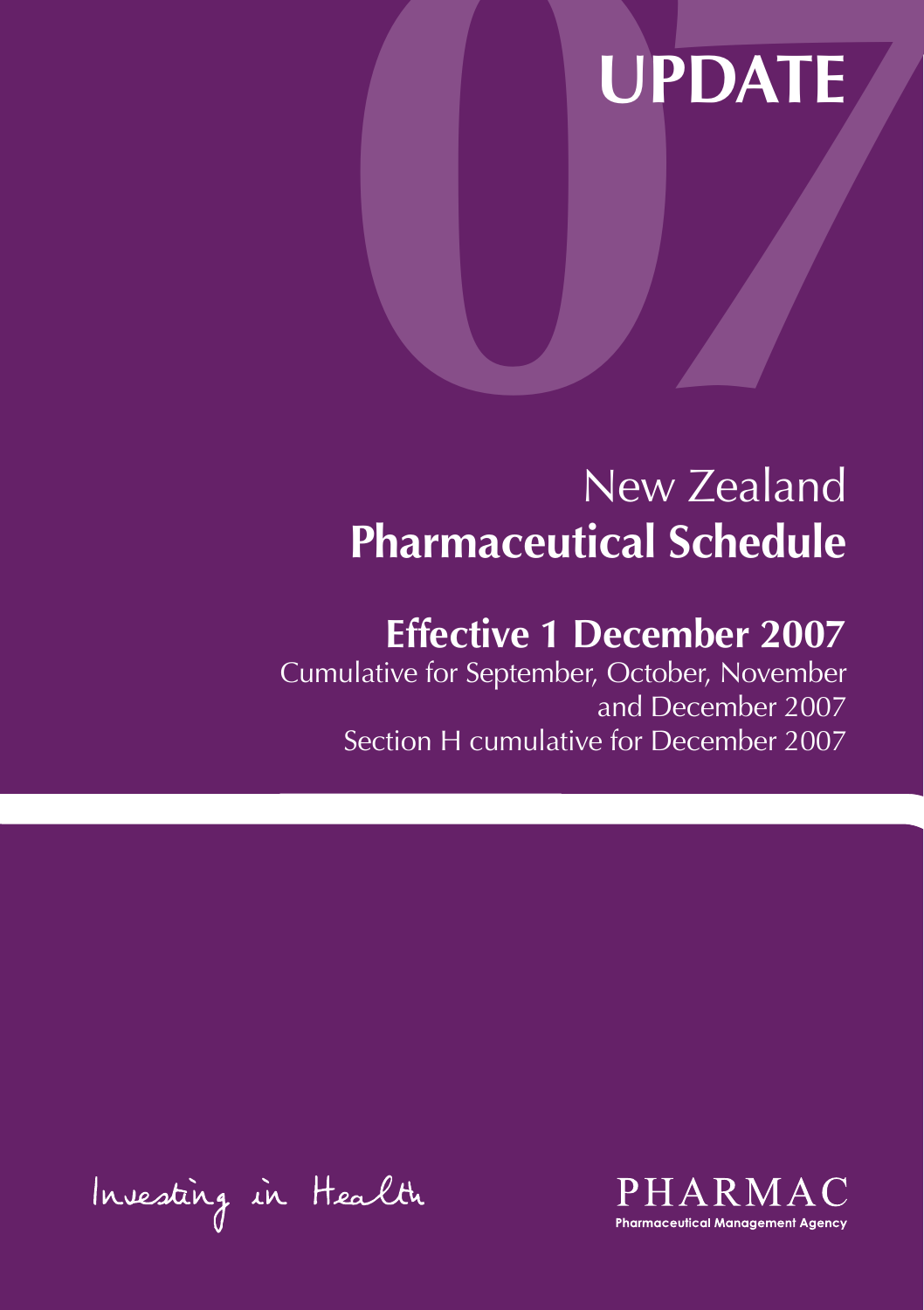# UPDATE

# New Zealand
# Pharmaceutical Schedule

## Effective 1 December 2007

Cumulative for September, October, November and December 2007

Section H cumulative for December 2007

Investing in Health

PHARMAC

Pharmaceutical Management Agency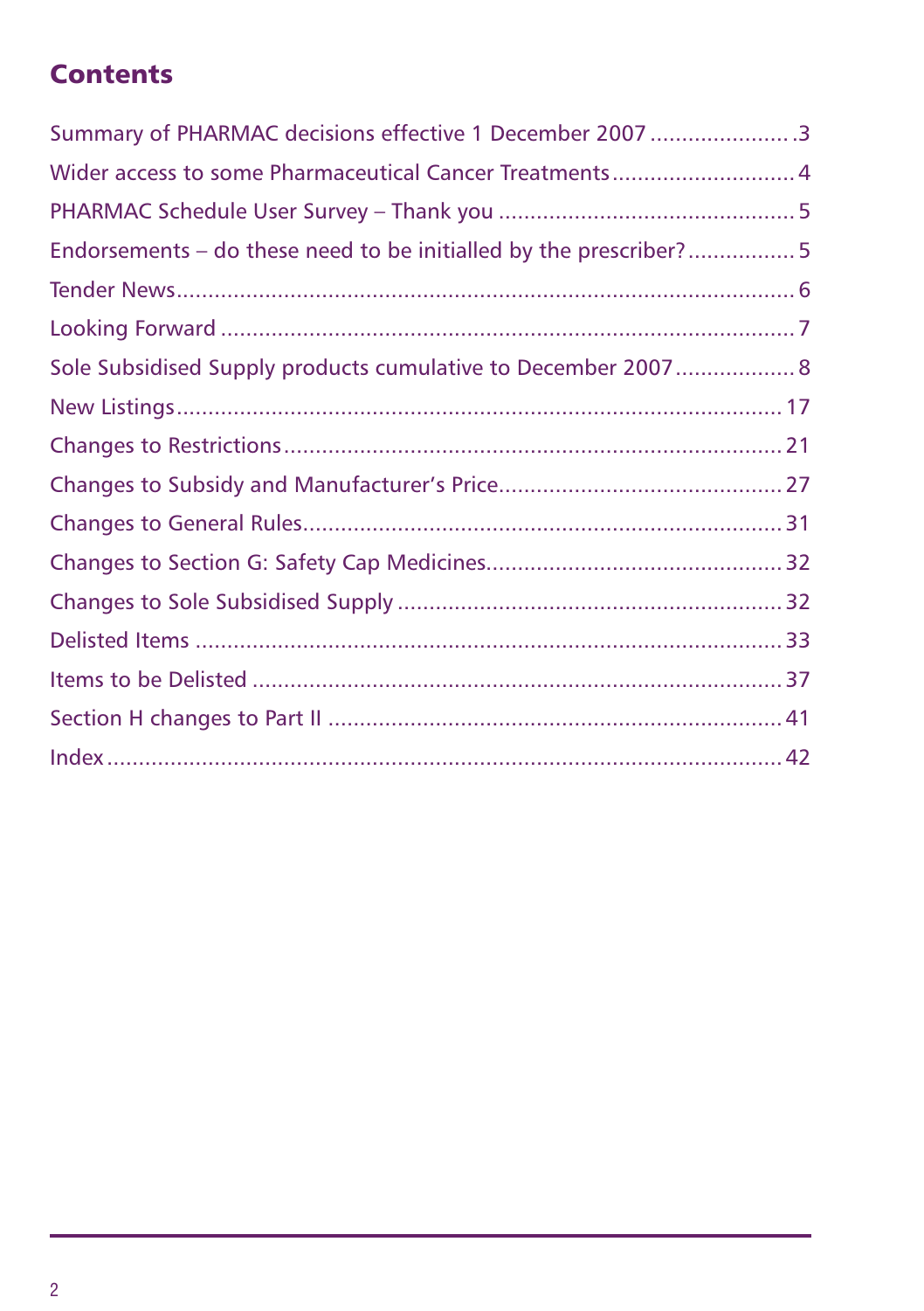## Contents

| | |
|---|---|
| Summary of PHARMAC decisions effective 1 December 2007 | 3 |
| Wider access to some Pharmaceutical Cancer Treatments | 4 |
| PHARMAC Schedule User Survey – Thank you | 5 |
| Endorsements – do these need to be initialled by the prescriber? | 5 |
| Tender News | 6 |
| Looking Forward | 7 |
| Sole Subsidised Supply products cumulative to December 2007 | 8 |
| New Listings | 17 |
| Changes to Restrictions | 21 |
| Changes to Subsidy and Manufacturer's Price | 27 |
| Changes to General Rules | 31 |
| Changes to Section G: Safety Cap Medicines | 32 |
| Changes to Sole Subsidised Supply | 32 |
| Delisted Items | 33 |
| Items to be Delisted | 37 |
| Section H changes to Part II | 41 |
| Index | 42 |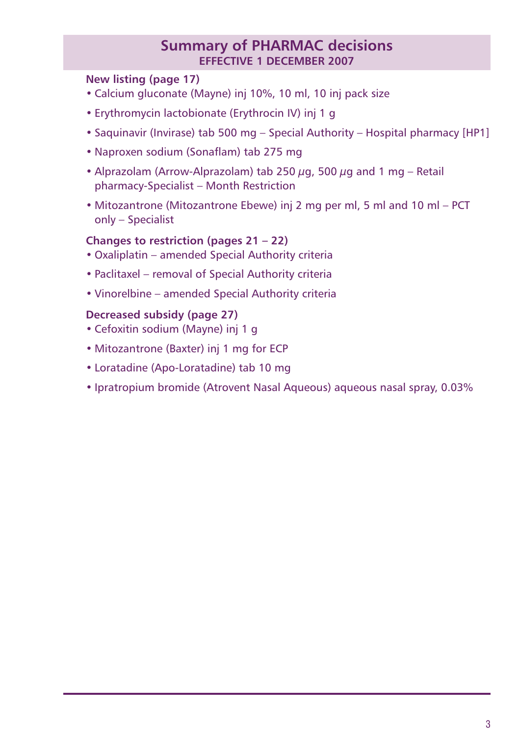# Summary of PHARMAC decisions

## EFFECTIVE 1 DECEMBER 2007

### New listing (page 17)

- Calcium gluconate (Mayne) inj 10%, 10 ml, 10 inj pack size
- Erythromycin lactobionate (Erythrocin IV) inj 1 g
- Saquinavir (Invirase) tab 500 mg – Special Authority – Hospital pharmacy [HP1]
- Naproxen sodium (Sonaflam) tab 275 mg
- Alprazolam (Arrow-Alprazolam) tab 250 $\mu$g, 500 $\mu$g and 1 mg – Retail pharmacy-Specialist – Month Restriction
- Mitozantrone (Mitozantrone Ebewe) inj 2 mg per ml, 5 ml and 10 ml – PCT only – Specialist

### Changes to restriction (pages 21 – 22)

- Oxaliplatin – amended Special Authority criteria
- Paclitaxel – removal of Special Authority criteria
- Vinorelbine – amended Special Authority criteria

### Decreased subsidy (page 27)

- Cefoxitin sodium (Mayne) inj 1 g
- Mitozantrone (Baxter) inj 1 mg for ECP
- Loratadine (Apo-Loratadine) tab 10 mg
- Ipratropium bromide (Atrovent Nasal Aqueous) aqueous nasal spray, 0.03%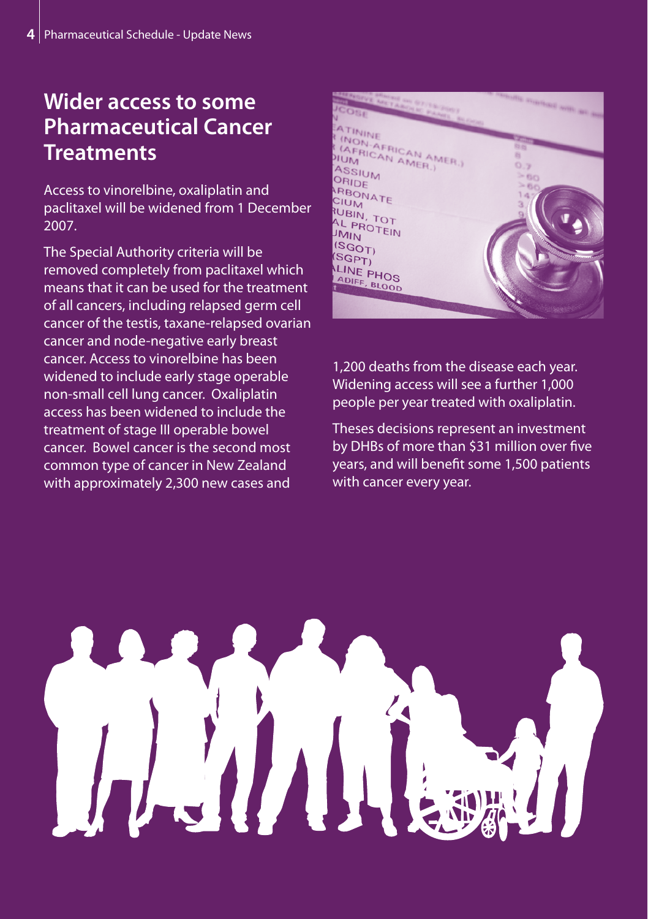## Wider access to some Pharmaceutical Cancer Treatments

Access to vinorelbine, oxaliplatin and paclitaxel will be widened from 1 December 2007.

The Special Authority criteria will be removed completely from paclitaxel which means that it can be used for the treatment of all cancers, including relapsed germ cell cancer of the testis, taxane-relapsed ovarian cancer and node-negative early breast cancer. Access to vinorelbine has been widened to include early stage operable non-small cell lung cancer. Oxaliplatin access has been widened to include the treatment of stage III operable bowel cancer. Bowel cancer is the second most common type of cancer in New Zealand with approximately 2,300 new cases and 1,200 deaths from the disease each year. Widening access will see a further 1,000 people per year treated with oxaliplatin.

Theses decisions represent an investment by DHBs of more than $31 million over five years, and will benefit some 1,500 patients with cancer every year.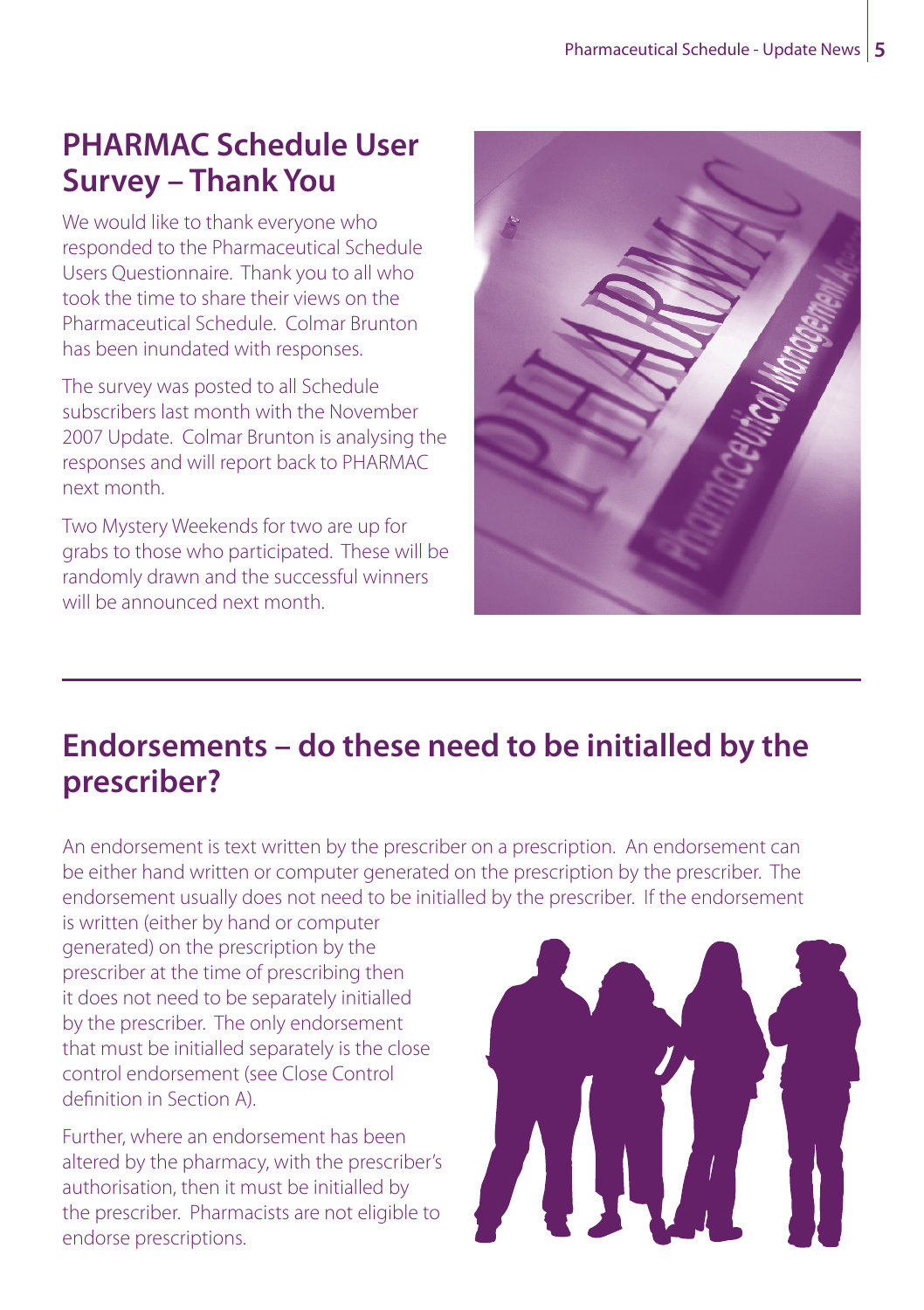## PHARMAC Schedule User Survey – Thank You

We would like to thank everyone who responded to the Pharmaceutical Schedule Users Questionnaire. Thank you to all who took the time to share their views on the Pharmaceutical Schedule. Colmar Brunton has been inundated with responses.

The survey was posted to all Schedule subscribers last month with the November 2007 Update. Colmar Brunton is analysing the responses and will report back to PHARMAC next month.

Two Mystery Weekends for two are up for grabs to those who participated. These will be randomly drawn and the successful winners will be announced next month.

## Endorsements – do these need to be initialled by the prescriber?

An endorsement is text written by the prescriber on a prescription. An endorsement can be either hand written or computer generated on the prescription by the prescriber. The endorsement usually does not need to be initialled by the prescriber. If the endorsement is written (either by hand or computer generated) on the prescription by the prescriber at the time of prescribing then it does not need to be separately initialled by the prescriber. The only endorsement that must be initialled separately is the close control endorsement (see Close Control definition in Section A).

Further, where an endorsement has been altered by the pharmacy, with the prescriber's authorisation, then it must be initialled by the prescriber. Pharmacists are not eligible to endorse prescriptions.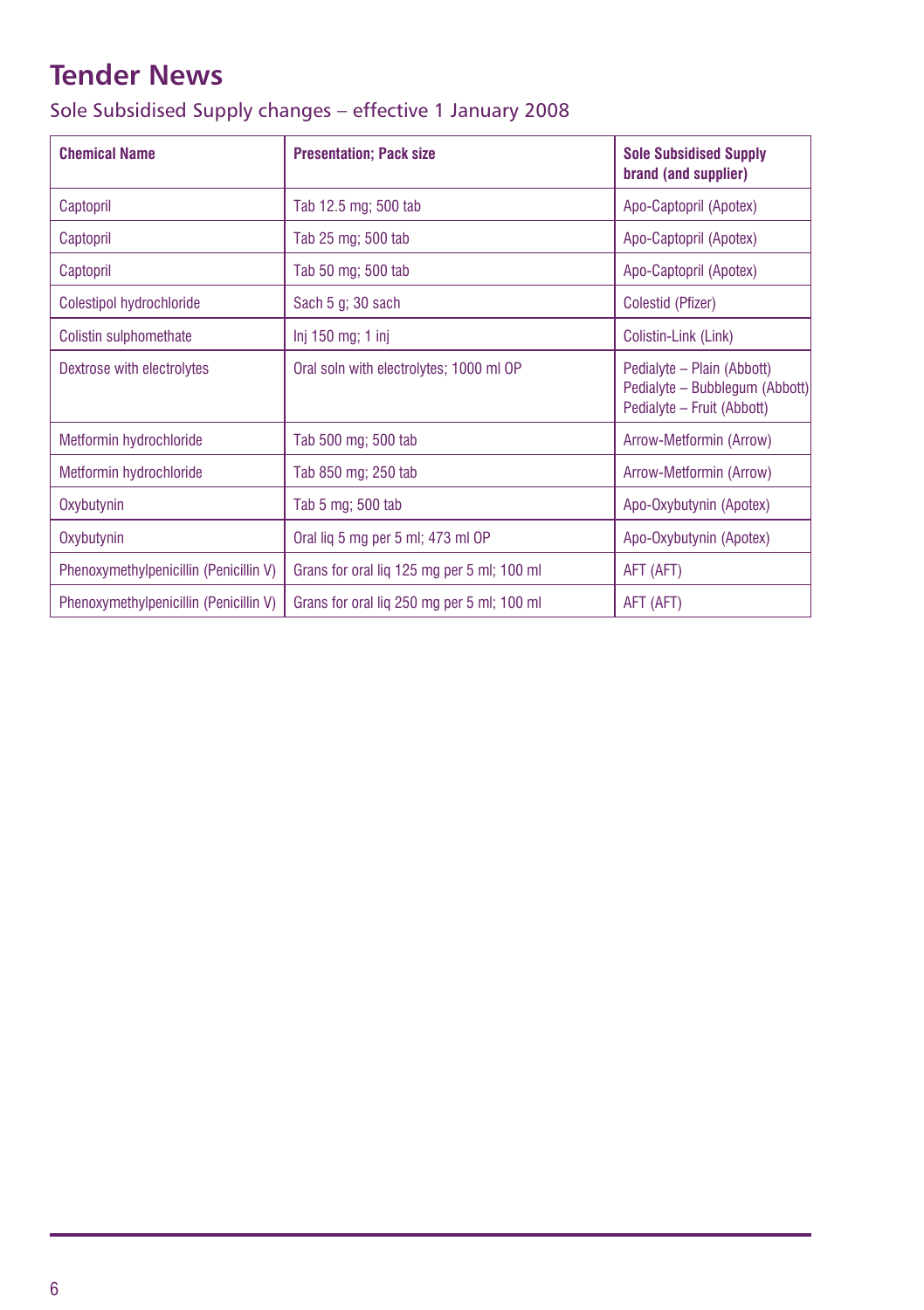# Tender News

## Sole Subsidised Supply changes – effective 1 January 2008

| Chemical Name | Presentation; Pack size | Sole Subsidised Supply brand (and supplier) |
|---|---|---|
| Captopril | Tab 12.5 mg; 500 tab | Apo-Captopril (Apotex) |
| Captopril | Tab 25 mg; 500 tab | Apo-Captopril (Apotex) |
| Captopril | Tab 50 mg; 500 tab | Apo-Captopril (Apotex) |
| Colestipol hydrochloride | Sach 5 g; 30 sach | Colestid (Pfizer) |
| Colistin sulphomethate | Inj 150 mg; 1 inj | Colistin-Link (Link) |
| Dextrose with electrolytes | Oral soln with electrolytes; 1000 ml OP | Pedialyte – Plain (Abbott)<br>Pedialyte – Bubblegum (Abbott)<br>Pedialyte – Fruit (Abbott) |
| Metformin hydrochloride | Tab 500 mg; 500 tab | Arrow-Metformin (Arrow) |
| Metformin hydrochloride | Tab 850 mg; 250 tab | Arrow-Metformin (Arrow) |
| Oxybutynin | Tab 5 mg; 500 tab | Apo-Oxybutynin (Apotex) |
| Oxybutynin | Oral liq 5 mg per 5 ml; 473 ml OP | Apo-Oxybutynin (Apotex) |
| Phenoxymethylpenicillin (Penicillin V) | Grans for oral liq 125 mg per 5 ml; 100 ml | AFT (AFT) |
| Phenoxymethylpenicillin (Penicillin V) | Grans for oral liq 250 mg per 5 ml; 100 ml | AFT (AFT) |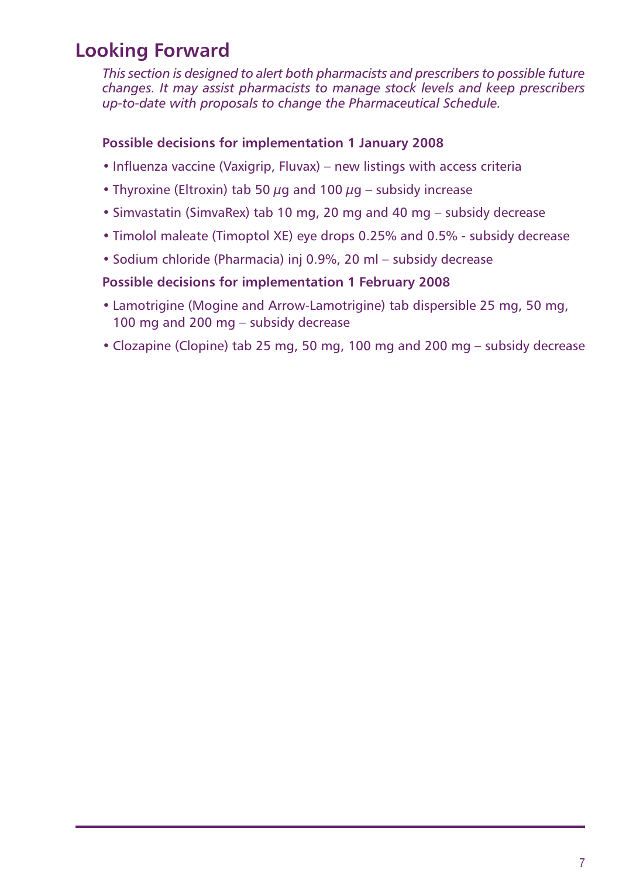# Looking Forward

*This section is designed to alert both pharmacists and prescribers to possible future changes. It may assist pharmacists to manage stock levels and keep prescribers up-to-date with proposals to change the Pharmaceutical Schedule.*

**Possible decisions for implementation 1 January 2008**

- Influenza vaccine (Vaxigrip, Fluvax) – new listings with access criteria
- Thyroxine (Eltroxin) tab 50 μg and 100 μg – subsidy increase
- Simvastatin (SimvaRex) tab 10 mg, 20 mg and 40 mg – subsidy decrease
- Timolol maleate (Timoptol XE) eye drops 0.25% and 0.5% - subsidy decrease
- Sodium chloride (Pharmacia) inj 0.9%, 20 ml – subsidy decrease

**Possible decisions for implementation 1 February 2008**

- Lamotrigine (Mogine and Arrow-Lamotrigine) tab dispersible 25 mg, 50 mg, 100 mg and 200 mg – subsidy decrease
- Clozapine (Clopine) tab 25 mg, 50 mg, 100 mg and 200 mg – subsidy decrease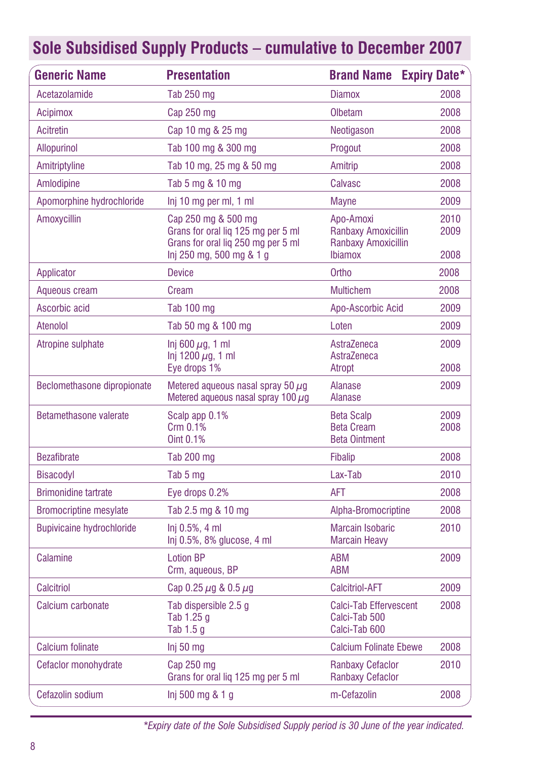## Sole Subsidised Supply Products – cumulative to December 2007

| Generic Name | Presentation | Brand Name | Expiry Date* |
|---|---|---|---|
| Acetazolamide | Tab 250 mg | Diamox | 2008 |
| Acipimox | Cap 250 mg | Olbetam | 2008 |
| Acitretin | Cap 10 mg & 25 mg | Neotigason | 2008 |
| Allopurinol | Tab 100 mg & 300 mg | Progout | 2008 |
| Amitriptyline | Tab 10 mg, 25 mg & 50 mg | Amitrip | 2008 |
| Amlodipine | Tab 5 mg & 10 mg | Calvasc | 2008 |
| Apomorphine hydrochloride | Inj 10 mg per ml, 1 ml | Mayne | 2009 |
| Amoxycillin | Cap 250 mg & 500 mg<br>Grans for oral liq 125 mg per 5 ml<br>Grans for oral liq 250 mg per 5 ml<br>Inj 250 mg, 500 mg & 1 g | Apo-Amoxi<br>Ranbaxy Amoxicillin<br>Ranbaxy Amoxicillin<br>Ibiamox | 2010<br>2009<br><br>2008 |
| Applicator | Device | Ortho | 2008 |
| Aqueous cream | Cream | Multichem | 2008 |
| Ascorbic acid | Tab 100 mg | Apo-Ascorbic Acid | 2009 |
| Atenolol | Tab 50 mg & 100 mg | Loten | 2009 |
| Atropine sulphate | Inj 600 μg, 1 ml<br>Inj 1200 μg, 1 ml<br>Eye drops 1% | AstraZeneca<br>AstraZeneca<br>Atropt | 2009<br><br>2008 |
| Beclomethasone dipropionate | Metered aqueous nasal spray 50 μg<br>Metered aqueous nasal spray 100 μg | Alanase<br>Alanase | 2009 |
| Betamethasone valerate | Scalp app 0.1%<br>Crm 0.1%<br>Oint 0.1% | Beta Scalp<br>Beta Cream<br>Beta Ointment | 2009<br>2008 |
| Bezafibrate | Tab 200 mg | Fibalip | 2008 |
| Bisacodyl | Tab 5 mg | Lax-Tab | 2010 |
| Brimonidine tartrate | Eye drops 0.2% | AFT | 2008 |
| Bromocriptine mesylate | Tab 2.5 mg & 10 mg | Alpha-Bromocriptine | 2008 |
| Bupivicaine hydrochloride | Inj 0.5%, 4 ml<br>Inj 0.5%, 8% glucose, 4 ml | Marcain Isobaric<br>Marcain Heavy | 2010 |
| Calamine | Lotion BP<br>Crm, aqueous, BP | ABM<br>ABM | 2009 |
| Calcitriol | Cap 0.25 μg & 0.5 μg | Calcitriol-AFT | 2009 |
| Calcium carbonate | Tab dispersible 2.5 g<br>Tab 1.25 g<br>Tab 1.5 g | Calci-Tab Effervescent<br>Calci-Tab 500<br>Calci-Tab 600 | 2008 |
| Calcium folinate | Inj 50 mg | Calcium Folinate Ebewe | 2008 |
| Cefaclor monohydrate | Cap 250 mg<br>Grans for oral liq 125 mg per 5 ml | Ranbaxy Cefaclor<br>Ranbaxy Cefaclor | 2010 |
| Cefazolin sodium | Inj 500 mg & 1 g | m-Cefazolin | 2008 |

*Expiry date of the Sole Subsidised Supply period is 30 June of the year indicated.*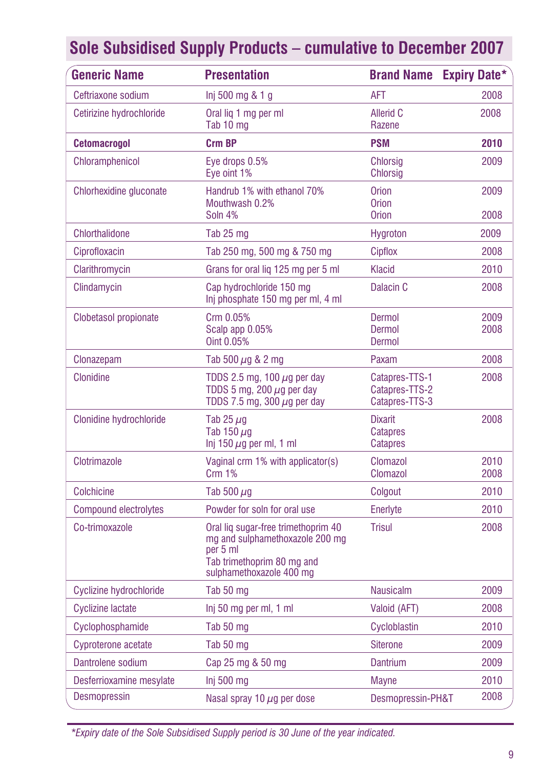## Sole Subsidised Supply Products – cumulative to December 2007

| Generic Name | Presentation | Brand Name | Expiry Date* |
|---|---|---|---|
| Ceftriaxone sodium | Inj 500 mg & 1 g | AFT | 2008 |
| Cetirizine hydrochloride | Oral liq 1 mg per ml<br>Tab 10 mg | Allerid C<br>Razene | 2008 |
| **Cetomacrogol** | **Crm BP** | **PSM** | **2010** |
| Chloramphenicol | Eye drops 0.5%<br>Eye oint 1% | Chlorsig<br>Chlorsig | 2009 |
| Chlorhexidine gluconate | Handrub 1% with ethanol 70%<br>Mouthwash 0.2%<br>Soln 4% | Orion<br>Orion<br>Orion | 2009<br><br>2008 |
| Chlorthalidone | Tab 25 mg | Hygroton | 2009 |
| Ciprofloxacin | Tab 250 mg, 500 mg & 750 mg | Cipflox | 2008 |
| Clarithromycin | Grans for oral liq 125 mg per 5 ml | Klacid | 2010 |
| Clindamycin | Cap hydrochloride 150 mg<br>Inj phosphate 150 mg per ml, 4 ml | Dalacin C | 2008 |
| Clobetasol propionate | Crm 0.05%<br>Scalp app 0.05%<br>Oint 0.05% | Dermol<br>Dermol<br>Dermol | 2009<br>2008 |
| Clonazepam | Tab 500 µg & 2 mg | Paxam | 2008 |
| Clonidine | TDDS 2.5 mg, 100 µg per day<br>TDDS 5 mg, 200 µg per day<br>TDDS 7.5 mg, 300 µg per day | Catapres-TTS-1<br>Catapres-TTS-2<br>Catapres-TTS-3 | 2008 |
| Clonidine hydrochloride | Tab 25 µg<br>Tab 150 µg<br>Inj 150 µg per ml, 1 ml | Dixarit<br>Catapres<br>Catapres | 2008 |
| Clotrimazole | Vaginal crm 1% with applicator(s)<br>Crm 1% | Clomazol<br>Clomazol | 2010<br>2008 |
| Colchicine | Tab 500 µg | Colgout | 2010 |
| Compound electrolytes | Powder for soln for oral use | Enerlyte | 2010 |
| Co-trimoxazole | Oral liq sugar-free trimethoprim 40 mg and sulphamethoxazole 200 mg per 5 ml<br>Tab trimethoprim 80 mg and sulphamethoxazole 400 mg | Trisul | 2008 |
| Cyclizine hydrochloride | Tab 50 mg | Nausicalm | 2009 |
| Cyclizine lactate | Inj 50 mg per ml, 1 ml | Valoid (AFT) | 2008 |
| Cyclophosphamide | Tab 50 mg | Cycloblastin | 2010 |
| Cyproterone acetate | Tab 50 mg | Siterone | 2009 |
| Dantrolene sodium | Cap 25 mg & 50 mg | Dantrium | 2009 |
| Desferrioxamine mesylate | Inj 500 mg | Mayne | 2010 |
| Desmopressin | Nasal spray 10 µg per dose | Desmopressin-PH&T | 2008 |

*\*Expiry date of the Sole Subsidised Supply period is 30 June of the year indicated.*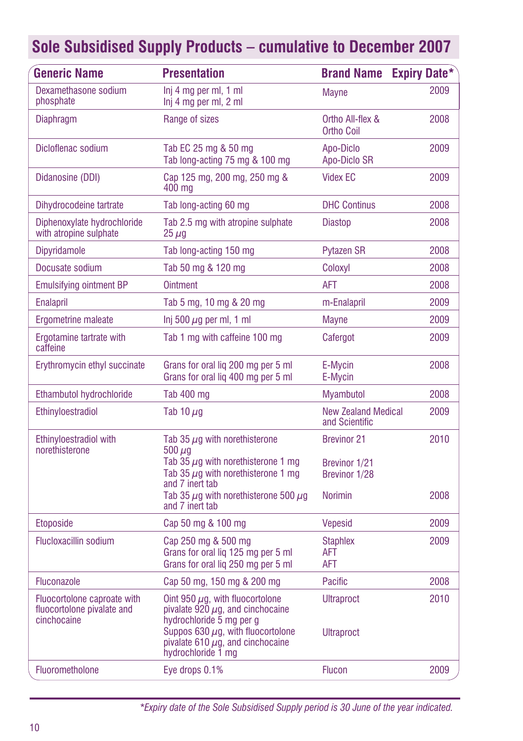## Sole Subsidised Supply Products – cumulative to December 2007

| Generic Name | Presentation | Brand Name | Expiry Date* |
|---|---|---|---|
| Dexamethasone sodium phosphate | Inj 4 mg per ml, 1 ml<br>Inj 4 mg per ml, 2 ml | Mayne | 2009 |
| Diaphragm | Range of sizes | Ortho All-flex & Ortho Coil | 2008 |
| Dicloflenac sodium | Tab EC 25 mg & 50 mg<br>Tab long-acting 75 mg & 100 mg | Apo-Diclo<br>Apo-Diclo SR | 2009 |
| Didanosine (DDI) | Cap 125 mg, 200 mg, 250 mg & 400 mg | Videx EC | 2009 |
| Dihydrocodeine tartrate | Tab long-acting 60 mg | DHC Continus | 2008 |
| Diphenoxylate hydrochloride with atropine sulphate | Tab 2.5 mg with atropine sulphate 25 µg | Diastop | 2008 |
| Dipyridamole | Tab long-acting 150 mg | Pytazen SR | 2008 |
| Docusate sodium | Tab 50 mg & 120 mg | Coloxyl | 2008 |
| Emulsifying ointment BP | Ointment | AFT | 2008 |
| Enalapril | Tab 5 mg, 10 mg & 20 mg | m-Enalapril | 2009 |
| Ergometrine maleate | Inj 500 µg per ml, 1 ml | Mayne | 2009 |
| Ergotamine tartrate with caffeine | Tab 1 mg with caffeine 100 mg | Cafergot | 2009 |
| Erythromycin ethyl succinate | Grans for oral liq 200 mg per 5 ml<br>Grans for oral liq 400 mg per 5 ml | E-Mycin<br>E-Mycin | 2008 |
| Ethambutol hydrochloride | Tab 400 mg | Myambutol | 2008 |
| Ethinyloestradiol | Tab 10 µg | New Zealand Medical and Scientific | 2009 |
| Ethinyloestradiol with norethisterone | Tab 35 µg with norethisterone 500 µg<br>Tab 35 µg with norethisterone 1 mg<br>Tab 35 µg with norethisterone 1 mg and 7 inert tab | Brevinor 21<br>Brevinor 1/21<br>Brevinor 1/28 | 2010 |
| | Tab 35 µg with norethisterone 500 µg and 7 inert tab | Norimin | 2008 |
| Etoposide | Cap 50 mg & 100 mg | Vepesid | 2009 |
| Flucloxacillin sodium | Cap 250 mg & 500 mg<br>Grans for oral liq 125 mg per 5 ml<br>Grans for oral liq 250 mg per 5 ml | Staphlex<br>AFT<br>AFT | 2009 |
| Fluconazole | Cap 50 mg, 150 mg & 200 mg | Pacific | 2008 |
| Fluocortolone caproate with fluocortolone pivalate and cinchocaine | Oint 950 µg, with fluocortolone pivalate 920 µg, and cinchocaine hydrochloride 5 mg per g<br>Suppos 630 µg, with fluocortolone pivalate 610 µg, and cinchocaine hydrochloride 1 mg | Ultraproct<br>Ultraproct | 2010 |
| Fluorometholone | Eye drops 0.1% | Flucon | 2009 |

*Expiry date of the Sole Subsidised Supply period is 30 June of the year indicated.*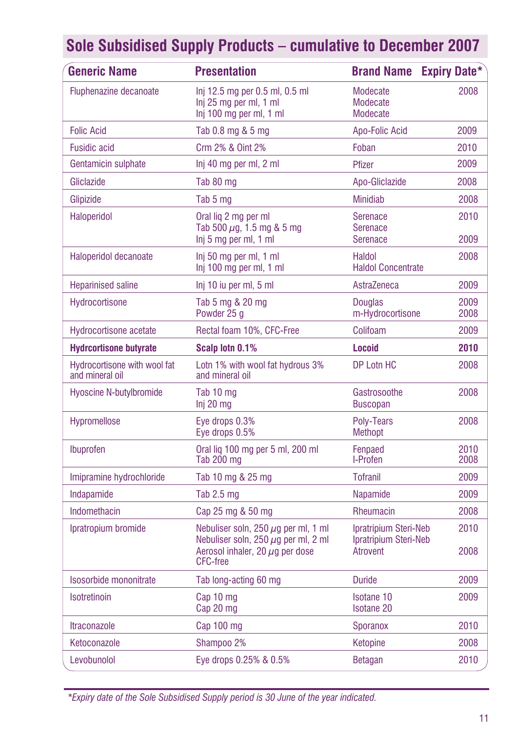# Sole Subsidised Supply Products – cumulative to December 2007

| Generic Name | Presentation | Brand Name | Expiry Date* |
|---|---|---|---|
| Fluphenazine decanoate | Inj 12.5 mg per 0.5 ml, 0.5 ml<br>Inj 25 mg per ml, 1 ml<br>Inj 100 mg per ml, 1 ml | Modecate<br>Modecate<br>Modecate | 2008 |
| Folic Acid | Tab 0.8 mg & 5 mg | Apo-Folic Acid | 2009 |
| Fusidic acid | Crm 2% & Oint 2% | Foban | 2010 |
| Gentamicin sulphate | Inj 40 mg per ml, 2 ml | Pfizer | 2009 |
| Gliclazide | Tab 80 mg | Apo-Gliclazide | 2008 |
| Glipizide | Tab 5 mg | Minidiab | 2008 |
| Haloperidol | Oral liq 2 mg per ml<br>Tab 500 µg, 1.5 mg & 5 mg<br>Inj 5 mg per ml, 1 ml | Serenace<br>Serenace<br>Serenace | 2010<br><br>2009 |
| Haloperidol decanoate | Inj 50 mg per ml, 1 ml<br>Inj 100 mg per ml, 1 ml | Haldol<br>Haldol Concentrate | 2008 |
| Heparinised saline | Inj 10 iu per ml, 5 ml | AstraZeneca | 2009 |
| Hydrocortisone | Tab 5 mg & 20 mg<br>Powder 25 g | Douglas<br>m-Hydrocortisone | 2009<br>2008 |
| Hydrocortisone acetate | Rectal foam 10%, CFC-Free | Colifoam | 2009 |
| **Hydrcortisone butyrate** | **Scalp lotn 0.1%** | **Locoid** | **2010** |
| Hydrocortisone with wool fat and mineral oil | Lotn 1% with wool fat hydrous 3% and mineral oil | DP Lotn HC | 2008 |
| Hyoscine N-butylbromide | Tab 10 mg<br>Inj 20 mg | Gastrosoothe<br>Buscopan | 2008 |
| Hypromellose | Eye drops 0.3%<br>Eye drops 0.5% | Poly-Tears<br>Methopt | 2008 |
| Ibuprofen | Oral liq 100 mg per 5 ml, 200 ml<br>Tab 200 mg | Fenpaed<br>I-Profen | 2010<br>2008 |
| Imipramine hydrochloride | Tab 10 mg & 25 mg | Tofranil | 2009 |
| Indapamide | Tab 2.5 mg | Napamide | 2009 |
| Indomethacin | Cap 25 mg & 50 mg | Rheumacin | 2008 |
| Ipratropium bromide | Nebuliser soln, 250 µg per ml, 1 ml<br>Nebuliser soln, 250 µg per ml, 2 ml<br>Aerosol inhaler, 20 µg per dose CFC-free | Ipratripium Steri-Neb<br>Ipratripium Steri-Neb<br>Atrovent | 2010<br><br>2008 |
| Isosorbide mononitrate | Tab long-acting 60 mg | Duride | 2009 |
| Isotretinoin | Cap 10 mg<br>Cap 20 mg | Isotane 10<br>Isotane 20 | 2009 |
| Itraconazole | Cap 100 mg | Sporanox | 2010 |
| Ketoconazole | Shampoo 2% | Ketopine | 2008 |
| Levobunolol | Eye drops 0.25% & 0.5% | Betagan | 2010 |

*Expiry date of the Sole Subsidised Supply period is 30 June of the year indicated.*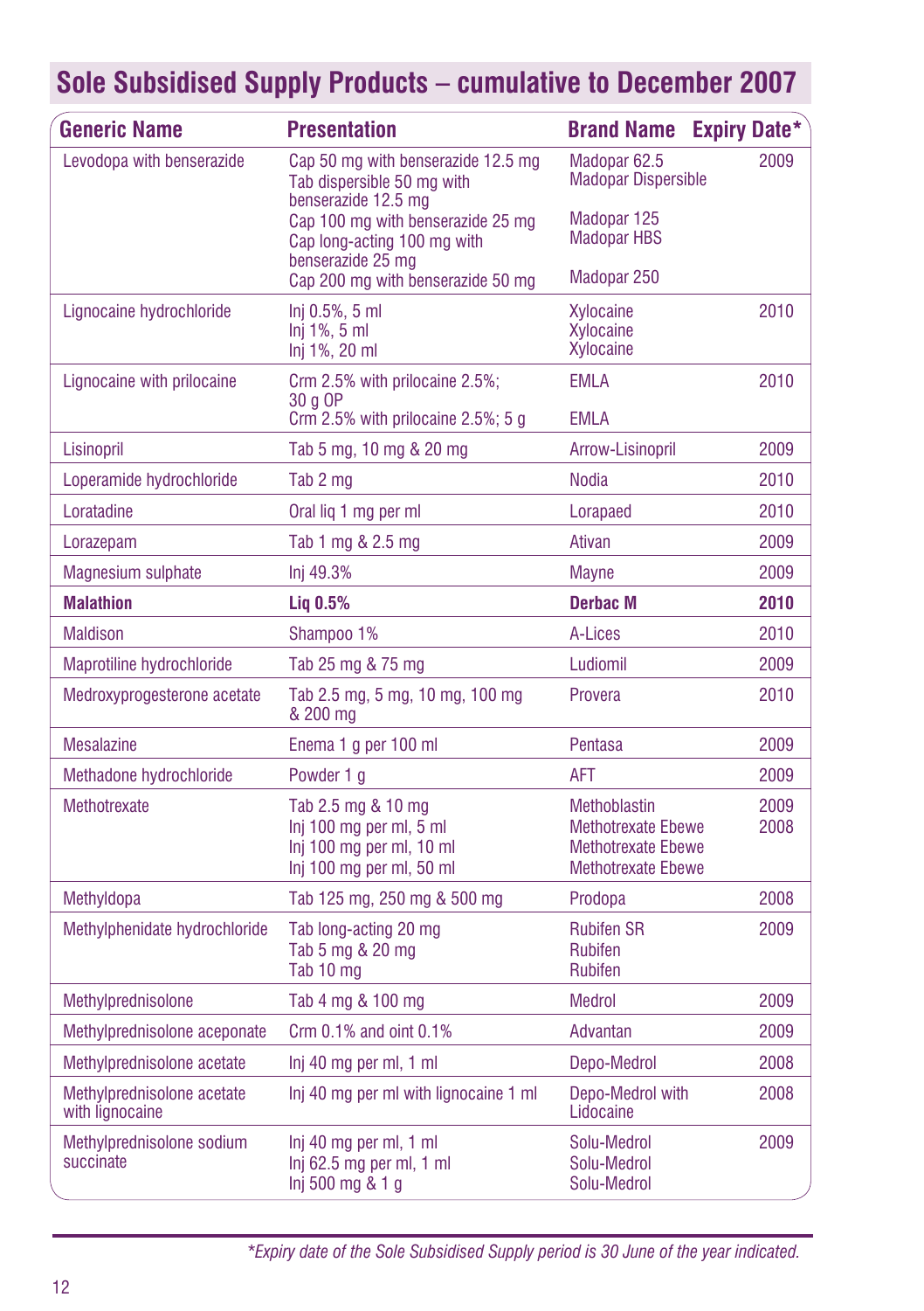## Sole Subsidised Supply Products – cumulative to December 2007

| Generic Name | Presentation | Brand Name | Expiry Date* |
|---|---|---|---|
| Levodopa with benserazide | Cap 50 mg with benserazide 12.5 mg<br>Tab dispersible 50 mg with benserazide 12.5 mg<br>Cap 100 mg with benserazide 25 mg<br>Cap long-acting 100 mg with benserazide 25 mg<br>Cap 200 mg with benserazide 50 mg | Madopar 62.5<br>Madopar Dispersible<br>Madopar 125<br>Madopar HBS<br>Madopar 250 | 2009 |
| Lignocaine hydrochloride | Inj 0.5%, 5 ml<br>Inj 1%, 5 ml<br>Inj 1%, 20 ml | Xylocaine<br>Xylocaine<br>Xylocaine | 2010 |
| Lignocaine with prilocaine | Crm 2.5% with prilocaine 2.5%; 30 g OP<br>Crm 2.5% with prilocaine 2.5%; 5 g | EMLA<br>EMLA | 2010 |
| Lisinopril | Tab 5 mg, 10 mg & 20 mg | Arrow-Lisinopril | 2009 |
| Loperamide hydrochloride | Tab 2 mg | Nodia | 2010 |
| Loratadine | Oral liq 1 mg per ml | Lorapaed | 2010 |
| Lorazepam | Tab 1 mg & 2.5 mg | Ativan | 2009 |
| Magnesium sulphate | Inj 49.3% | Mayne | 2009 |
| **Malathion** | **Liq 0.5%** | **Derbac M** | **2010** |
| Maldison | Shampoo 1% | A-Lices | 2010 |
| Maprotiline hydrochloride | Tab 25 mg & 75 mg | Ludiomil | 2009 |
| Medroxyprogesterone acetate | Tab 2.5 mg, 5 mg, 10 mg, 100 mg & 200 mg | Provera | 2010 |
| Mesalazine | Enema 1 g per 100 ml | Pentasa | 2009 |
| Methadone hydrochloride | Powder 1 g | AFT | 2009 |
| Methotrexate | Tab 2.5 mg & 10 mg<br>Inj 100 mg per ml, 5 ml<br>Inj 100 mg per ml, 10 ml<br>Inj 100 mg per ml, 50 ml | Methoblastin<br>Methotrexate Ebewe<br>Methotrexate Ebewe<br>Methotrexate Ebewe | 2009<br>2008 |
| Methyldopa | Tab 125 mg, 250 mg & 500 mg | Prodopa | 2008 |
| Methylphenidate hydrochloride | Tab long-acting 20 mg<br>Tab 5 mg & 20 mg<br>Tab 10 mg | Rubifen SR<br>Rubifen<br>Rubifen | 2009 |
| Methylprednisolone | Tab 4 mg & 100 mg | Medrol | 2009 |
| Methylprednisolone aceponate | Crm 0.1% and oint 0.1% | Advantan | 2009 |
| Methylprednisolone acetate | Inj 40 mg per ml, 1 ml | Depo-Medrol | 2008 |
| Methylprednisolone acetate with lignocaine | Inj 40 mg per ml with lignocaine 1 ml | Depo-Medrol with Lidocaine | 2008 |
| Methylprednisolone sodium succinate | Inj 40 mg per ml, 1 ml<br>Inj 62.5 mg per ml, 1 ml<br>Inj 500 mg & 1 g | Solu-Medrol<br>Solu-Medrol<br>Solu-Medrol | 2009 |

*\*Expiry date of the Sole Subsidised Supply period is 30 June of the year indicated.*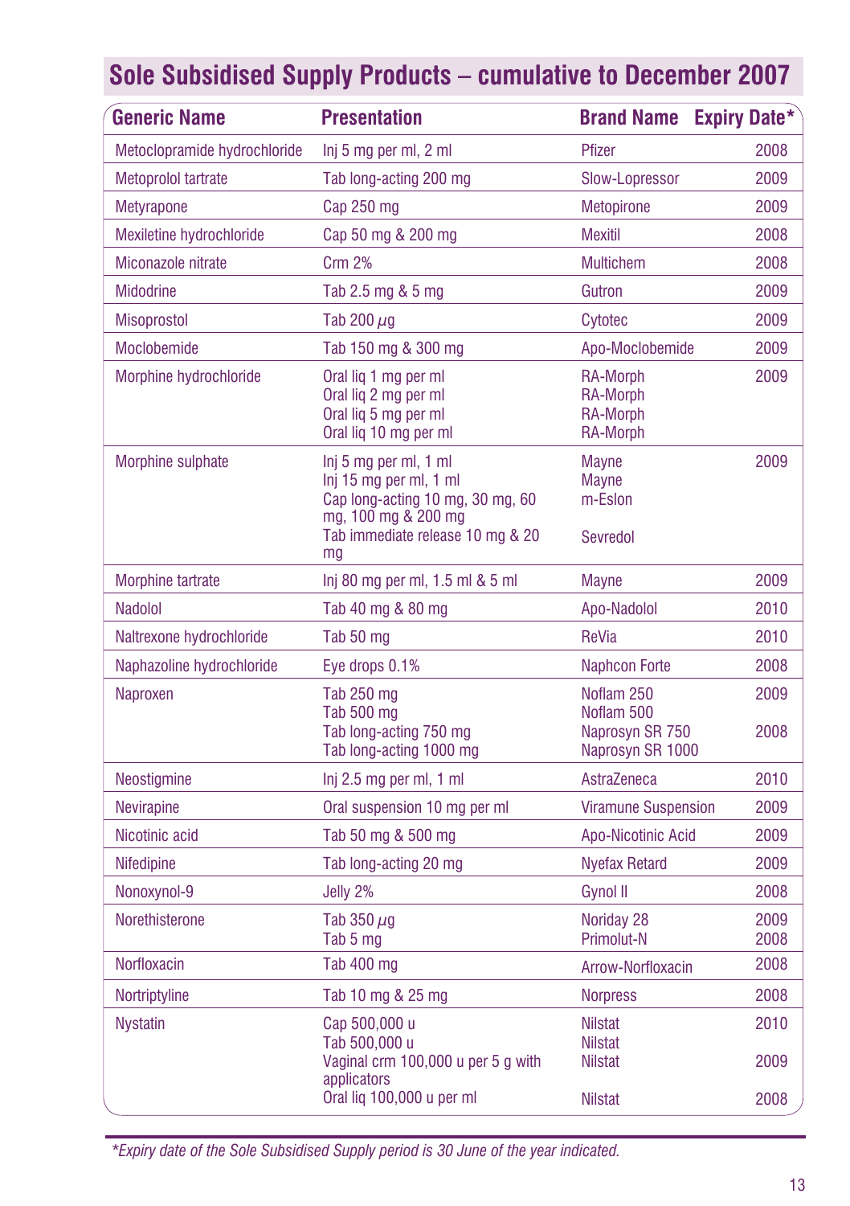## Sole Subsidised Supply Products – cumulative to December 2007

| Generic Name | Presentation | Brand Name | Expiry Date* |
|---|---|---|---|
| Metoclopramide hydrochloride | Inj 5 mg per ml, 2 ml | Pfizer | 2008 |
| Metoprolol tartrate | Tab long-acting 200 mg | Slow-Lopressor | 2009 |
| Metyrapone | Cap 250 mg | Metopirone | 2009 |
| Mexiletine hydrochloride | Cap 50 mg & 200 mg | Mexitil | 2008 |
| Miconazole nitrate | Crm 2% | Multichem | 2008 |
| Midodrine | Tab 2.5 mg & 5 mg | Gutron | 2009 |
| Misoprostol | Tab 200 µg | Cytotec | 2009 |
| Moclobemide | Tab 150 mg & 300 mg | Apo-Moclobemide | 2009 |
| Morphine hydrochloride | Oral liq 1 mg per ml<br>Oral liq 2 mg per ml<br>Oral liq 5 mg per ml<br>Oral liq 10 mg per ml | RA-Morph<br>RA-Morph<br>RA-Morph<br>RA-Morph | 2009 |
| Morphine sulphate | Inj 5 mg per ml, 1 ml<br>Inj 15 mg per ml, 1 ml<br>Cap long-acting 10 mg, 30 mg, 60 mg, 100 mg & 200 mg<br>Tab immediate release 10 mg & 20 mg | Mayne<br>Mayne<br>m-Eslon<br>Sevredol | 2009 |
| Morphine tartrate | Inj 80 mg per ml, 1.5 ml & 5 ml | Mayne | 2009 |
| Nadolol | Tab 40 mg & 80 mg | Apo-Nadolol | 2010 |
| Naltrexone hydrochloride | Tab 50 mg | ReVia | 2010 |
| Naphazoline hydrochloride | Eye drops 0.1% | Naphcon Forte | 2008 |
| Naproxen | Tab 250 mg<br>Tab 500 mg<br>Tab long-acting 750 mg<br>Tab long-acting 1000 mg | Noflam 250<br>Noflam 500<br>Naprosyn SR 750<br>Naprosyn SR 1000 | 2009<br><br>2008 |
| Neostigmine | Inj 2.5 mg per ml, 1 ml | AstraZeneca | 2010 |
| Nevirapine | Oral suspension 10 mg per ml | Viramune Suspension | 2009 |
| Nicotinic acid | Tab 50 mg & 500 mg | Apo-Nicotinic Acid | 2009 |
| Nifedipine | Tab long-acting 20 mg | Nyefax Retard | 2009 |
| Nonoxynol-9 | Jelly 2% | Gynol II | 2008 |
| Norethisterone | Tab 350 µg<br>Tab 5 mg | Noriday 28<br>Primolut-N | 2009<br>2008 |
| Norfloxacin | Tab 400 mg | Arrow-Norfloxacin | 2008 |
| Nortriptyline | Tab 10 mg & 25 mg | Norpress | 2008 |
| Nystatin | Cap 500,000 u<br>Tab 500,000 u<br>Vaginal crm 100,000 u per 5 g with applicators<br>Oral liq 100,000 u per ml | Nilstat<br>Nilstat<br>Nilstat<br>Nilstat | 2010<br><br>2009<br>2008 |

*Expiry date of the Sole Subsidised Supply period is 30 June of the year indicated.*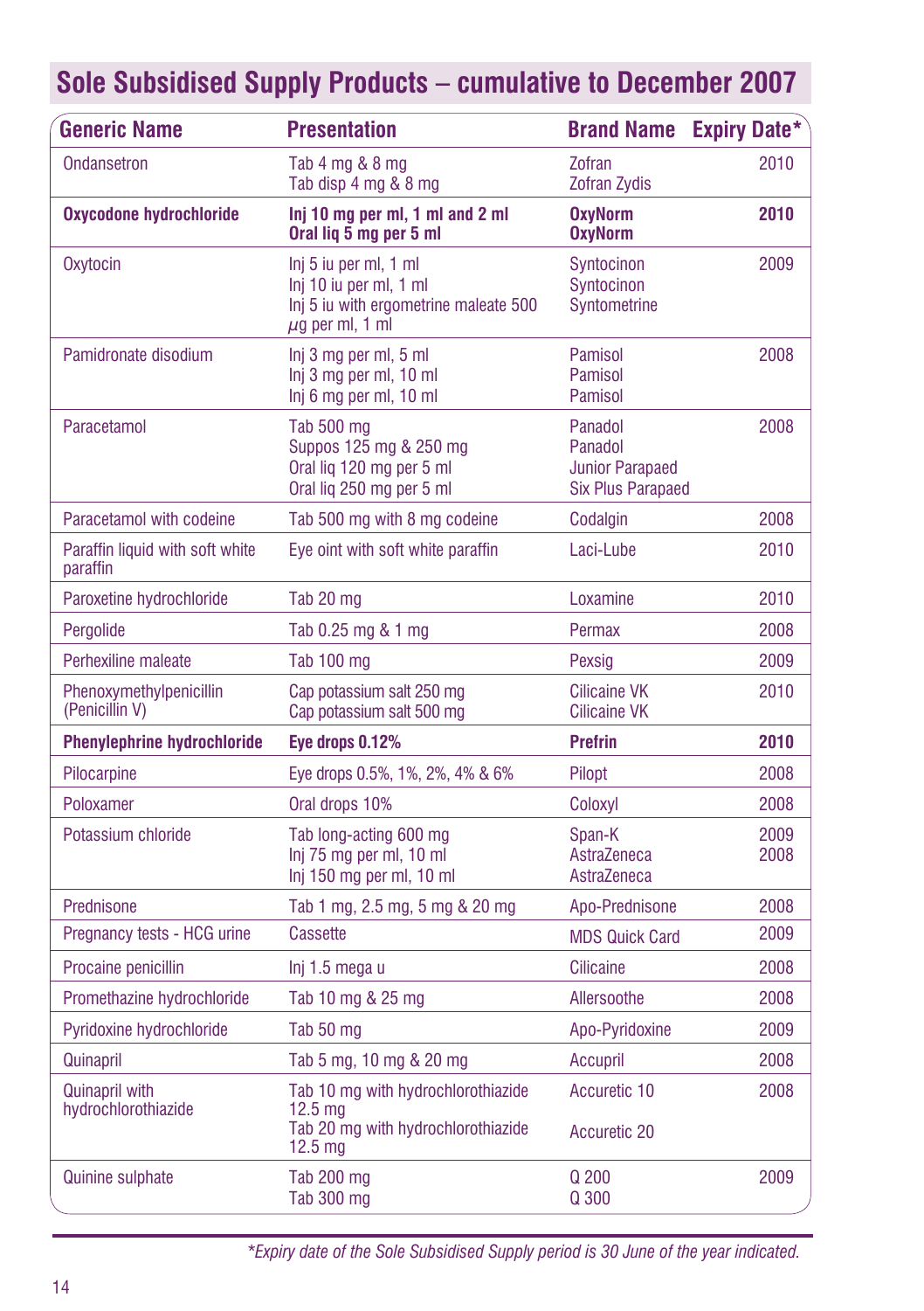## Sole Subsidised Supply Products – cumulative to December 2007

| Generic Name | Presentation | Brand Name | Expiry Date* |
|---|---|---|---|
| Ondansetron | Tab 4 mg & 8 mg<br>Tab disp 4 mg & 8 mg | Zofran<br>Zofran Zydis | 2010 |
| **Oxycodone hydrochloride** | **Inj 10 mg per ml, 1 ml and 2 ml**<br>**Oral liq 5 mg per 5 ml** | **OxyNorm**<br>**OxyNorm** | **2010** |
| Oxytocin | Inj 5 iu per ml, 1 ml<br>Inj 10 iu per ml, 1 ml<br>Inj 5 iu with ergometrine maleate 500 $\mu$g per ml, 1 ml | Syntocinon<br>Syntocinon<br>Syntometrine | 2009 |
| Pamidronate disodium | Inj 3 mg per ml, 5 ml<br>Inj 3 mg per ml, 10 ml<br>Inj 6 mg per ml, 10 ml | Pamisol<br>Pamisol<br>Pamisol | 2008 |
| Paracetamol | Tab 500 mg<br>Suppos 125 mg & 250 mg<br>Oral liq 120 mg per 5 ml<br>Oral liq 250 mg per 5 ml | Panadol<br>Panadol<br>Junior Parapaed<br>Six Plus Parapaed | 2008 |
| Paracetamol with codeine | Tab 500 mg with 8 mg codeine | Codalgin | 2008 |
| Paraffin liquid with soft white paraffin | Eye oint with soft white paraffin | Laci-Lube | 2010 |
| Paroxetine hydrochloride | Tab 20 mg | Loxamine | 2010 |
| Pergolide | Tab 0.25 mg & 1 mg | Permax | 2008 |
| Perhexiline maleate | Tab 100 mg | Pexsig | 2009 |
| Phenoxymethylpenicillin (Penicillin V) | Cap potassium salt 250 mg<br>Cap potassium salt 500 mg | Cilicaine VK<br>Cilicaine VK | 2010 |
| **Phenylephrine hydrochloride** | **Eye drops 0.12%** | **Prefrin** | **2010** |
| Pilocarpine | Eye drops 0.5%, 1%, 2%, 4% & 6% | Pilopt | 2008 |
| Poloxamer | Oral drops 10% | Coloxyl | 2008 |
| Potassium chloride | Tab long-acting 600 mg<br>Inj 75 mg per ml, 10 ml<br>Inj 150 mg per ml, 10 ml | Span-K<br>AstraZeneca<br>AstraZeneca | 2009<br>2008 |
| Prednisone | Tab 1 mg, 2.5 mg, 5 mg & 20 mg | Apo-Prednisone | 2008 |
| Pregnancy tests - HCG urine | Cassette | MDS Quick Card | 2009 |
| Procaine penicillin | Inj 1.5 mega u | Cilicaine | 2008 |
| Promethazine hydrochloride | Tab 10 mg & 25 mg | Allersoothe | 2008 |
| Pyridoxine hydrochloride | Tab 50 mg | Apo-Pyridoxine | 2009 |
| Quinapril | Tab 5 mg, 10 mg & 20 mg | Accupril | 2008 |
| Quinapril with hydrochlorothiazide | Tab 10 mg with hydrochlorothiazide 12.5 mg<br>Tab 20 mg with hydrochlorothiazide 12.5 mg | Accuretic 10<br>Accuretic 20 | 2008 |
| Quinine sulphate | Tab 200 mg<br>Tab 300 mg | Q 200<br>Q 300 | 2009 |

*\*Expiry date of the Sole Subsidised Supply period is 30 June of the year indicated.*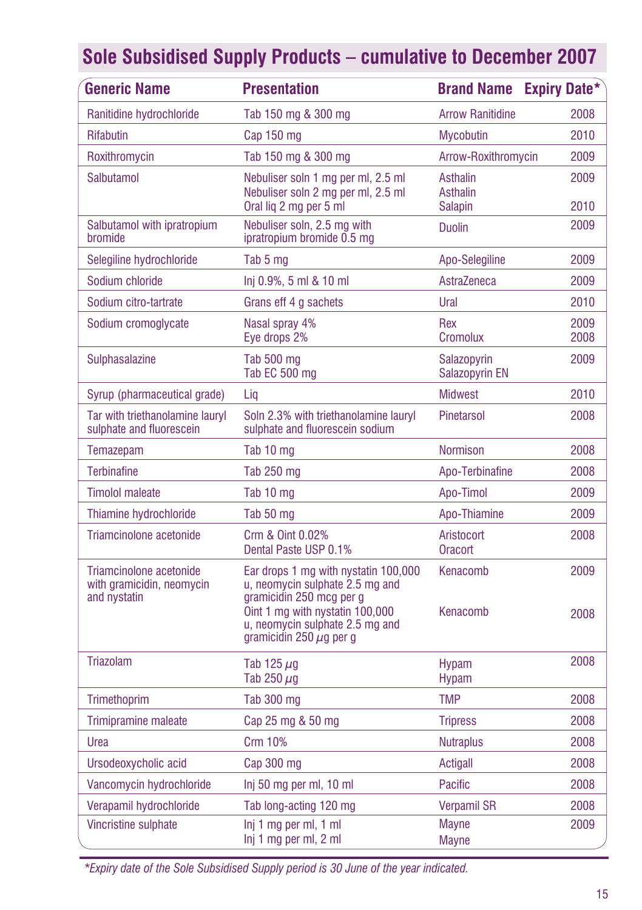## Sole Subsidised Supply Products – cumulative to December 2007

| Generic Name | Presentation | Brand Name | Expiry Date* |
|---|---|---|---|
| Ranitidine hydrochloride | Tab 150 mg & 300 mg | Arrow Ranitidine | 2008 |
| Rifabutin | Cap 150 mg | Mycobutin | 2010 |
| Roxithromycin | Tab 150 mg & 300 mg | Arrow-Roxithromycin | 2009 |
| Salbutamol | Nebuliser soln 1 mg per ml, 2.5 ml<br>Nebuliser soln 2 mg per ml, 2.5 ml<br>Oral liq 2 mg per 5 ml | Asthalin<br>Asthalin<br>Salapin | 2009<br><br>2010 |
| Salbutamol with ipratropium bromide | Nebuliser soln, 2.5 mg with ipratropium bromide 0.5 mg | Duolin | 2009 |
| Selegiline hydrochloride | Tab 5 mg | Apo-Selegiline | 2009 |
| Sodium chloride | Inj 0.9%, 5 ml & 10 ml | AstraZeneca | 2009 |
| Sodium citro-tartrate | Grans eff 4 g sachets | Ural | 2010 |
| Sodium cromoglycate | Nasal spray 4%<br>Eye drops 2% | Rex<br>Cromolux | 2009<br>2008 |
| Sulphasalazine | Tab 500 mg<br>Tab EC 500 mg | Salazopyrin<br>Salazopyrin EN | 2009 |
| Syrup (pharmaceutical grade) | Liq | Midwest | 2010 |
| Tar with triethanolamine lauryl sulphate and fluorescein | Soln 2.3% with triethanolamine lauryl sulphate and fluorescein sodium | Pinetarsol | 2008 |
| Temazepam | Tab 10 mg | Normison | 2008 |
| Terbinafine | Tab 250 mg | Apo-Terbinafine | 2008 |
| Timolol maleate | Tab 10 mg | Apo-Timol | 2009 |
| Thiamine hydrochloride | Tab 50 mg | Apo-Thiamine | 2009 |
| Triamcinolone acetonide | Crm & Oint 0.02%<br>Dental Paste USP 0.1% | Aristocort<br>Oracort | 2008 |
| Triamcinolone acetonide with gramicidin, neomycin and nystatin | Ear drops 1 mg with nystatin 100,000 u, neomycin sulphate 2.5 mg and gramicidin 250 mcg per g<br>Oint 1 mg with nystatin 100,000 u, neomycin sulphate 2.5 mg and gramicidin 250 µg per g | Kenacomb<br><br>Kenacomb | 2009<br><br>2008 |
| Triazolam | Tab 125 µg<br>Tab 250 µg | Hypam<br>Hypam | 2008 |
| Trimethoprim | Tab 300 mg | TMP | 2008 |
| Trimipramine maleate | Cap 25 mg & 50 mg | Tripress | 2008 |
| Urea | Crm 10% | Nutraplus | 2008 |
| Ursodeoxycholic acid | Cap 300 mg | Actigall | 2008 |
| Vancomycin hydrochloride | Inj 50 mg per ml, 10 ml | Pacific | 2008 |
| Verapamil hydrochloride | Tab long-acting 120 mg | Verpamil SR | 2008 |
| Vincristine sulphate | Inj 1 mg per ml, 1 ml<br>Inj 1 mg per ml, 2 ml | Mayne<br>Mayne | 2009 |

*\*Expiry date of the Sole Subsidised Supply period is 30 June of the year indicated.*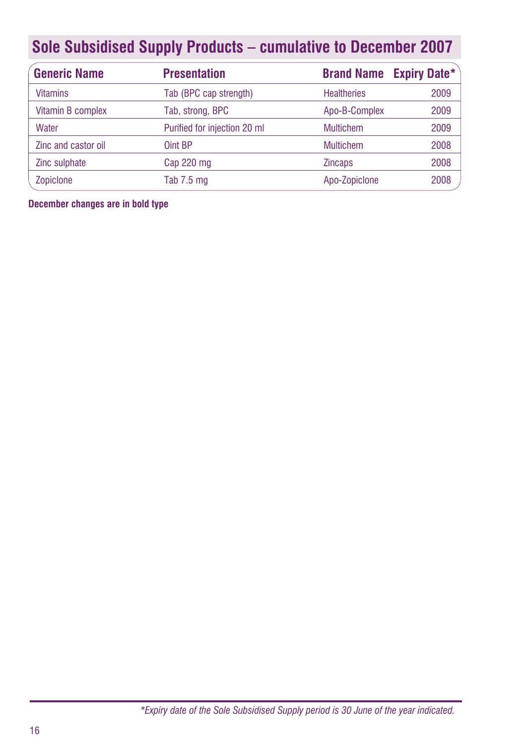## Sole Subsidised Supply Products – cumulative to December 2007

| Generic Name | Presentation | Brand Name | Expiry Date* |
|---|---|---|---|
| Vitamins | Tab (BPC cap strength) | Healtheries | 2009 |
| Vitamin B complex | Tab, strong, BPC | Apo-B-Complex | 2009 |
| Water | Purified for injection 20 ml | Multichem | 2009 |
| Zinc and castor oil | Oint BP | Multichem | 2008 |
| Zinc sulphate | Cap 220 mg | Zincaps | 2008 |
| Zopiclone | Tab 7.5 mg | Apo-Zopiclone | 2008 |

**December changes are in bold type**

*\*Expiry date of the Sole Subsidised Supply period is 30 June of the year indicated.*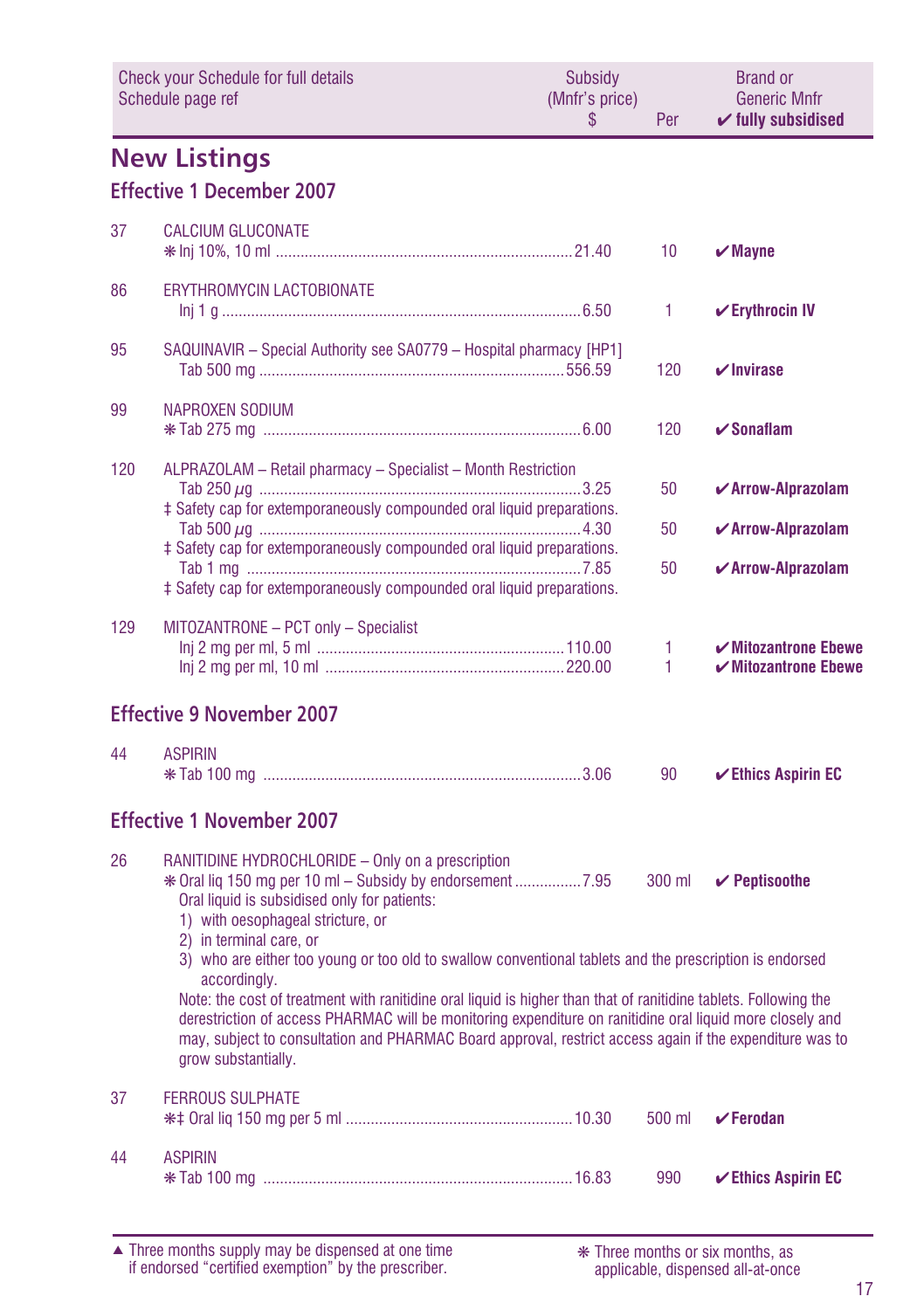| Check your Schedule for full details Schedule page ref | | Subsidy (Mnfr's price) $ | Per | Brand or Generic Mnfr ✔ fully subsidised |
|---|---|---|---|---|

# New Listings

## Effective 1 December 2007

| | | | | |
|---|---|---|---|---|
| 37 | CALCIUM GLUCONATE | | | |
| | ❋ Inj 10%, 10 ml | 21.40 | 10 | ✔ **Mayne** |
| 86 | ERYTHROMYCIN LACTOBIONATE | | | |
| | Inj 1 g | 6.50 | 1 | ✔ **Erythrocin IV** |
| 95 | SAQUINAVIR – Special Authority see SA0779 – Hospital pharmacy [HP1] | | | |
| | Tab 500 mg | 556.59 | 120 | ✔ **Invirase** |
| 99 | NAPROXEN SODIUM | | | |
| | ❋ Tab 275 mg | 6.00 | 120 | ✔ **Sonaflam** |
| 120 | ALPRAZOLAM – Retail pharmacy – Specialist – Month Restriction | | | |
| | Tab 250 µg | 3.25 | 50 | ✔ **Arrow-Alprazolam** |
| | ‡ Safety cap for extemporaneously compounded oral liquid preparations. | | | |
| | Tab 500 µg | 4.30 | 50 | ✔ **Arrow-Alprazolam** |
| | ‡ Safety cap for extemporaneously compounded oral liquid preparations. | | | |
| | Tab 1 mg | 7.85 | 50 | ✔ **Arrow-Alprazolam** |
| | ‡ Safety cap for extemporaneously compounded oral liquid preparations. | | | |
| 129 | MITOZANTRONE – PCT only – Specialist | | | |
| | Inj 2 mg per ml, 5 ml | 110.00 | 1 | ✔ **Mitozantrone Ebewe** |
| | Inj 2 mg per ml, 10 ml | 220.00 | 1 | ✔ **Mitozantrone Ebewe** |

## Effective 9 November 2007

| | | | | |
|---|---|---|---|---|
| 44 | ASPIRIN | | | |
| | ❋ Tab 100 mg | 3.06 | 90 | ✔ **Ethics Aspirin EC** |

## Effective 1 November 2007

| | | | | |
|---|---|---|---|---|
| 26 | RANITIDINE HYDROCHLORIDE – Only on a prescription | | | |
| | ❋ Oral liq 150 mg per 10 ml – Subsidy by endorsement | 7.95 | 300 ml | ✔ **Peptisoothe** |

Oral liquid is subsidised only for patients:

1) with oesophageal stricture, or
2) in terminal care, or
3) who are either too young or too old to swallow conventional tablets and the prescription is endorsed accordingly.

Note: the cost of treatment with ranitidine oral liquid is higher than that of ranitidine tablets. Following the derestriction of access PHARMAC will be monitoring expenditure on ranitidine oral liquid more closely and may, subject to consultation and PHARMAC Board approval, restrict access again if the expenditure was to grow substantially.

| | | | | |
|---|---|---|---|---|
| 37 | FERROUS SULPHATE | | | |
| | ❋‡ Oral liq 150 mg per 5 ml | 10.30 | 500 ml | ✔ **Ferodan** |
| 44 | ASPIRIN | | | |
| | ❋ Tab 100 mg | 16.83 | 990 | ✔ **Ethics Aspirin EC** |

▲ Three months supply may be dispensed at one time if endorsed "certified exemption" by the prescriber.

❋ Three months or six months, as applicable, dispensed all-at-once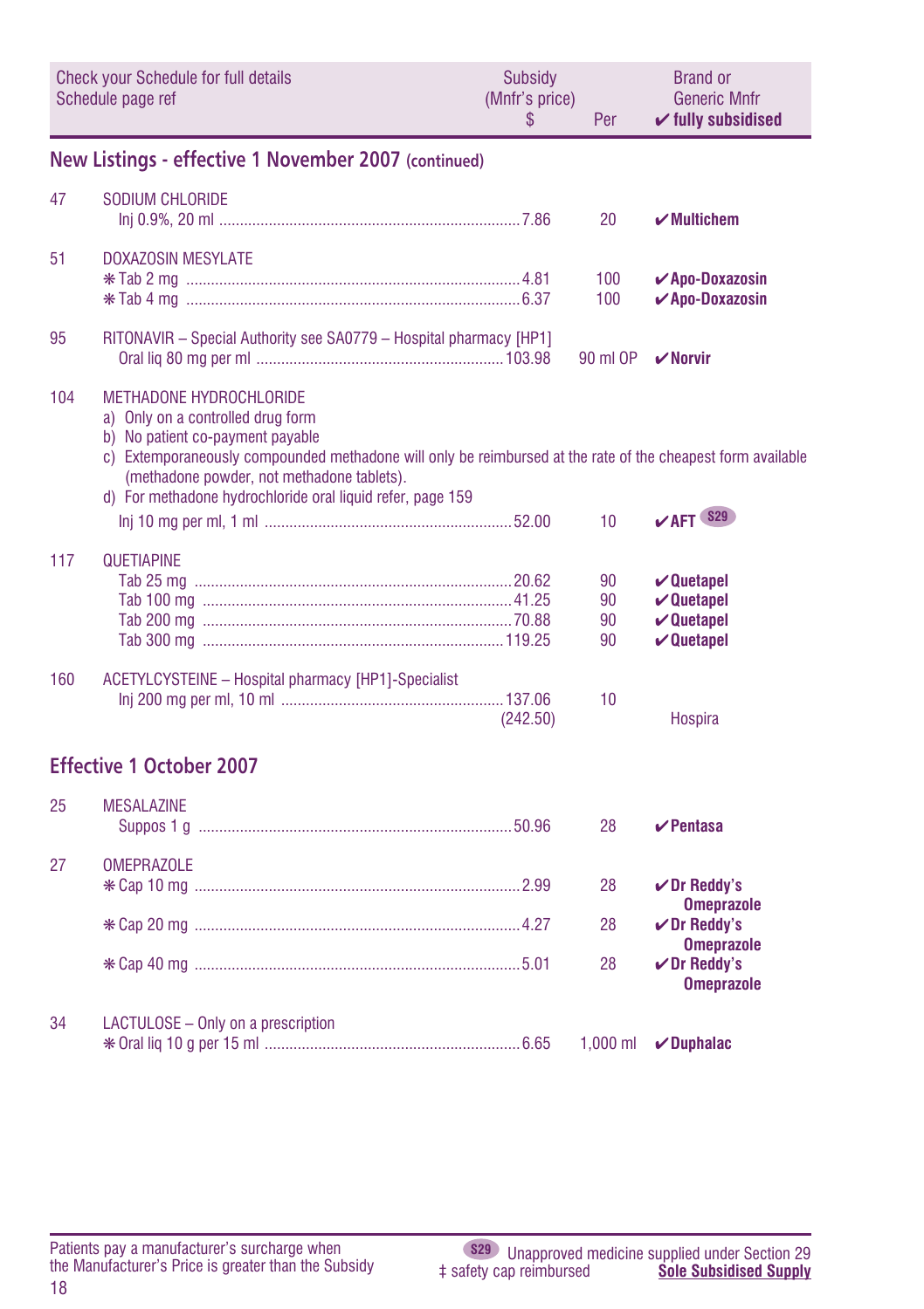| Check your Schedule for full details Schedule page ref | | Subsidy (Mnfr's price) $ | Per | Brand or Generic Mnfr ✔ fully subsidised |
|---|---|---|---|---|

## New Listings - effective 1 November 2007 (continued)

| | | | | |
|---|---|---|---|---|
| 47 | SODIUM CHLORIDE | | | |
| | Inj 0.9%, 20 ml | 7.86 | 20 | ✔ **Multichem** |
| 51 | DOXAZOSIN MESYLATE | | | |
| | ✻ Tab 2 mg | 4.81 | 100 | ✔ **Apo-Doxazosin** |
| | ✻ Tab 4 mg | 6.37 | 100 | ✔ **Apo-Doxazosin** |
| 95 | RITONAVIR – Special Authority see SA0779 – Hospital pharmacy [HP1] | | | |
| | Oral liq 80 mg per ml | 103.98 | 90 ml OP | ✔ **Norvir** |
| 104 | METHADONE HYDROCHLORIDE<br>a) Only on a controlled drug form<br>b) No patient co-payment payable<br>c) Extemporaneously compounded methadone will only be reimbursed at the rate of the cheapest form available (methadone powder, not methadone tablets).<br>d) For methadone hydrochloride oral liquid refer, page 159 | | | |
| | Inj 10 mg per ml, 1 ml | 52.00 | 10 | ✔ **AFT** S29 |
| 117 | QUETIAPINE | | | |
| | Tab 25 mg | 20.62 | 90 | ✔ **Quetapel** |
| | Tab 100 mg | 41.25 | 90 | ✔ **Quetapel** |
| | Tab 200 mg | 70.88 | 90 | ✔ **Quetapel** |
| | Tab 300 mg | 119.25 | 90 | ✔ **Quetapel** |
| 160 | ACETYLCYSTEINE – Hospital pharmacy [HP1]-Specialist | | | |
| | Inj 200 mg per ml, 10 ml | 137.06<br>(242.50) | 10 | Hospira |

## Effective 1 October 2007

| | | | | |
|---|---|---|---|---|
| 25 | MESALAZINE | | | |
| | Suppos 1 g | 50.96 | 28 | ✔ **Pentasa** |
| 27 | OMEPRAZOLE | | | |
| | ✻ Cap 10 mg | 2.99 | 28 | ✔ **Dr Reddy's Omeprazole** |
| | ✻ Cap 20 mg | 4.27 | 28 | ✔ **Dr Reddy's Omeprazole** |
| | ✻ Cap 40 mg | 5.01 | 28 | ✔ **Dr Reddy's Omeprazole** |
| 34 | LACTULOSE – Only on a prescription | | | |
| | ✻ Oral liq 10 g per 15 ml | 6.65 | 1,000 ml | ✔ **Duphalac** |

Patients pay a manufacturer's surcharge when the Manufacturer's Price is greater than the Subsidy

S29 Unapproved medicine supplied under Section 29
‡ safety cap reimbursed
<u>**Sole Subsidised Supply**</u>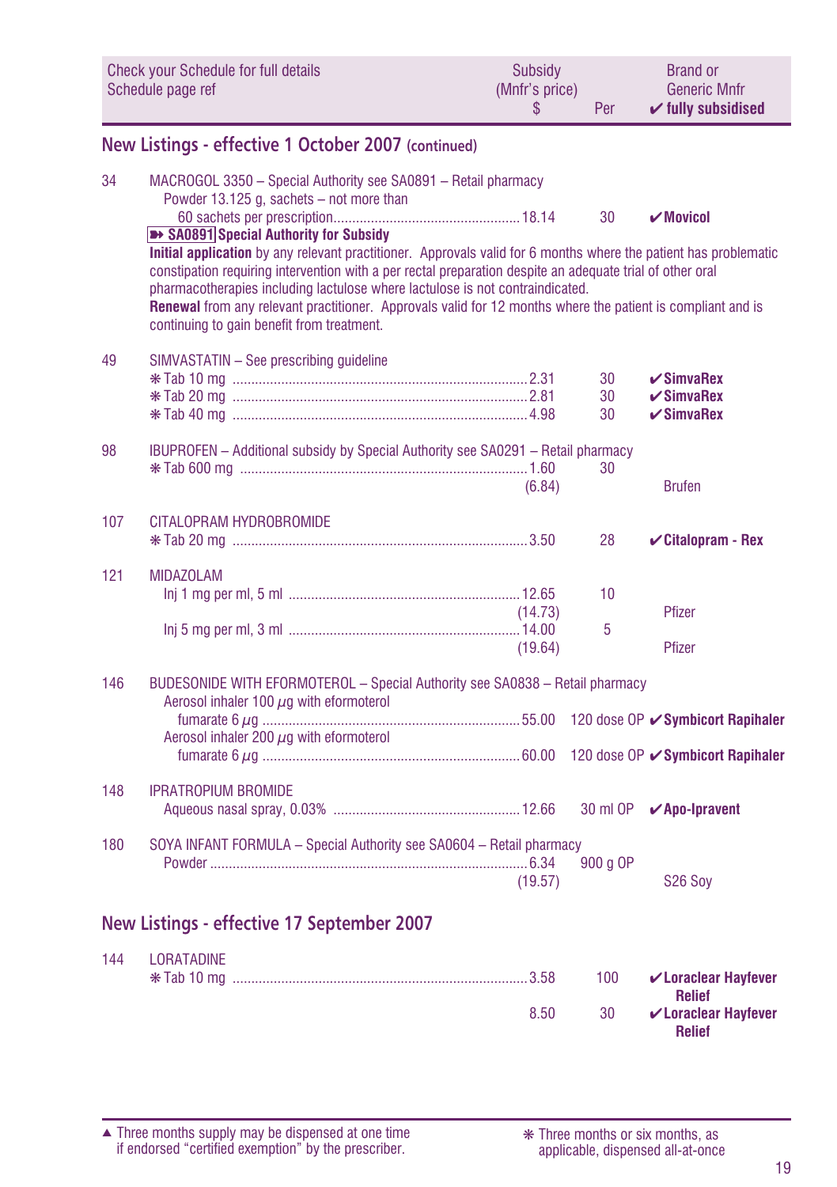| Check your Schedule for full details Schedule page ref | | Subsidy (Mnfr's price) $ | Per | Brand or Generic Mnfr ✔ fully subsidised |
|---|---|---|---|---|

## New Listings - effective 1 October 2007 (continued)

| | | | | |
|---|---|---|---|---|
| 34 | MACROGOL 3350 – Special Authority see SA0891 – Retail pharmacy | | | |
| | Powder 13.125 g, sachets – not more than 60 sachets per prescription | 18.14 | 30 | ✔ **Movicol** |

**➽ SA0891 Special Authority for Subsidy**

**Initial application** by any relevant practitioner. Approvals valid for 6 months where the patient has problematic constipation requiring intervention with a per rectal preparation despite an adequate trial of other oral pharmacotherapies including lactulose where lactulose is not contraindicated.

**Renewal** from any relevant practitioner. Approvals valid for 12 months where the patient is compliant and is continuing to gain benefit from treatment.

| | | | | |
|---|---|---|---|---|
| 49 | SIMVASTATIN – See prescribing guideline | | | |
| | ❋ Tab 10 mg | 2.31 | 30 | ✔ **SimvaRex** |
| | ❋ Tab 20 mg | 2.81 | 30 | ✔ **SimvaRex** |
| | ❋ Tab 40 mg | 4.98 | 30 | ✔ **SimvaRex** |
| 98 | IBUPROFEN – Additional subsidy by Special Authority see SA0291 – Retail pharmacy | | | |
| | ❋ Tab 600 mg | 1.60 (6.84) | 30 | Brufen |
| 107 | CITALOPRAM HYDROBROMIDE | | | |
| | ❋ Tab 20 mg | 3.50 | 28 | ✔ **Citalopram - Rex** |
| 121 | MIDAZOLAM | | | |
| | Inj 1 mg per ml, 5 ml | 12.65 (14.73) | 10 | Pfizer |
| | Inj 5 mg per ml, 3 ml | 14.00 (19.64) | 5 | Pfizer |
| 146 | BUDESONIDE WITH EFORMOTEROL – Special Authority see SA0838 – Retail pharmacy | | | |
| | Aerosol inhaler 100 µg with eformoterol fumarate 6 µg | 55.00 | 120 dose OP | ✔ **Symbicort Rapihaler** |
| | Aerosol inhaler 200 µg with eformoterol fumarate 6 µg | 60.00 | 120 dose OP | ✔ **Symbicort Rapihaler** |
| 148 | IPRATROPIUM BROMIDE | | | |
| | Aqueous nasal spray, 0.03% | 12.66 | 30 ml OP | ✔ **Apo-Ipravent** |
| 180 | SOYA INFANT FORMULA – Special Authority see SA0604 – Retail pharmacy | | | |
| | Powder | 6.34 (19.57) | 900 g OP | S26 Soy |

## New Listings - effective 17 September 2007

| | | | | |
|---|---|---|---|---|
| 144 | LORATADINE | | | |
| | ❋ Tab 10 mg | 3.58 | 100 | ✔ **Loraclear Hayfever Relief** |
| | | 8.50 | 30 | ✔ **Loraclear Hayfever Relief** |

▲ Three months supply may be dispensed at one time if endorsed "certified exemption" by the prescriber.

❋ Three months or six months, as applicable, dispensed all-at-once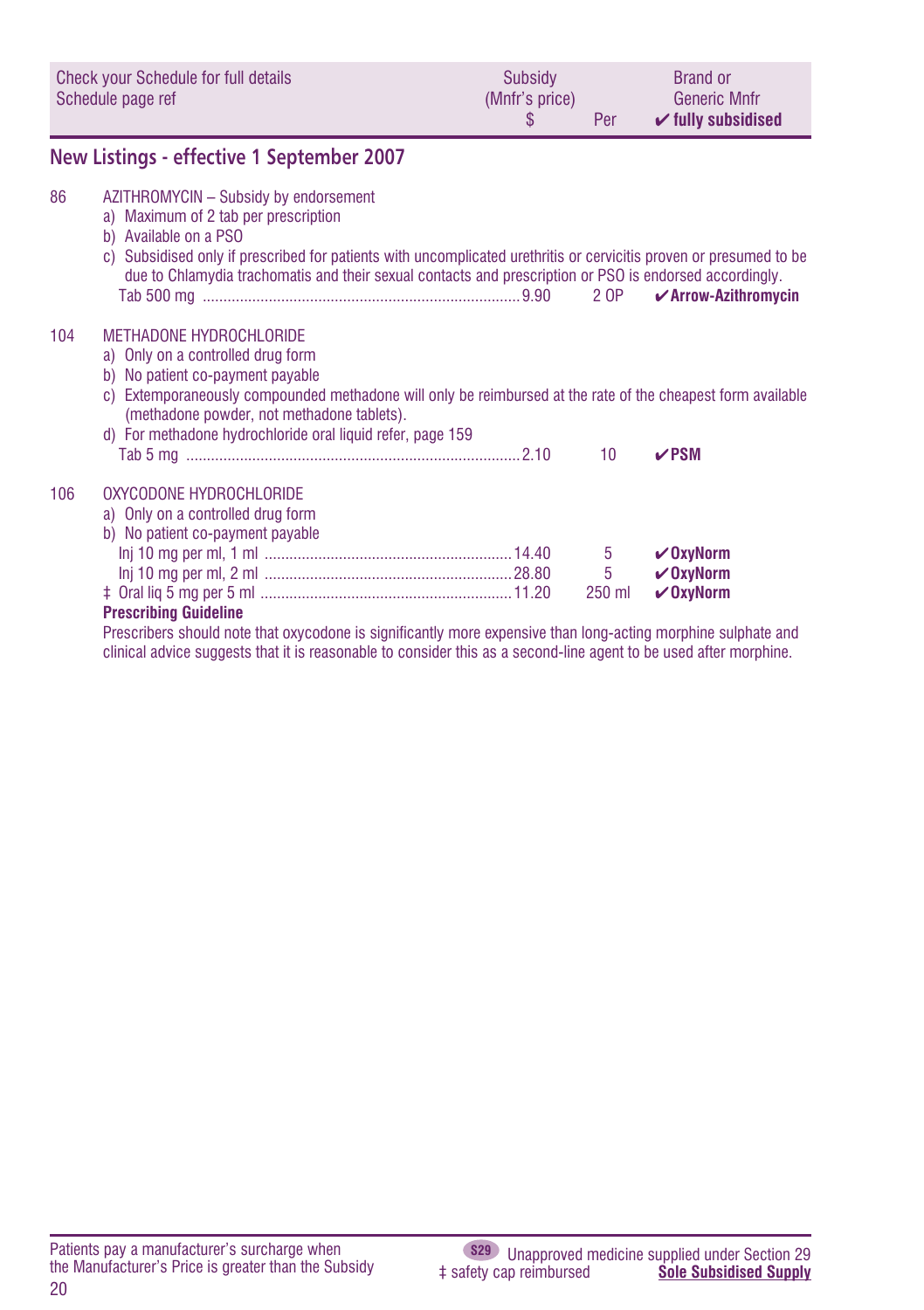| Check your Schedule for full details Schedule page ref | Subsidy (Mnfr's price) $ | Per | Brand or Generic Mnfr ✔ fully subsidised |
|---|---|---|---|

## New Listings - effective 1 September 2007

86 AZITHROMYCIN – Subsidy by endorsement

a) Maximum of 2 tab per prescription
b) Available on a PSO
c) Subsidised only if prescribed for patients with uncomplicated urethritis or cervicitis proven or presumed to be due to Chlamydia trachomatis and their sexual contacts and prescription or PSO is endorsed accordingly.

| | | | |
|---|---|---|---|
| Tab 500 mg | 9.90 | 2 OP | ✔**Arrow-Azithromycin** |

104 METHADONE HYDROCHLORIDE

a) Only on a controlled drug form
b) No patient co-payment payable
c) Extemporaneously compounded methadone will only be reimbursed at the rate of the cheapest form available (methadone powder, not methadone tablets).
d) For methadone hydrochloride oral liquid refer, page 159

| | | | |
|---|---|---|---|
| Tab 5 mg | 2.10 | 10 | ✔**PSM** |

106 OXYCODONE HYDROCHLORIDE

a) Only on a controlled drug form
b) No patient co-payment payable

| | | | |
|---|---|---|---|
| Inj 10 mg per ml, 1 ml | 14.40 | 5 | ✔**OxyNorm** |
| Inj 10 mg per ml, 2 ml | 28.80 | 5 | ✔**OxyNorm** |
| ‡ Oral liq 5 mg per 5 ml | 11.20 | 250 ml | ✔**OxyNorm** |

**Prescribing Guideline**

Prescribers should note that oxycodone is significantly more expensive than long-acting morphine sulphate and clinical advice suggests that it is reasonable to consider this as a second-line agent to be used after morphine.

Patients pay a manufacturer's surcharge when the Manufacturer's Price is greater than the Subsidy

S29 Unapproved medicine supplied under Section 29
‡ safety cap reimbursed **Sole Subsidised Supply**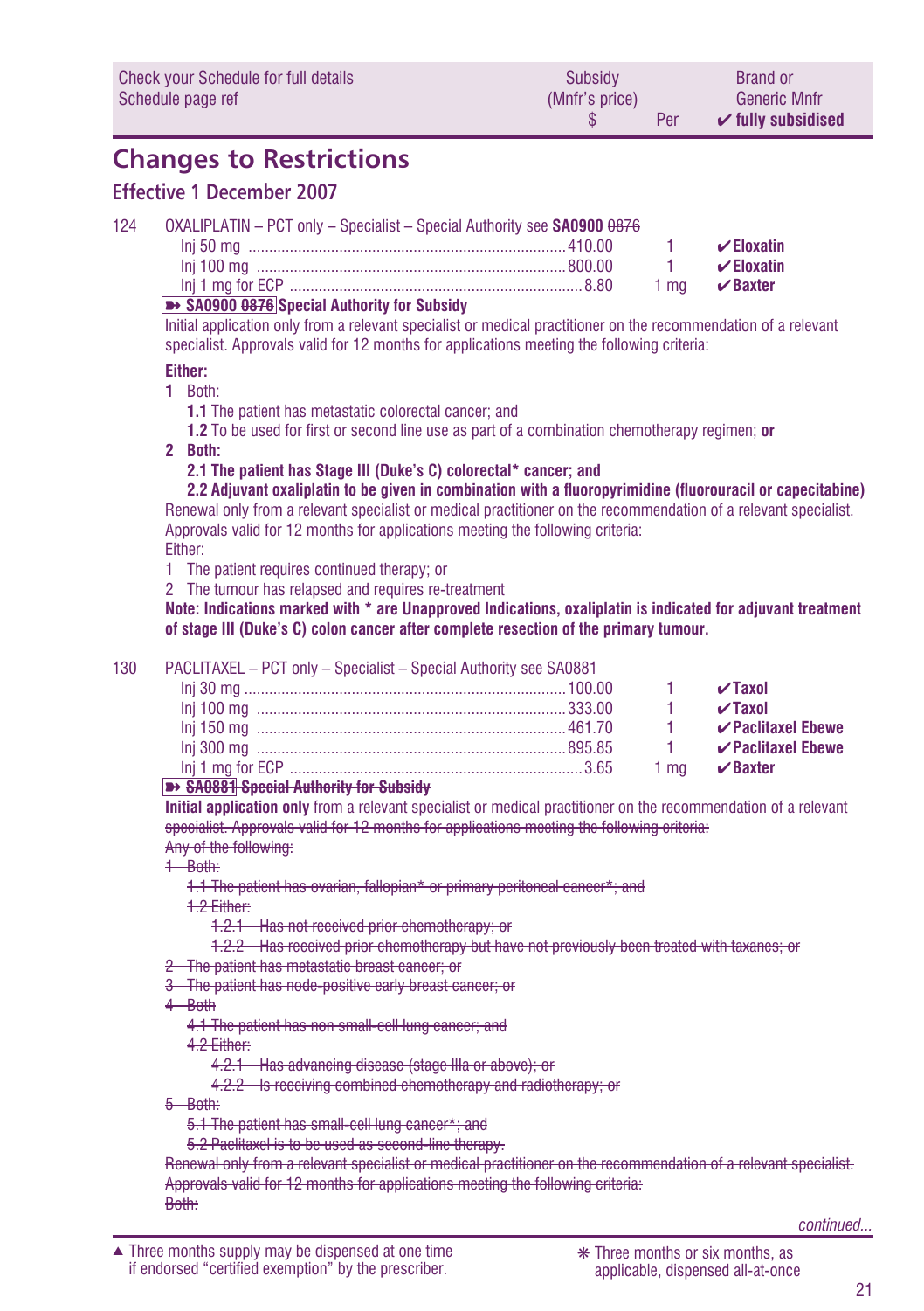| Check your Schedule for full details Schedule page ref | Subsidy (Mnfr's price) $ | Per | Brand or Generic Mnfr ✔ fully subsidised |
|---|---|---|---|

## Changes to Restrictions

### Effective 1 December 2007

124 OXALIPLATIN – PCT only – Specialist – Special Authority see **SA0900** ~~0876~~

| | | | |
|---|---|---|---|
| Inj 50 mg | 410.00 | 1 | **✔Eloxatin** |
| Inj 100 mg | 800.00 | 1 | **✔Eloxatin** |
| Inj 1 mg for ECP | 8.80 | 1 mg | **✔Baxter** |

**➽ SA0900 ~~0876~~ Special Authority for Subsidy**

Initial application only from a relevant specialist or medical practitioner on the recommendation of a relevant specialist. Approvals valid for 12 months for applications meeting the following criteria:

**Either:**

1 Both:
   - **1.1** The patient has metastatic colorectal cancer; and
   - **1.2** To be used for first or second line use as part of a combination chemotherapy regimen; **or**

**2 Both:**
   - **2.1 The patient has Stage III (Duke's C) colorectal* cancer; and**
   - **2.2 Adjuvant oxaliplatin to be given in combination with a fluoropyrimidine (fluorouracil or capecitabine)**

Renewal only from a relevant specialist or medical practitioner on the recommendation of a relevant specialist. Approvals valid for 12 months for applications meeting the following criteria:

Either:

1 The patient requires continued therapy; or

2 The tumour has relapsed and requires re-treatment

**Note: Indications marked with * are Unapproved Indications, oxaliplatin is indicated for adjuvant treatment of stage III (Duke's C) colon cancer after complete resection of the primary tumour.**

130 PACLITAXEL – PCT only – Specialist ~~– Special Authority see SA0881~~

| | | | |
|---|---|---|---|
| Inj 30 mg | 100.00 | 1 | **✔Taxol** |
| Inj 100 mg | 333.00 | 1 | **✔Taxol** |
| Inj 150 mg | 461.70 | 1 | **✔Paclitaxel Ebewe** |
| Inj 300 mg | 895.85 | 1 | **✔Paclitaxel Ebewe** |
| Inj 1 mg for ECP | 3.65 | 1 mg | **✔Baxter** |

~~**➽ SA0881 Special Authority for Subsidy**~~

~~**Initial application only** from a relevant specialist or medical practitioner on the recommendation of a relevant specialist. Approvals valid for 12 months for applications meeting the following criteria:~~

~~Any of the following:~~

~~1 Both:~~
   - ~~1.1 The patient has ovarian, fallopian* or primary peritoneal cancer*; and~~
   - ~~1.2 Either:~~
     - ~~1.2.1 Has not received prior chemotherapy; or~~
     - ~~1.2.2 Has received prior chemotherapy but have not previously been treated with taxanes; or~~

~~2 The patient has metastatic breast cancer; or~~

~~3 The patient has node-positive early breast cancer; or~~

~~4 Both~~
   - ~~4.1 The patient has non small-cell lung cancer; and~~
   - ~~4.2 Either:~~
     - ~~4.2.1 Has advancing disease (stage IIIa or above); or~~
     - ~~4.2.2 Is receiving combined chemotherapy and radiotherapy; or~~

~~5 Both:~~
   - ~~5.1 The patient has small-cell lung cancer*; and~~
   - ~~5.2 Paclitaxel is to be used as second-line therapy.~~

~~Renewal only from a relevant specialist or medical practitioner on the recommendation of a relevant specialist. Approvals valid for 12 months for applications meeting the following criteria:~~

~~Both:~~

*continued...*

▲ Three months supply may be dispensed at one time if endorsed "certified exemption" by the prescriber.

❋ Three months or six months, as applicable, dispensed all-at-once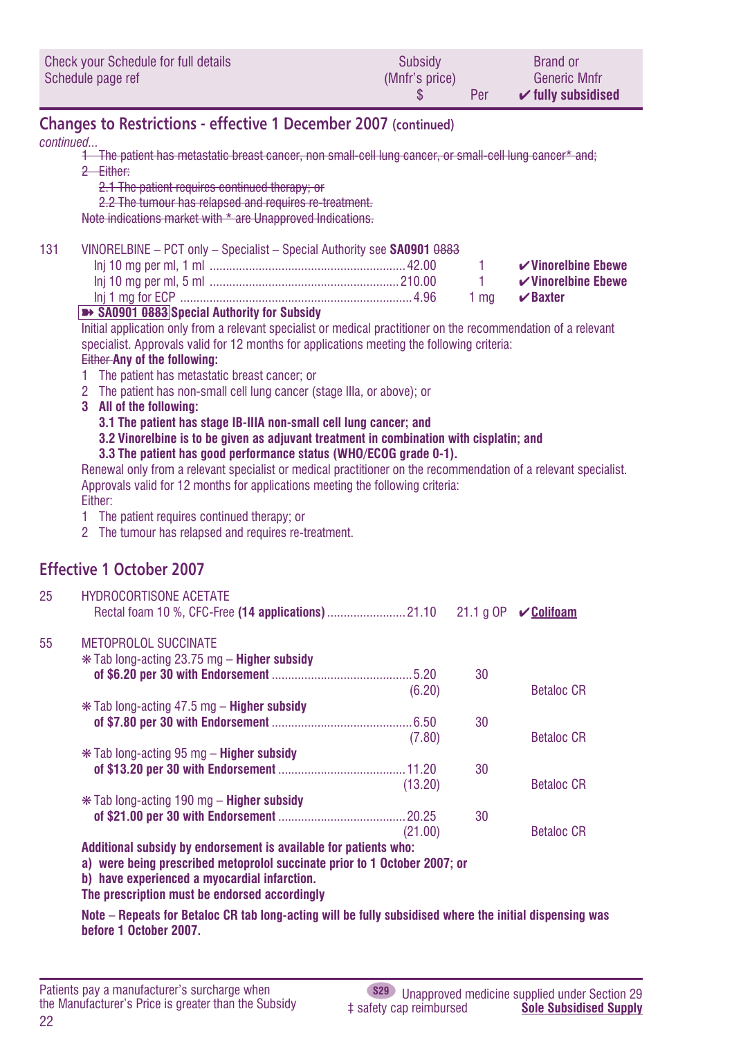| Check your Schedule for full details<br>Schedule page ref | Subsidy<br>(Mnfr's price)<br>$ | Per | Brand or<br>Generic Mnfr<br>✔ fully subsidised |
|---|---|---|---|

## Changes to Restrictions - effective 1 December 2007 (continued)

*continued...*

~~1 The patient has metastatic breast cancer, non small-cell lung cancer, or small-cell lung cancer* and;~~
~~2 Either:~~
~~2.1 The patient requires continued therapy; or~~
~~2.2 The tumour has relapsed and requires re-treatment.~~
~~Note indications market with * are Unapproved Indications.~~

131 VINORELBINE – PCT only – Specialist – Special Authority see **SA0901** ~~0883~~

| | Subsidy $ | Per | Brand |
|---|---|---|---|
| Inj 10 mg per ml, 1 ml | 42.00 | 1 | ✔Vinorelbine Ebewe |
| Inj 10 mg per ml, 5 ml | 210.00 | 1 | ✔Vinorelbine Ebewe |
| Inj 1 mg for ECP | 4.96 | 1 mg | ✔Baxter |

**➽ SA0901 ~~0883~~ Special Authority for Subsidy**

Initial application only from a relevant specialist or medical practitioner on the recommendation of a relevant specialist. Approvals valid for 12 months for applications meeting the following criteria:

~~Either~~ **Any of the following:**

1 The patient has metastatic breast cancer; or
2 The patient has non-small cell lung cancer (stage IIIa, or above); or
**3 All of the following:**
**3.1 The patient has stage IB-IIIA non-small cell lung cancer; and**
**3.2 Vinorelbine is to be given as adjuvant treatment in combination with cisplatin; and**
**3.3 The patient has good performance status (WHO/ECOG grade 0-1).**

Renewal only from a relevant specialist or medical practitioner on the recommendation of a relevant specialist. Approvals valid for 12 months for applications meeting the following criteria:

Either:

1 The patient requires continued therapy; or
2 The tumour has relapsed and requires re-treatment.

## Effective 1 October 2007

25 HYDROCORTISONE ACETATE

| | Subsidy $ | Per | Brand |
|---|---|---|---|
| Rectal foam 10 %, CFC-Free **(14 applications)** | 21.10 | 21.1 g OP | ✔Colifoam |

55 METOPROLOL SUCCINATE

| | Subsidy $ | Per | Brand |
|---|---|---|---|
| ❋ Tab long-acting 23.75 mg – **Higher subsidy of $6.20 per 30 with Endorsement** | 5.20<br>(6.20) | 30 | Betaloc CR |
| ❋ Tab long-acting 47.5 mg – **Higher subsidy of $7.80 per 30 with Endorsement** | 6.50<br>(7.80) | 30 | Betaloc CR |
| ❋ Tab long-acting 95 mg – **Higher subsidy of $13.20 per 30 with Endorsement** | 11.20<br>(13.20) | 30 | Betaloc CR |
| ❋ Tab long-acting 190 mg – **Higher subsidy of $21.00 per 30 with Endorsement** | 20.25<br>(21.00) | 30 | Betaloc CR |

**Additional subsidy by endorsement is available for patients who:**
**a) were being prescribed metoprolol succinate prior to 1 October 2007; or**
**b) have experienced a myocardial infarction.**
**The prescription must be endorsed accordingly**

**Note – Repeats for Betaloc CR tab long-acting will be fully subsidised where the initial dispensing was before 1 October 2007.**

Patients pay a manufacturer's surcharge when the Manufacturer's Price is greater than the Subsidy

S29 Unapproved medicine supplied under Section 29
‡ safety cap reimbursed
**Sole Subsidised Supply**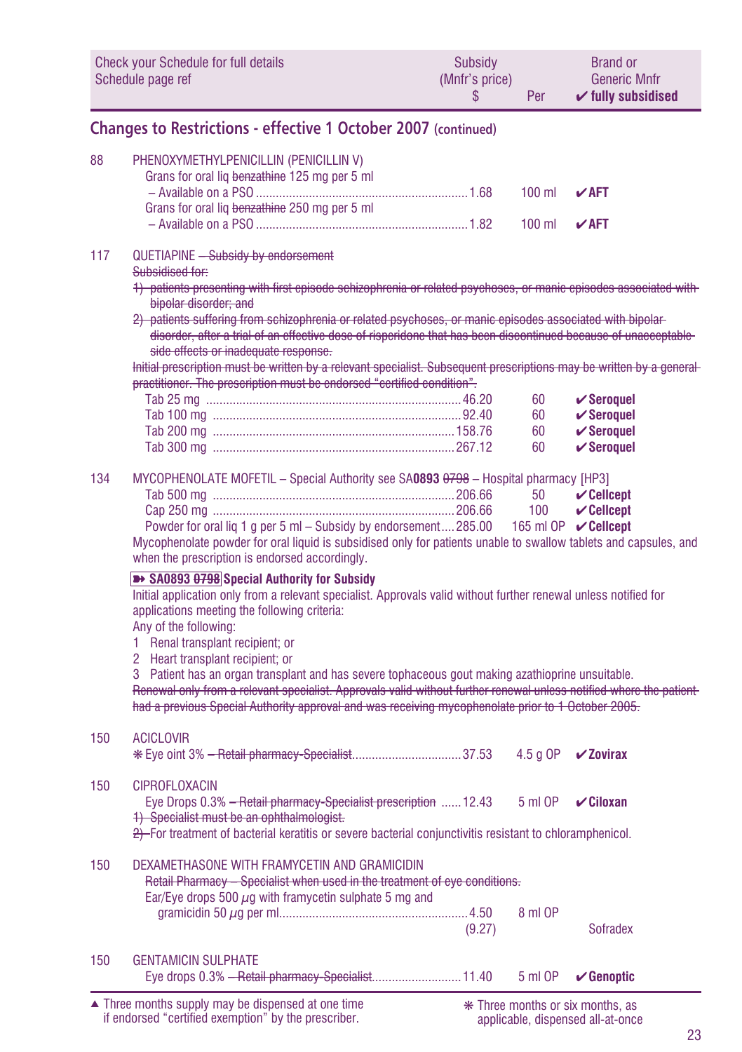| Check your Schedule for full details Schedule page ref | Subsidy (Mnfr's price) $ | Per | Brand or Generic Mnfr ✔ fully subsidised |
|---|---|---|---|

## Changes to Restrictions - effective 1 October 2007 (continued)

**88 PHENOXYMETHYLPENICILLIN (PENICILLIN V)**

| | | | |
|---|---|---|---|
| Grans for oral liq ~~benzathine~~ 125 mg per 5 ml – Available on a PSO | 1.68 | 100 ml | ✔AFT |
| Grans for oral liq ~~benzathine~~ 250 mg per 5 ml – Available on a PSO | 1.82 | 100 ml | ✔AFT |

**117 QUETIAPINE** ~~– Subsidy by endorsement~~

~~Subsidised for:~~

~~1) patients presenting with first episode schizophrenia or related psychoses, or manic episodes associated with bipolar disorder; and~~

~~2) patients suffering from schizophrenia or related psychoses, or manic episodes associated with bipolar disorder, after a trial of an effective dose of risperidone that has been discontinued because of unacceptable side effects or inadequate response.~~

~~Initial prescription must be written by a relevant specialist. Subsequent prescriptions may be written by a general practitioner. The prescription must be endorsed "certified condition".~~

| | | | |
|---|---|---|---|
| Tab 25 mg | 46.20 | 60 | ✔Seroquel |
| Tab 100 mg | 92.40 | 60 | ✔Seroquel |
| Tab 200 mg | 158.76 | 60 | ✔Seroquel |
| Tab 300 mg | 267.12 | 60 | ✔Seroquel |

**134 MYCOPHENOLATE MOFETIL** – Special Authority see SA**0893** ~~0798~~ – Hospital pharmacy [HP3]

| | | | |
|---|---|---|---|
| Tab 500 mg | 206.66 | 50 | ✔Cellcept |
| Cap 250 mg | 206.66 | 100 | ✔Cellcept |
| Powder for oral liq 1 g per 5 ml – Subsidy by endorsement | 285.00 | 165 ml OP | ✔Cellcept |

Mycophenolate powder for oral liquid is subsidised only for patients unable to swallow tablets and capsules, and when the prescription is endorsed accordingly.

**➽ SA0893 ~~0798~~ Special Authority for Subsidy**

Initial application only from a relevant specialist. Approvals valid without further renewal unless notified for applications meeting the following criteria:

Any of the following:

1 Renal transplant recipient; or
2 Heart transplant recipient; or
3 Patient has an organ transplant and has severe tophaceous gout making azathioprine unsuitable.

~~Renewal only from a relevant specialist. Approvals valid without further renewal unless notified where the patient had a previous Special Authority approval and was receiving mycophenolate prior to 1 October 2005.~~

**150 ACICLOVIR**

| | | | |
|---|---|---|---|
| ❋ Eye oint 3% ~~– Retail pharmacy-Specialist~~ | 37.53 | 4.5 g OP | ✔Zovirax |

**150 CIPROFLOXACIN**

| | | | |
|---|---|---|---|
| Eye Drops 0.3% ~~– Retail pharmacy-Specialist prescription~~ | 12.43 | 5 ml OP | ✔Ciloxan |

~~1) Specialist must be an ophthalmologist.~~

~~2)~~ For treatment of bacterial keratitis or severe bacterial conjunctivitis resistant to chloramphenicol.

**150 DEXAMETHASONE WITH FRAMYCETIN AND GRAMICIDIN**

~~Retail Pharmacy – Specialist when used in the treatment of eye conditions.~~

| | | | |
|---|---|---|---|
| Ear/Eye drops 500 µg with framycetin sulphate 5 mg and gramicidin 50 µg per ml | 4.50 (9.27) | 8 ml OP | Sofradex |

**150 GENTAMICIN SULPHATE**

| | | | |
|---|---|---|---|
| Eye drops 0.3% ~~– Retail pharmacy-Specialist~~ | 11.40 | 5 ml OP | ✔Genoptic |

▲ Three months supply may be dispensed at one time if endorsed "certified exemption" by the prescriber.

❋ Three months or six months, as applicable, dispensed all-at-once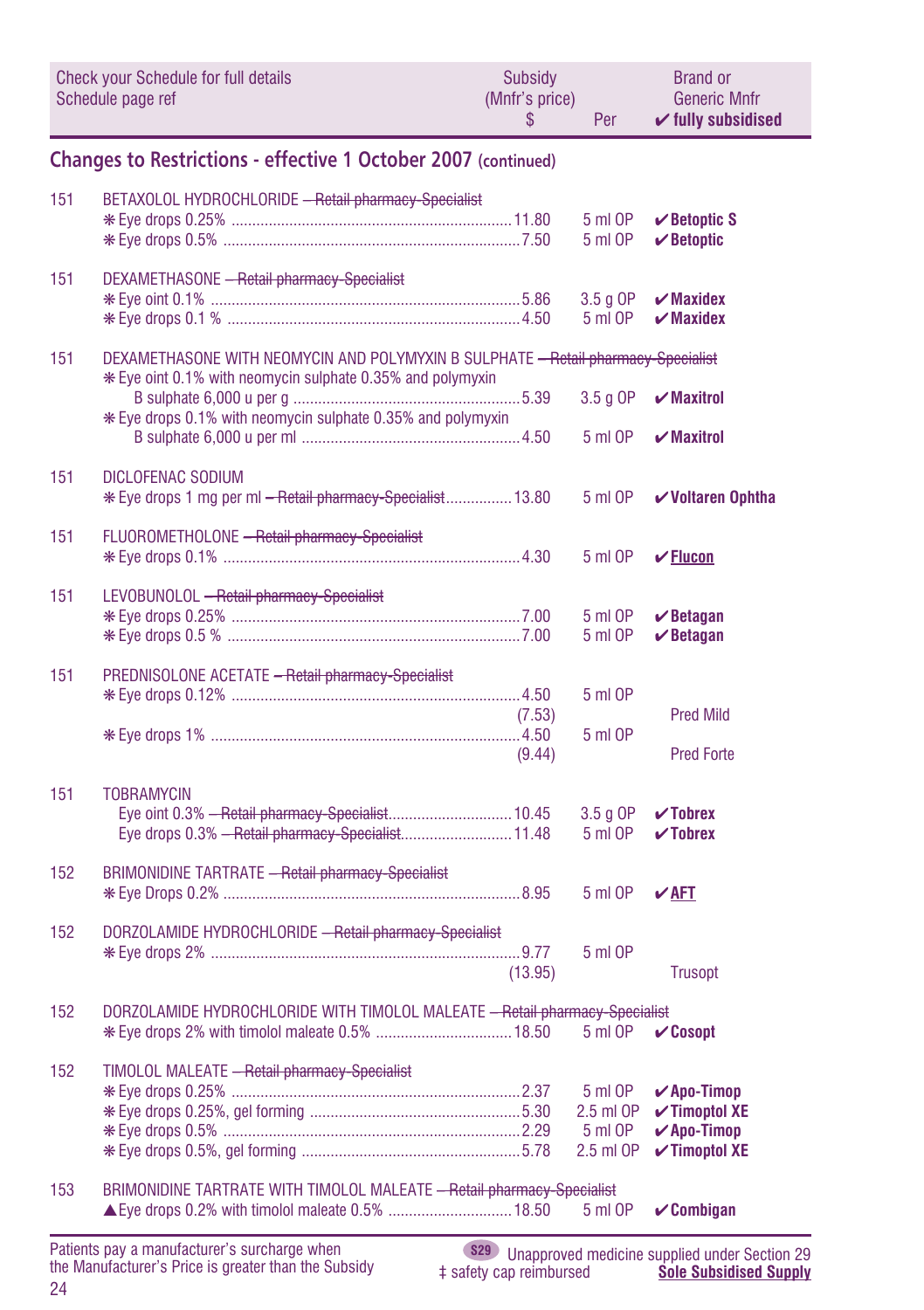| Check your Schedule for full details Schedule page ref | | Subsidy (Mnfr's price) $ | Per | Brand or Generic Mnfr ✔ fully subsidised |
|---|---|---|---|---|

## Changes to Restrictions - effective 1 October 2007 (continued)

| | | | | |
|---|---|---|---|---|
| 151 | BETAXOLOL HYDROCHLORIDE ~~– Retail pharmacy-Specialist~~ | | | |
| | ✻ Eye drops 0.25% | 11.80 | 5 ml OP | ✔ **Betoptic S** |
| | ✻ Eye drops 0.5% | 7.50 | 5 ml OP | ✔ **Betoptic** |
| 151 | DEXAMETHASONE ~~– Retail pharmacy-Specialist~~ | | | |
| | ✻ Eye oint 0.1% | 5.86 | 3.5 g OP | ✔ **Maxidex** |
| | ✻ Eye drops 0.1 % | 4.50 | 5 ml OP | ✔ **Maxidex** |
| 151 | DEXAMETHASONE WITH NEOMYCIN AND POLYMYXIN B SULPHATE ~~– Retail pharmacy-Specialist~~ | | | |
| | ✻ Eye oint 0.1% with neomycin sulphate 0.35% and polymyxin B sulphate 6,000 u per g | 5.39 | 3.5 g OP | ✔ **Maxitrol** |
| | ✻ Eye drops 0.1% with neomycin sulphate 0.35% and polymyxin B sulphate 6,000 u per ml | 4.50 | 5 ml OP | ✔ **Maxitrol** |
| 151 | DICLOFENAC SODIUM | | | |
| | ✻ Eye drops 1 mg per ml ~~– Retail pharmacy-Specialist~~ | 13.80 | 5 ml OP | ✔ **Voltaren Ophtha** |
| 151 | FLUOROMETHOLONE ~~– Retail pharmacy-Specialist~~ | | | |
| | ✻ Eye drops 0.1% | 4.30 | 5 ml OP | ✔ **Flucon** |
| 151 | LEVOBUNOLOL ~~– Retail pharmacy-Specialist~~ | | | |
| | ✻ Eye drops 0.25% | 7.00 | 5 ml OP | ✔ **Betagan** |
| | ✻ Eye drops 0.5 % | 7.00 | 5 ml OP | ✔ **Betagan** |
| 151 | PREDNISOLONE ACETATE ~~– Retail pharmacy-Specialist~~ | | | |
| | ✻ Eye drops 0.12% | 4.50 (7.53) | 5 ml OP | Pred Mild |
| | ✻ Eye drops 1% | 4.50 (9.44) | 5 ml OP | Pred Forte |
| 151 | TOBRAMYCIN | | | |
| | Eye oint 0.3% ~~– Retail pharmacy-Specialist~~ | 10.45 | 3.5 g OP | ✔ **Tobrex** |
| | Eye drops 0.3% ~~– Retail pharmacy-Specialist~~ | 11.48 | 5 ml OP | ✔ **Tobrex** |
| 152 | BRIMONIDINE TARTRATE ~~– Retail pharmacy-Specialist~~ | | | |
| | ✻ Eye Drops 0.2% | 8.95 | 5 ml OP | ✔ **AFT** |
| 152 | DORZOLAMIDE HYDROCHLORIDE ~~– Retail pharmacy-Specialist~~ | | | |
| | ✻ Eye drops 2% | 9.77 (13.95) | 5 ml OP | Trusopt |
| 152 | DORZOLAMIDE HYDROCHLORIDE WITH TIMOLOL MALEATE ~~– Retail pharmacy-Specialist~~ | | | |
| | ✻ Eye drops 2% with timolol maleate 0.5% | 18.50 | 5 ml OP | ✔ **Cosopt** |
| 152 | TIMOLOL MALEATE ~~– Retail pharmacy-Specialist~~ | | | |
| | ✻ Eye drops 0.25% | 2.37 | 5 ml OP | ✔ **Apo-Timop** |
| | ✻ Eye drops 0.25%, gel forming | 5.30 | 2.5 ml OP | ✔ **Timoptol XE** |
| | ✻ Eye drops 0.5% | 2.29 | 5 ml OP | ✔ **Apo-Timop** |
| | ✻ Eye drops 0.5%, gel forming | 5.78 | 2.5 ml OP | ✔ **Timoptol XE** |
| 153 | BRIMONIDINE TARTRATE WITH TIMOLOL MALEATE ~~– Retail pharmacy-Specialist~~ | | | |
| | ▲Eye drops 0.2% with timolol maleate 0.5% | 18.50 | 5 ml OP | ✔ **Combigan** |

Patients pay a manufacturer's surcharge when the Manufacturer's Price is greater than the Subsidy

S29 Unapproved medicine supplied under Section 29
‡ safety cap reimbursed
**Sole Subsidised Supply**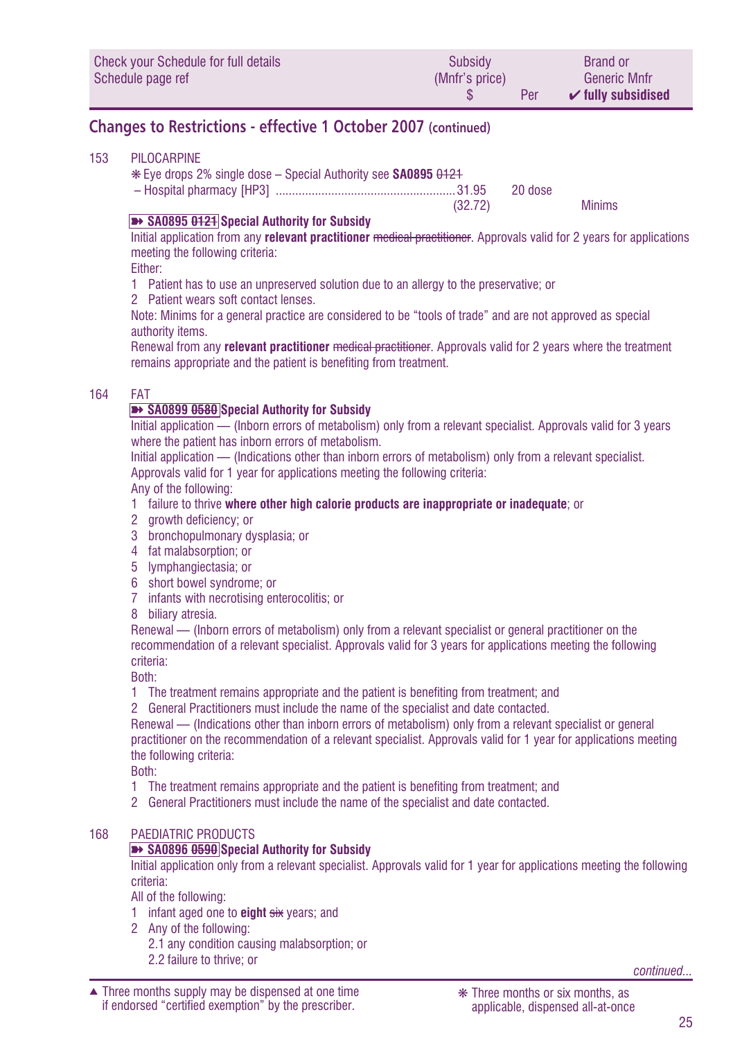| Check your Schedule for full details Schedule page ref | Subsidy (Mnfr's price) $ | Per | Brand or Generic Mnfr ✔ fully subsidised |
|---|---|---|---|

## Changes to Restrictions - effective 1 October 2007 (continued)

153 PILOCARPINE

❋ Eye drops 2% single dose – Special Authority see **SA0895** ~~0121~~
– Hospital pharmacy [HP3] ......................................................31.95 (32.72) 20 dose Minims

**➽ SA0895 ~~0121~~ Special Authority for Subsidy**

Initial application from any **relevant practitioner** ~~medical practitioner~~. Approvals valid for 2 years for applications meeting the following criteria:

Either:

1. Patient has to use an unpreserved solution due to an allergy to the preservative; or
2. Patient wears soft contact lenses.

Note: Minims for a general practice are considered to be "tools of trade" and are not approved as special authority items.

Renewal from any **relevant practitioner** ~~medical practitioner~~. Approvals valid for 2 years where the treatment remains appropriate and the patient is benefiting from treatment.

164 FAT

**➽ SA0899 ~~0580~~ Special Authority for Subsidy**

Initial application — (Inborn errors of metabolism) only from a relevant specialist. Approvals valid for 3 years where the patient has inborn errors of metabolism.

Initial application — (Indications other than inborn errors of metabolism) only from a relevant specialist. Approvals valid for 1 year for applications meeting the following criteria:

Any of the following:

1. failure to thrive **where other high calorie products are inappropriate or inadequate**; or
2. growth deficiency; or
3. bronchopulmonary dysplasia; or
4. fat malabsorption; or
5. lymphangiectasia; or
6. short bowel syndrome; or
7. infants with necrotising enterocolitis; or
8. biliary atresia.

Renewal — (Inborn errors of metabolism) only from a relevant specialist or general practitioner on the recommendation of a relevant specialist. Approvals valid for 3 years for applications meeting the following criteria:

Both:

1. The treatment remains appropriate and the patient is benefiting from treatment; and
2. General Practitioners must include the name of the specialist and date contacted.

Renewal — (Indications other than inborn errors of metabolism) only from a relevant specialist or general practitioner on the recommendation of a relevant specialist. Approvals valid for 1 year for applications meeting the following criteria:

Both:

1. The treatment remains appropriate and the patient is benefiting from treatment; and
2. General Practitioners must include the name of the specialist and date contacted.

168 PAEDIATRIC PRODUCTS

**➽ SA0896 ~~0590~~ Special Authority for Subsidy**

Initial application only from a relevant specialist. Approvals valid for 1 year for applications meeting the following criteria:

All of the following:

1. infant aged one to **eight** ~~six~~ years; and
2. Any of the following:
   - 2.1 any condition causing malabsorption; or
   - 2.2 failure to thrive; or

*continued...*

▲ Three months supply may be dispensed at one time if endorsed "certified exemption" by the prescriber.

❋ Three months or six months, as applicable, dispensed all-at-once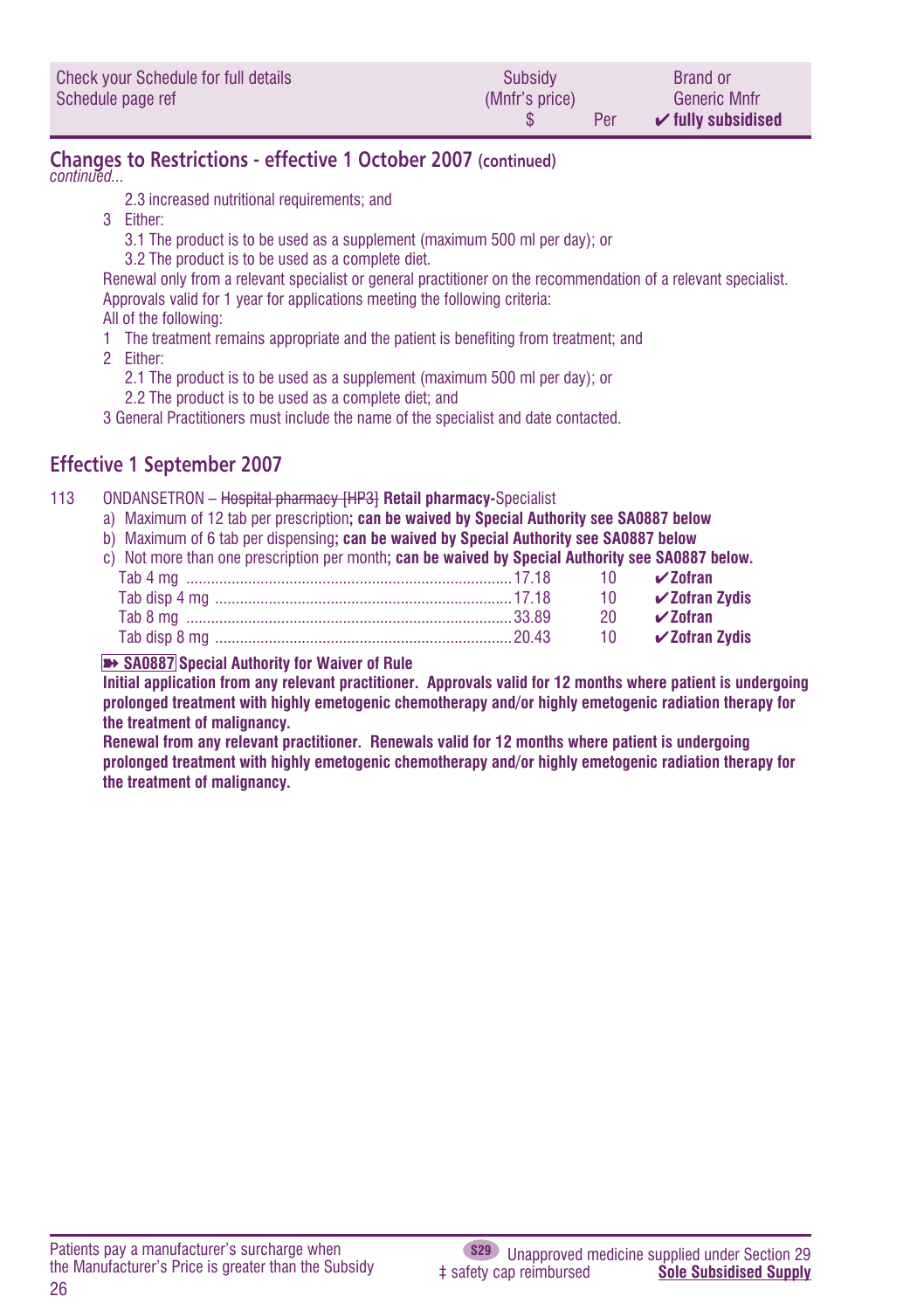## Changes to Restrictions - effective 1 October 2007 (continued)

*continued...*

2.3 increased nutritional requirements; and

3 Either:

3.1 The product is to be used as a supplement (maximum 500 ml per day); or

3.2 The product is to be used as a complete diet.

Renewal only from a relevant specialist or general practitioner on the recommendation of a relevant specialist. Approvals valid for 1 year for applications meeting the following criteria:

All of the following:

1 The treatment remains appropriate and the patient is benefiting from treatment; and

2 Either:

2.1 The product is to be used as a supplement (maximum 500 ml per day); or

2.2 The product is to be used as a complete diet; and

3 General Practitioners must include the name of the specialist and date contacted.

## Effective 1 September 2007

113 ONDANSETRON – ~~Hospital pharmacy [HP3]~~ **Retail pharmacy**-Specialist

a) Maximum of 12 tab per prescription**; can be waived by Special Authority see SA0887 below**

b) Maximum of 6 tab per dispensing**; can be waived by Special Authority see SA0887 below**

c) Not more than one prescription per month**; can be waived by Special Authority see SA0887 below.**

| | Subsidy (Mnfr's price) $ | Per | Brand or Generic Mnfr ✔ fully subsidised |
|---|---|---|---|
| Tab 4 mg | 17.18 | 10 | ✔**Zofran** |
| Tab disp 4 mg | 17.18 | 10 | ✔**Zofran Zydis** |
| Tab 8 mg | 33.89 | 20 | ✔**Zofran** |
| Tab disp 8 mg | 20.43 | 10 | ✔**Zofran Zydis** |

**➠ SA0887 Special Authority for Waiver of Rule**

**Initial application from any relevant practitioner. Approvals valid for 12 months where patient is undergoing prolonged treatment with highly emetogenic chemotherapy and/or highly emetogenic radiation therapy for the treatment of malignancy.**

**Renewal from any relevant practitioner. Renewals valid for 12 months where patient is undergoing prolonged treatment with highly emetogenic chemotherapy and/or highly emetogenic radiation therapy for the treatment of malignancy.**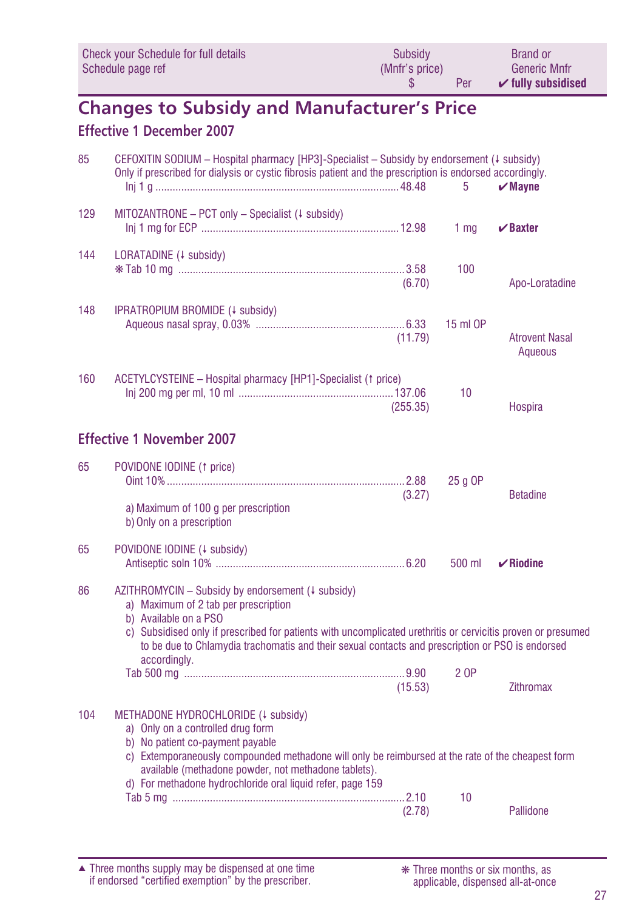| Check your Schedule for full details Schedule page ref | | Subsidy (Mnfr's price) $ | Per | Brand or Generic Mnfr ✔ fully subsidised |
|---|---|---|---|---|

## Changes to Subsidy and Manufacturer's Price

### Effective 1 December 2007

| | | | | |
|---|---|---|---|---|
| 85 | CEFOXITIN SODIUM – Hospital pharmacy [HP3]-Specialist – Subsidy by endorsement (↓ subsidy) Only if prescribed for dialysis or cystic fibrosis patient and the prescription is endorsed accordingly. | | | |
| | Inj 1 g | 48.48 | 5 | ✔**Mayne** |
| 129 | MITOZANTRONE – PCT only – Specialist (↓ subsidy) | | | |
| | Inj 1 mg for ECP | 12.98 | 1 mg | ✔**Baxter** |
| 144 | LORATADINE (↓ subsidy) | | | |
| | ❋ Tab 10 mg | 3.58 (6.70) | 100 | Apo-Loratadine |
| 148 | IPRATROPIUM BROMIDE (↓ subsidy) | | | |
| | Aqueous nasal spray, 0.03% | 6.33 (11.79) | 15 ml OP | Atrovent Nasal Aqueous |
| 160 | ACETYLCYSTEINE – Hospital pharmacy [HP1]-Specialist (↑ price) | | | |
| | Inj 200 mg per ml, 10 ml | 137.06 (255.35) | 10 | Hospira |

### Effective 1 November 2007

| | | | | |
|---|---|---|---|---|
| 65 | POVIDONE IODINE (↑ price) | | | |
| | Oint 10% | 2.88 (3.27) | 25 g OP | Betadine |
| | a) Maximum of 100 g per prescription b) Only on a prescription | | | |
| 65 | POVIDONE IODINE (↓ subsidy) | | | |
| | Antiseptic soln 10% | 6.20 | 500 ml | ✔**Riodine** |
| 86 | AZITHROMYCIN – Subsidy by endorsement (↓ subsidy) a) Maximum of 2 tab per prescription b) Available on a PSO c) Subsidised only if prescribed for patients with uncomplicated urethritis or cervicitis proven or presumed to be due to Chlamydia trachomatis and their sexual contacts and prescription or PSO is endorsed accordingly. | | | |
| | Tab 500 mg | 9.90 (15.53) | 2 OP | Zithromax |
| 104 | METHADONE HYDROCHLORIDE (↓ subsidy) a) Only on a controlled drug form b) No patient co-payment payable c) Extemporaneously compounded methadone will only be reimbursed at the rate of the cheapest form available (methadone powder, not methadone tablets). d) For methadone hydrochloride oral liquid refer, page 159 | | | |
| | Tab 5 mg | 2.10 (2.78) | 10 | Pallidone |

▲ Three months supply may be dispensed at one time if endorsed "certified exemption" by the prescriber.

❋ Three months or six months, as applicable, dispensed all-at-once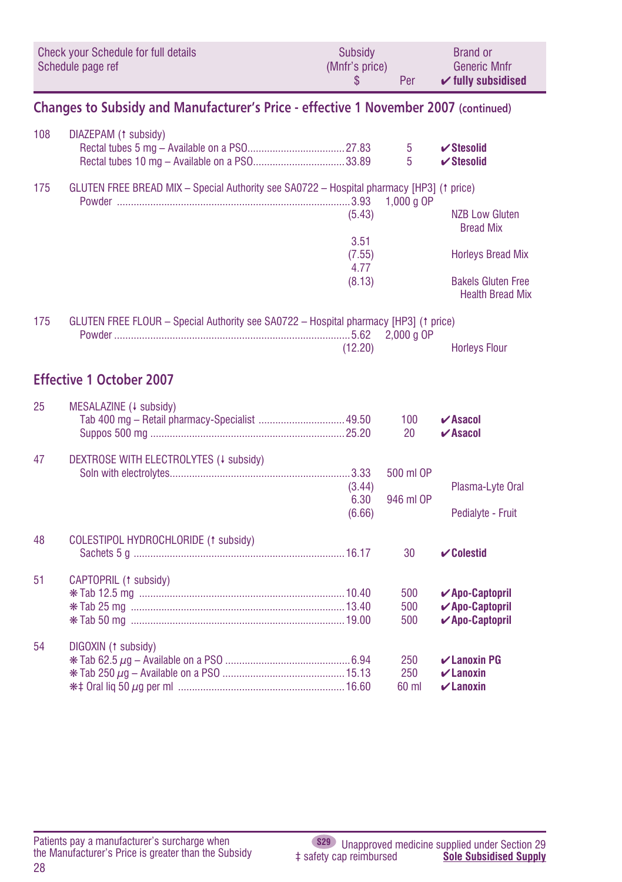| Check your Schedule for full details Schedule page ref | | Subsidy (Mnfr's price) $ | Per | Brand or Generic Mnfr ✔ fully subsidised |
|---|---|---|---|---|

## Changes to Subsidy and Manufacturer's Price - effective 1 November 2007 (continued)

| | | | | |
|---|---|---|---|---|
| 108 | DIAZEPAM (↑ subsidy) | | | |
| | Rectal tubes 5 mg – Available on a PSO | 27.83 | 5 | ✔**Stesolid** |
| | Rectal tubes 10 mg – Available on a PSO | 33.89 | 5 | ✔**Stesolid** |
| 175 | GLUTEN FREE BREAD MIX – Special Authority see SA0722 – Hospital pharmacy [HP3] (↑ price) | | | |
| | Powder | 3.93 (5.43) | 1,000 g OP | NZB Low Gluten Bread Mix |
| | | 3.51 (7.55) | | Horleys Bread Mix |
| | | 4.77 (8.13) | | Bakels Gluten Free Health Bread Mix |
| 175 | GLUTEN FREE FLOUR – Special Authority see SA0722 – Hospital pharmacy [HP3] (↑ price) | | | |
| | Powder | 5.62 (12.20) | 2,000 g OP | Horleys Flour |

## Effective 1 October 2007

| | | | | |
|---|---|---|---|---|
| 25 | MESALAZINE (↓ subsidy) | | | |
| | Tab 400 mg – Retail pharmacy-Specialist | 49.50 | 100 | ✔**Asacol** |
| | Suppos 500 mg | 25.20 | 20 | ✔**Asacol** |
| 47 | DEXTROSE WITH ELECTROLYTES (↓ subsidy) | | | |
| | Soln with electrolytes | 3.33 (3.44) | 500 ml OP | Plasma-Lyte Oral |
| | | 6.30 (6.66) | 946 ml OP | Pedialyte - Fruit |
| 48 | COLESTIPOL HYDROCHLORIDE (↑ subsidy) | | | |
| | Sachets 5 g | 16.17 | 30 | ✔**Colestid** |
| 51 | CAPTOPRIL (↑ subsidy) | | | |
| | ✻ Tab 12.5 mg | 10.40 | 500 | ✔**Apo-Captopril** |
| | ✻ Tab 25 mg | 13.40 | 500 | ✔**Apo-Captopril** |
| | ✻ Tab 50 mg | 19.00 | 500 | ✔**Apo-Captopril** |
| 54 | DIGOXIN (↑ subsidy) | | | |
| | ✻ Tab 62.5 µg – Available on a PSO | 6.94 | 250 | ✔**Lanoxin PG** |
| | ✻ Tab 250 µg – Available on a PSO | 15.13 | 250 | ✔**Lanoxin** |
| | ✻‡ Oral liq 50 µg per ml | 16.60 | 60 ml | ✔**Lanoxin** |

Patients pay a manufacturer's surcharge when the Manufacturer's Price is greater than the Subsidy

S29 Unapproved medicine supplied under Section 29
‡ safety cap reimbursed
**Sole Subsidised Supply**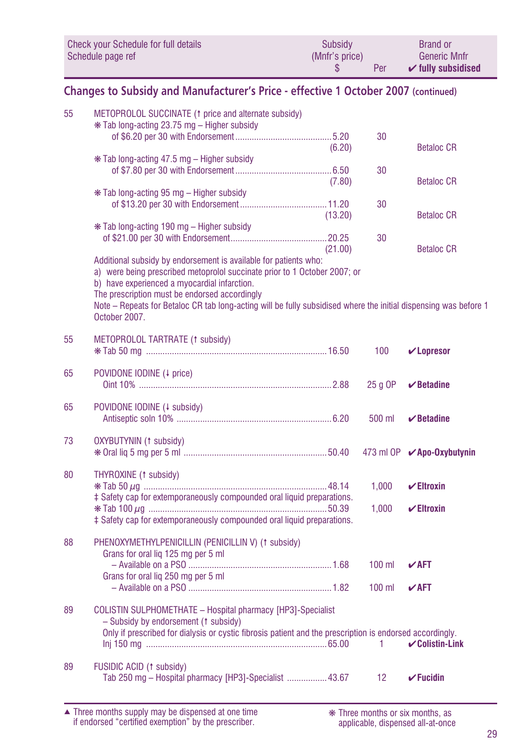| Check your Schedule for full details Schedule page ref | | Subsidy (Mnfr's price) $ | Per | Brand or Generic Mnfr ✔ fully subsidised |
|---|---|---|---|---|

## Changes to Subsidy and Manufacturer's Price - effective 1 October 2007 (continued)

| Page | Item | Subsidy (Mnfr's price) $ | Per | Brand or Generic Mnfr |
|---|---|---|---|---|
| 55 | METOPROLOL SUCCINATE (↑ price and alternate subsidy) | | | |
| | ❋ Tab long-acting 23.75 mg – Higher subsidy of $6.20 per 30 with Endorsement | 5.20 (6.20) | 30 | Betaloc CR |
| | ❋ Tab long-acting 47.5 mg – Higher subsidy of $7.80 per 30 with Endorsement | 6.50 (7.80) | 30 | Betaloc CR |
| | ❋ Tab long-acting 95 mg – Higher subsidy of $13.20 per 30 with Endorsement | 11.20 (13.20) | 30 | Betaloc CR |
| | ❋ Tab long-acting 190 mg – Higher subsidy of $21.00 per 30 with Endorsement | 20.25 (21.00) | 30 | Betaloc CR |
| | Additional subsidy by endorsement is available for patients who: a) were being prescribed metoprolol succinate prior to 1 October 2007; or b) have experienced a myocardial infarction. The prescription must be endorsed accordingly. Note – Repeats for Betaloc CR tab long-acting will be fully subsidised where the initial dispensing was before 1 October 2007. | | | |
| 55 | METOPROLOL TARTRATE (↑ subsidy) | | | |
| | ❋ Tab 50 mg | 16.50 | 100 | ✔ **Lopresor** |
| 65 | POVIDONE IODINE (↓ price) | | | |
| | Oint 10% | 2.88 | 25 g OP | ✔ **Betadine** |
| 65 | POVIDONE IODINE (↓ subsidy) | | | |
| | Antiseptic soln 10% | 6.20 | 500 ml | ✔ **Betadine** |
| 73 | OXYBUTYNIN (↑ subsidy) | | | |
| | ❋ Oral liq 5 mg per 5 ml | 50.40 | 473 ml OP | ✔ **Apo-Oxybutynin** |
| 80 | THYROXINE (↑ subsidy) | | | |
| | ❋ Tab 50 µg | 48.14 | 1,000 | ✔ **Eltroxin** |
| | ‡ Safety cap for extemporaneously compounded oral liquid preparations. | | | |
| | ❋ Tab 100 µg | 50.39 | 1,000 | ✔ **Eltroxin** |
| | ‡ Safety cap for extemporaneously compounded oral liquid preparations. | | | |
| 88 | PHENOXYMETHYLPENICILLIN (PENICILLIN V) (↑ subsidy) | | | |
| | Grans for oral liq 125 mg per 5 ml – Available on a PSO | 1.68 | 100 ml | ✔ **AFT** |
| | Grans for oral liq 250 mg per 5 ml – Available on a PSO | 1.82 | 100 ml | ✔ **AFT** |
| 89 | COLISTIN SULPHOMETHATE – Hospital pharmacy [HP3]-Specialist – Subsidy by endorsement (↑ subsidy) | | | |
| | Only if prescribed for dialysis or cystic fibrosis patient and the prescription is endorsed accordingly. | | | |
| | Inj 150 mg | 65.00 | 1 | ✔ **Colistin-Link** |
| 89 | FUSIDIC ACID (↑ subsidy) | | | |
| | Tab 250 mg – Hospital pharmacy [HP3]-Specialist | 43.67 | 12 | ✔ **Fucidin** |

▲ Three months supply may be dispensed at one time if endorsed "certified exemption" by the prescriber.

❋ Three months or six months, as applicable, dispensed all-at-once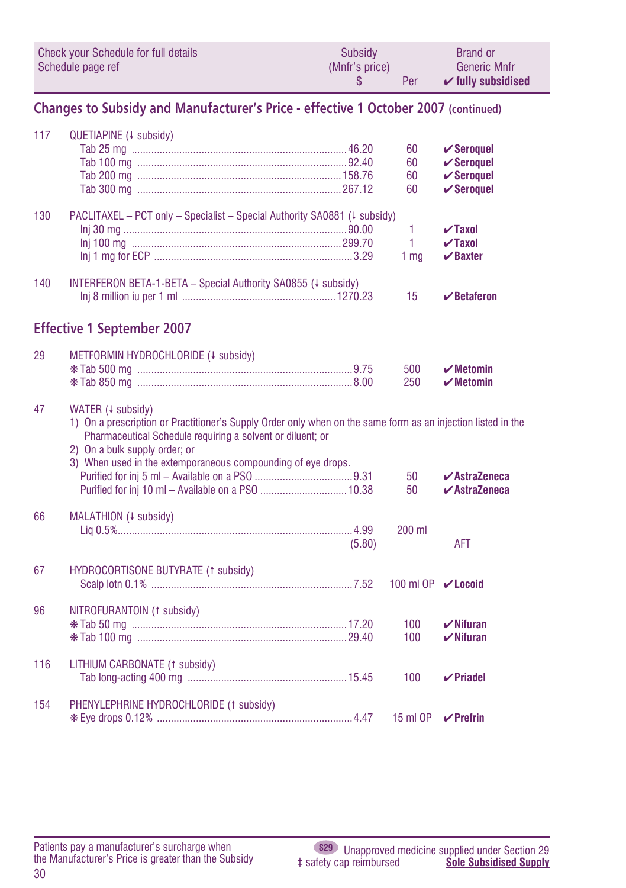| Check your Schedule for full details Schedule page ref | | Subsidy (Mnfr's price) $ | Per | Brand or Generic Mnfr ✔ fully subsidised |
|---|---|---|---|---|

## Changes to Subsidy and Manufacturer's Price - effective 1 October 2007 (continued)

| Page | Item | Subsidy $ | Per | Brand |
|---|---|---|---|---|
| 117 | QUETIAPINE (↓ subsidy) | | | |
| | Tab 25 mg | 46.20 | 60 | ✔ **Seroquel** |
| | Tab 100 mg | 92.40 | 60 | ✔ **Seroquel** |
| | Tab 200 mg | 158.76 | 60 | ✔ **Seroquel** |
| | Tab 300 mg | 267.12 | 60 | ✔ **Seroquel** |
| 130 | PACLITAXEL – PCT only – Specialist – Special Authority SA0881 (↓ subsidy) | | | |
| | Inj 30 mg | 90.00 | 1 | ✔ **Taxol** |
| | Inj 100 mg | 299.70 | 1 | ✔ **Taxol** |
| | Inj 1 mg for ECP | 3.29 | 1 mg | ✔ **Baxter** |
| 140 | INTERFERON BETA-1-BETA – Special Authority SA0855 (↓ subsidy) | | | |
| | Inj 8 million iu per 1 ml | 1270.23 | 15 | ✔ **Betaferon** |

## Effective 1 September 2007

| Page | Item | Subsidy $ | Per | Brand |
|---|---|---|---|---|
| 29 | METFORMIN HYDROCHLORIDE (↓ subsidy) | | | |
| | ❋ Tab 500 mg | 9.75 | 500 | ✔ **Metomin** |
| | ❋ Tab 850 mg | 8.00 | 250 | ✔ **Metomin** |
| 47 | WATER (↓ subsidy) 1) On a prescription or Practitioner's Supply Order only when on the same form as an injection listed in the Pharmaceutical Schedule requiring a solvent or diluent; or 2) On a bulk supply order; or 3) When used in the extemporaneous compounding of eye drops. | | | |
| | Purified for inj 5 ml – Available on a PSO | 9.31 | 50 | ✔ **AstraZeneca** |
| | Purified for inj 10 ml – Available on a PSO | 10.38 | 50 | ✔ **AstraZeneca** |
| 66 | MALATHION (↓ subsidy) | | | |
| | Liq 0.5% | 4.99 (5.80) | 200 ml | AFT |
| 67 | HYDROCORTISONE BUTYRATE (↑ subsidy) | | | |
| | Scalp lotn 0.1% | 7.52 | 100 ml OP | ✔ **Locoid** |
| 96 | NITROFURANTOIN (↑ subsidy) | | | |
| | ❋ Tab 50 mg | 17.20 | 100 | ✔ **Nifuran** |
| | ❋ Tab 100 mg | 29.40 | 100 | ✔ **Nifuran** |
| 116 | LITHIUM CARBONATE (↑ subsidy) | | | |
| | Tab long-acting 400 mg | 15.45 | 100 | ✔ **Priadel** |
| 154 | PHENYLEPHRINE HYDROCHLORIDE (↑ subsidy) | | | |
| | ❋ Eye drops 0.12% | 4.47 | 15 ml OP | ✔ **Prefrin** |

Patients pay a manufacturer's surcharge when the Manufacturer's Price is greater than the Subsidy

S29 Unapproved medicine supplied under Section 29

‡ safety cap reimbursed

Sole Subsidised Supply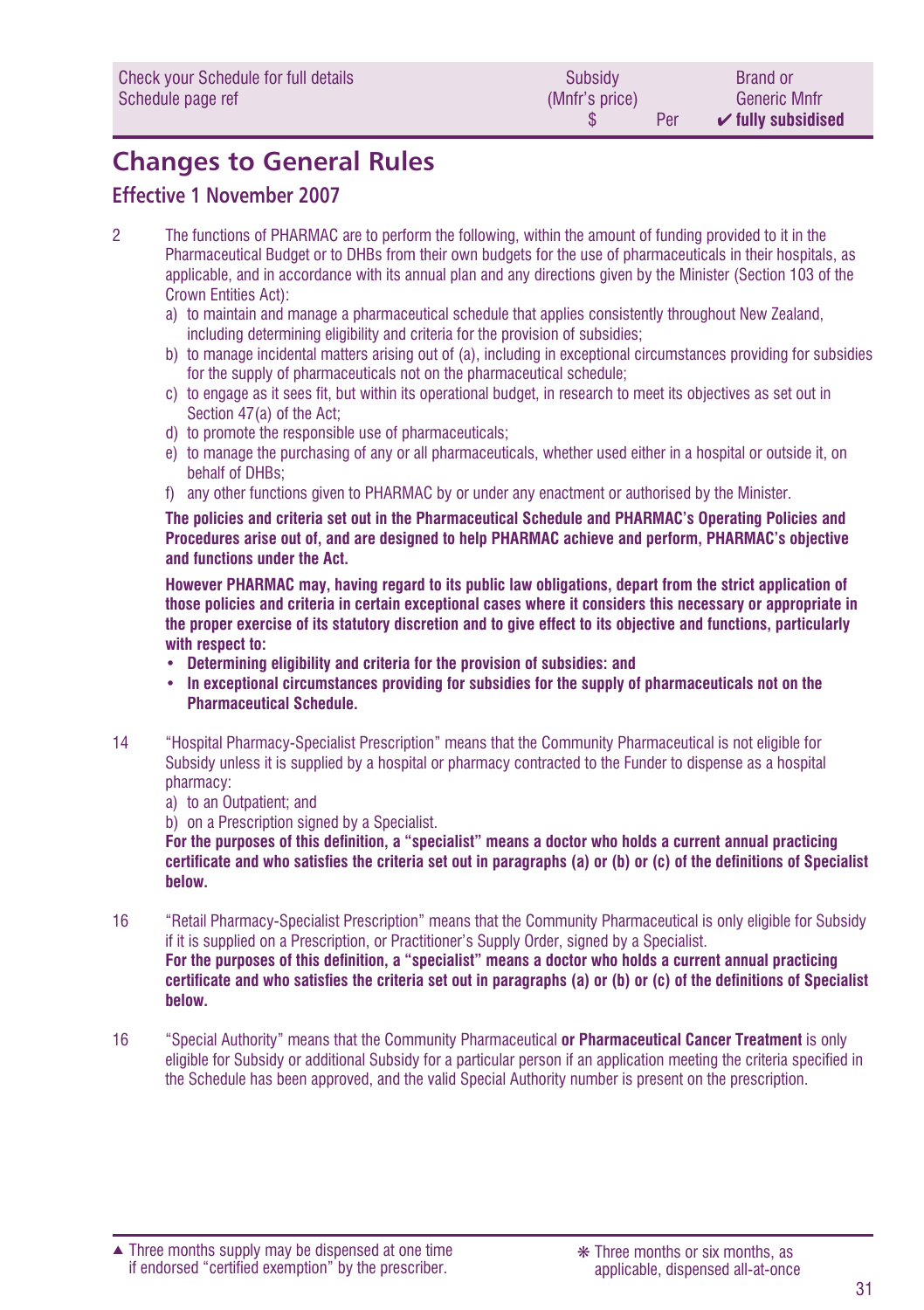## Changes to General Rules

### Effective 1 November 2007

2 The functions of PHARMAC are to perform the following, within the amount of funding provided to it in the Pharmaceutical Budget or to DHBs from their own budgets for the use of pharmaceuticals in their hospitals, as applicable, and in accordance with its annual plan and any directions given by the Minister (Section 103 of the Crown Entities Act):

a) to maintain and manage a pharmaceutical schedule that applies consistently throughout New Zealand, including determining eligibility and criteria for the provision of subsidies;
b) to manage incidental matters arising out of (a), including in exceptional circumstances providing for subsidies for the supply of pharmaceuticals not on the pharmaceutical schedule;
c) to engage as it sees fit, but within its operational budget, in research to meet its objectives as set out in Section 47(a) of the Act;
d) to promote the responsible use of pharmaceuticals;
e) to manage the purchasing of any or all pharmaceuticals, whether used either in a hospital or outside it, on behalf of DHBs;
f) any other functions given to PHARMAC by or under any enactment or authorised by the Minister.

**The policies and criteria set out in the Pharmaceutical Schedule and PHARMAC's Operating Policies and Procedures arise out of, and are designed to help PHARMAC achieve and perform, PHARMAC's objective and functions under the Act.**

**However PHARMAC may, having regard to its public law obligations, depart from the strict application of those policies and criteria in certain exceptional cases where it considers this necessary or appropriate in the proper exercise of its statutory discretion and to give effect to its objective and functions, particularly with respect to:**

- **Determining eligibility and criteria for the provision of subsidies: and**
- **In exceptional circumstances providing for subsidies for the supply of pharmaceuticals not on the Pharmaceutical Schedule.**

14 "Hospital Pharmacy-Specialist Prescription" means that the Community Pharmaceutical is not eligible for Subsidy unless it is supplied by a hospital or pharmacy contracted to the Funder to dispense as a hospital pharmacy:

a) to an Outpatient; and
b) on a Prescription signed by a Specialist.

**For the purposes of this definition, a "specialist" means a doctor who holds a current annual practicing certificate and who satisfies the criteria set out in paragraphs (a) or (b) or (c) of the definitions of Specialist below.**

16 "Retail Pharmacy-Specialist Prescription" means that the Community Pharmaceutical is only eligible for Subsidy if it is supplied on a Prescription, or Practitioner's Supply Order, signed by a Specialist.
**For the purposes of this definition, a "specialist" means a doctor who holds a current annual practicing certificate and who satisfies the criteria set out in paragraphs (a) or (b) or (c) of the definitions of Specialist below.**

16 "Special Authority" means that the Community Pharmaceutical **or Pharmaceutical Cancer Treatment** is only eligible for Subsidy or additional Subsidy for a particular person if an application meeting the criteria specified in the Schedule has been approved, and the valid Special Authority number is present on the prescription.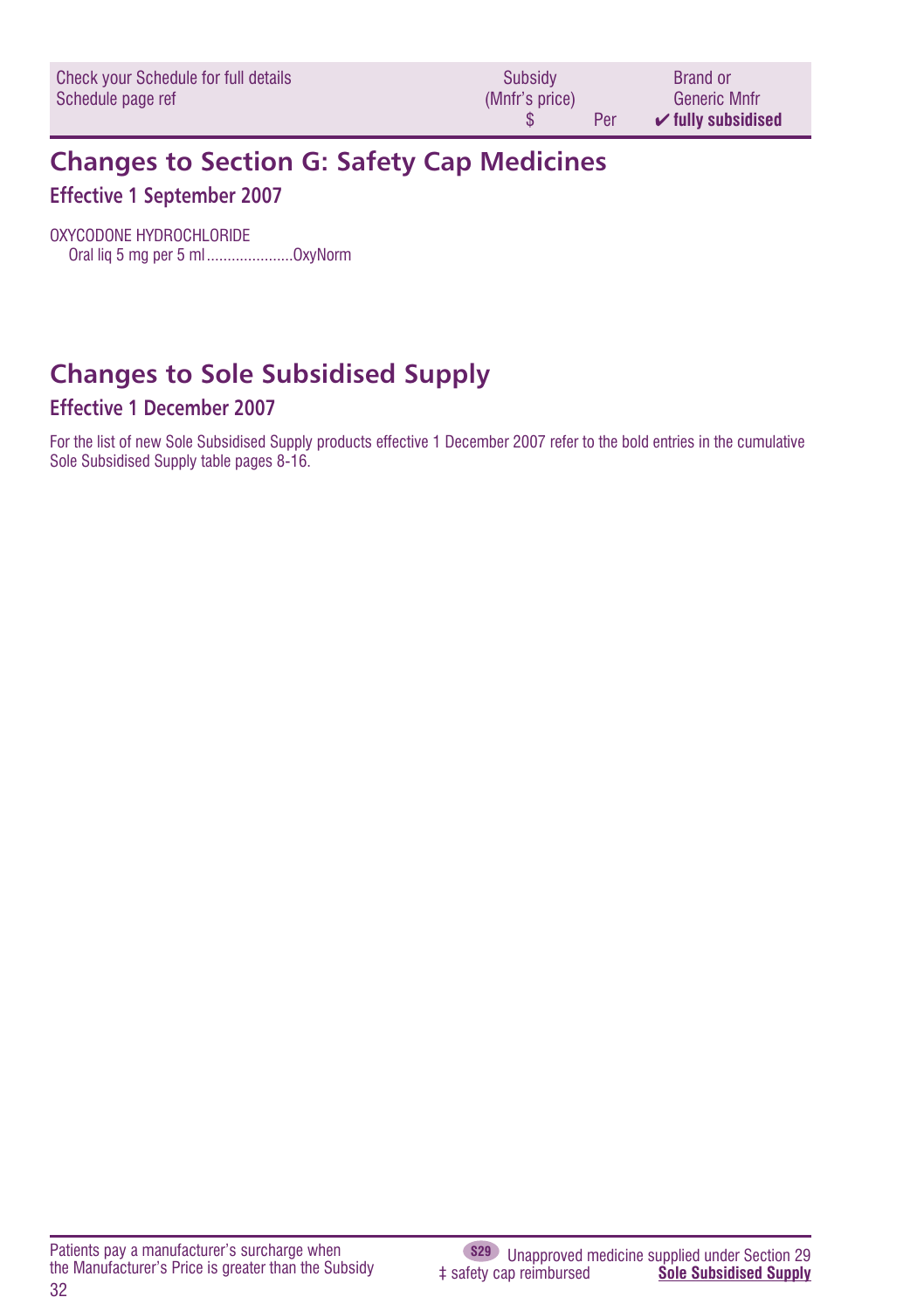## Changes to Section G: Safety Cap Medicines

### Effective 1 September 2007

OXYCODONE HYDROCHLORIDE
Oral liq 5 mg per 5 ml.....................OxyNorm

## Changes to Sole Subsidised Supply

### Effective 1 December 2007

For the list of new Sole Subsidised Supply products effective 1 December 2007 refer to the bold entries in the cumulative Sole Subsidised Supply table pages 8-16.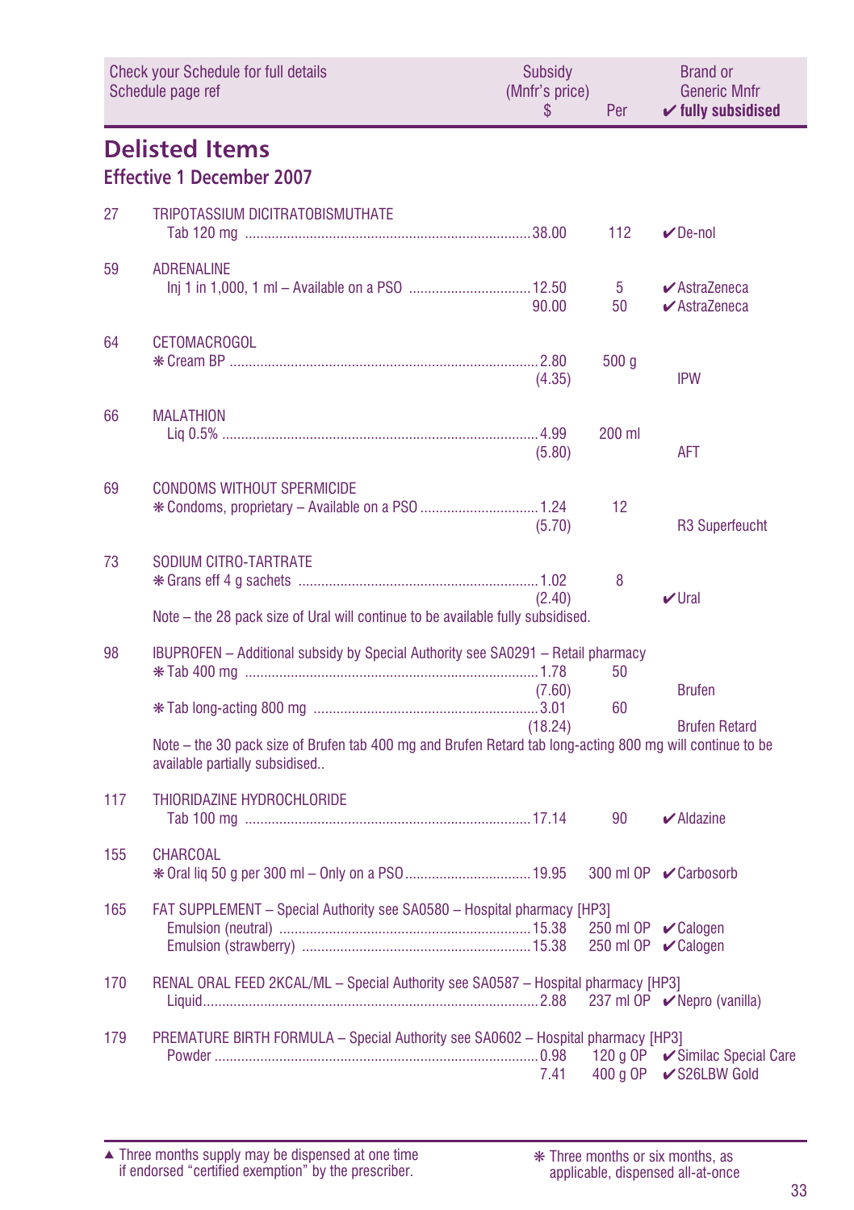| Check your Schedule for full details Schedule page ref | | Subsidy (Mnfr's price) $ | Per | Brand or Generic Mnfr ✔ fully subsidised |
|---|---|---|---|---|

## Delisted Items

### Effective 1 December 2007

| | | | | |
|---|---|---|---|---|
| 27 | TRIPOTASSIUM DICITRATOBISMUTHATE | | | |
| | Tab 120 mg | 38.00 | 112 | ✔De-nol |
| 59 | ADRENALINE | | | |
| | Inj 1 in 1,000, 1 ml – Available on a PSO | 12.50 | 5 | ✔AstraZeneca |
| | | 90.00 | 50 | ✔AstraZeneca |
| 64 | CETOMACROGOL | | | |
| | ❋ Cream BP | 2.80 | 500 g | |
| | | (4.35) | | IPW |
| 66 | MALATHION | | | |
| | Liq 0.5% | 4.99 | 200 ml | |
| | | (5.80) | | AFT |
| 69 | CONDOMS WITHOUT SPERMICIDE | | | |
| | ❋ Condoms, proprietary – Available on a PSO | 1.24 | 12 | |
| | | (5.70) | | R3 Superfeucht |
| 73 | SODIUM CITRO-TARTRATE | | | |
| | ❋ Grans eff 4 g sachets | 1.02 | 8 | |
| | | (2.40) | | ✔Ural |
| | Note – the 28 pack size of Ural will continue to be available fully subsidised. | | | |
| 98 | IBUPROFEN – Additional subsidy by Special Authority see SA0291 – Retail pharmacy | | | |
| | ❋ Tab 400 mg | 1.78 | 50 | |
| | | (7.60) | | Brufen |
| | ❋ Tab long-acting 800 mg | 3.01 | 60 | |
| | | (18.24) | | Brufen Retard |
| | Note – the 30 pack size of Brufen tab 400 mg and Brufen Retard tab long-acting 800 mg will continue to be available partially subsidised.. | | | |
| 117 | THIORIDAZINE HYDROCHLORIDE | | | |
| | Tab 100 mg | 17.14 | 90 | ✔Aldazine |
| 155 | CHARCOAL | | | |
| | ❋ Oral liq 50 g per 300 ml – Only on a PSO | 19.95 | 300 ml OP | ✔Carbosorb |
| 165 | FAT SUPPLEMENT – Special Authority see SA0580 – Hospital pharmacy [HP3] | | | |
| | Emulsion (neutral) | 15.38 | 250 ml OP | ✔Calogen |
| | Emulsion (strawberry) | 15.38 | 250 ml OP | ✔Calogen |
| 170 | RENAL ORAL FEED 2KCAL/ML – Special Authority see SA0587 – Hospital pharmacy [HP3] | | | |
| | Liquid | 2.88 | 237 ml OP | ✔Nepro (vanilla) |
| 179 | PREMATURE BIRTH FORMULA – Special Authority see SA0602 – Hospital pharmacy [HP3] | | | |
| | Powder | 0.98 | 120 g OP | ✔Similac Special Care |
| | | 7.41 | 400 g OP | ✔S26LBW Gold |

▲ Three months supply may be dispensed at one time if endorsed "certified exemption" by the prescriber.

❋ Three months or six months, as applicable, dispensed all-at-once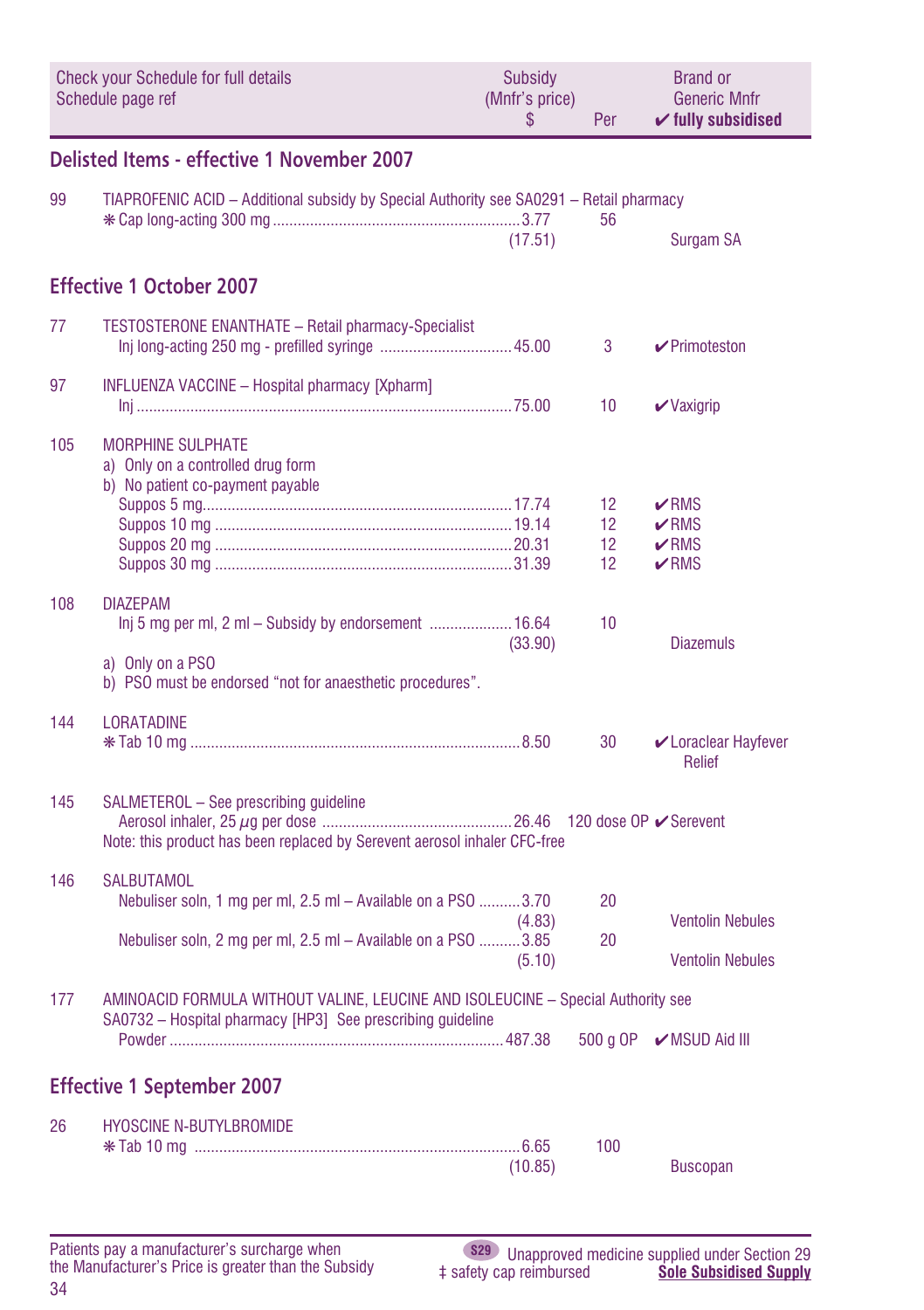| Check your Schedule for full details Schedule page ref | | Subsidy (Mnfr's price) $ | Per | Brand or Generic Mnfr ✔ fully subsidised |
|---|---|---|---|---|

## Delisted Items - effective 1 November 2007

| | | | | |
|---|---|---|---|---|
| 99 | TIAPROFENIC ACID – Additional subsidy by Special Authority see SA0291 – Retail pharmacy | | | |
| | ❋ Cap long-acting 300 mg | 3.77 (17.51) | 56 | Surgam SA |

## Effective 1 October 2007

| | | | | |
|---|---|---|---|---|
| 77 | TESTOSTERONE ENANTHATE – Retail pharmacy-Specialist | | | |
| | Inj long-acting 250 mg - prefilled syringe | 45.00 | 3 | ✔Primoteston |
| 97 | INFLUENZA VACCINE – Hospital pharmacy [Xpharm] | | | |
| | Inj | 75.00 | 10 | ✔Vaxigrip |
| 105 | MORPHINE SULPHATE<br>a) Only on a controlled drug form<br>b) No patient co-payment payable | | | |
| | Suppos 5 mg | 17.74 | 12 | ✔RMS |
| | Suppos 10 mg | 19.14 | 12 | ✔RMS |
| | Suppos 20 mg | 20.31 | 12 | ✔RMS |
| | Suppos 30 mg | 31.39 | 12 | ✔RMS |
| 108 | DIAZEPAM | | | |
| | Inj 5 mg per ml, 2 ml – Subsidy by endorsement | 16.64 (33.90) | 10 | Diazemuls |
| | a) Only on a PSO<br>b) PSO must be endorsed "not for anaesthetic procedures". | | | |
| 144 | LORATADINE | | | |
| | ❋ Tab 10 mg | 8.50 | 30 | ✔Loraclear Hayfever Relief |
| 145 | SALMETEROL – See prescribing guideline | | | |
| | Aerosol inhaler, 25 µg per dose | 26.46 | 120 dose OP | ✔Serevent |
| | Note: this product has been replaced by Serevent aerosol inhaler CFC-free | | | |
| 146 | SALBUTAMOL | | | |
| | Nebuliser soln, 1 mg per ml, 2.5 ml – Available on a PSO | 3.70 (4.83) | 20 | Ventolin Nebules |
| | Nebuliser soln, 2 mg per ml, 2.5 ml – Available on a PSO | 3.85 (5.10) | 20 | Ventolin Nebules |
| 177 | AMINOACID FORMULA WITHOUT VALINE, LEUCINE AND ISOLEUCINE – Special Authority see SA0732 – Hospital pharmacy [HP3] See prescribing guideline | | | |
| | Powder | 487.38 | 500 g OP | ✔MSUD Aid III |

## Effective 1 September 2007

| | | | | |
|---|---|---|---|---|
| 26 | HYOSCINE N-BUTYLBROMIDE | | | |
| | ❋ Tab 10 mg | 6.65 (10.85) | 100 | Buscopan |

Patients pay a manufacturer's surcharge when the Manufacturer's Price is greater than the Subsidy

S29 Unapproved medicine supplied under Section 29
‡ safety cap reimbursed
**Sole Subsidised Supply**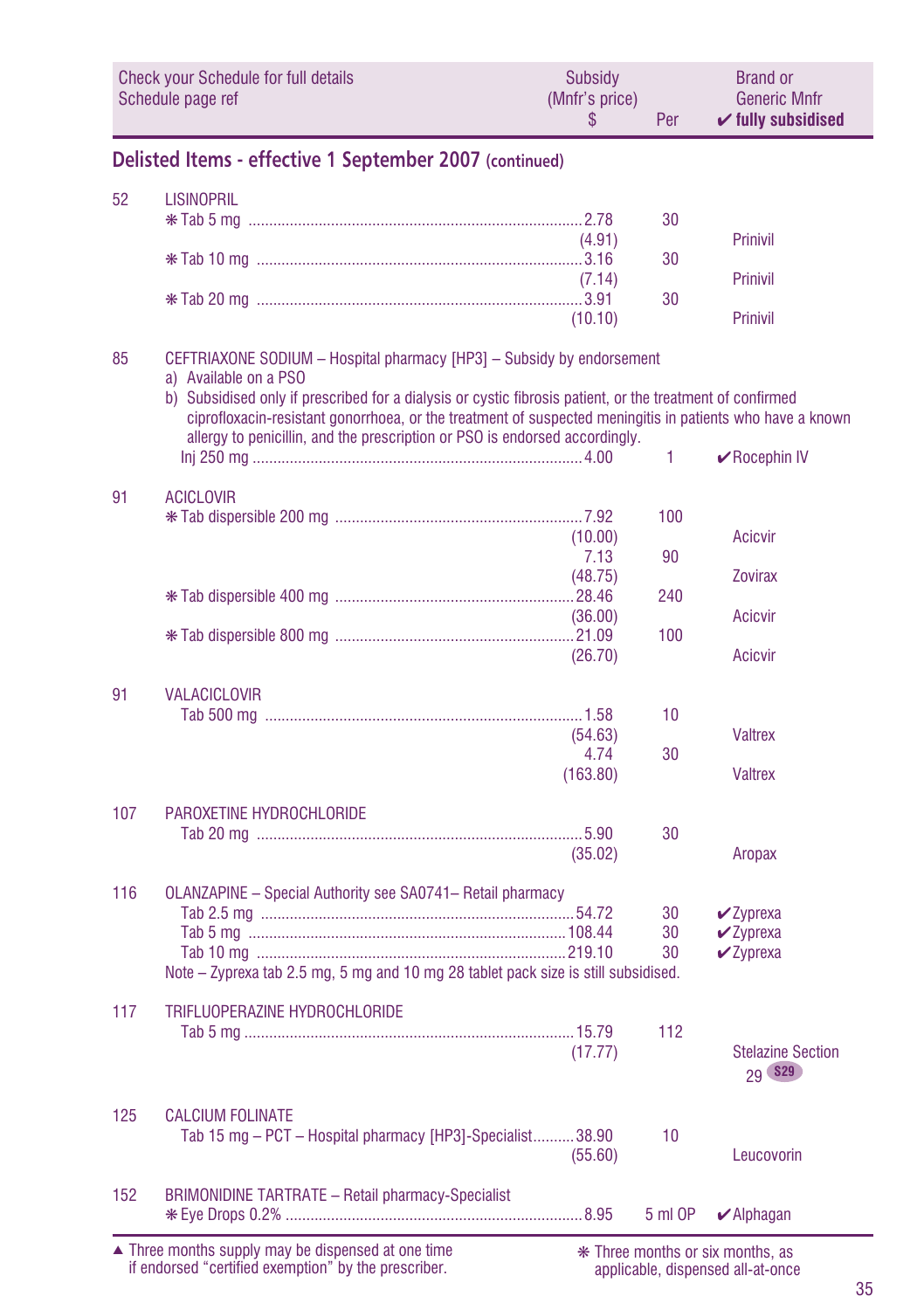| Check your Schedule for full details Schedule page ref | | Subsidy (Mnfr's price) $ | Per | Brand or Generic Mnfr ✔ fully subsidised |
|---|---|---|---|---|

## Delisted Items - effective 1 September 2007 (continued)

| Page | Item | Subsidy (Mnfr's price) $ | Per | Brand or Generic Mnfr |
|---|---|---|---|---|
| 52 | **LISINOPRIL** | | | |
| | ❋ Tab 5 mg | 2.78 | 30 | |
| | | (4.91) | | Prinivil |
| | ❋ Tab 10 mg | 3.16 | 30 | |
| | | (7.14) | | Prinivil |
| | ❋ Tab 20 mg | 3.91 | 30 | |
| | | (10.10) | | Prinivil |
| 85 | **CEFTRIAXONE SODIUM** – Hospital pharmacy [HP3] – Subsidy by endorsement<br>a) Available on a PSO<br>b) Subsidised only if prescribed for a dialysis or cystic fibrosis patient, or the treatment of confirmed ciprofloxacin-resistant gonorrhoea, or the treatment of suspected meningitis in patients who have a known allergy to penicillin, and the prescription or PSO is endorsed accordingly. | | | |
| | Inj 250 mg | 4.00 | 1 | ✔Rocephin IV |
| 91 | **ACICLOVIR** | | | |
| | ❋ Tab dispersible 200 mg | 7.92 | 100 | |
| | | (10.00) | | Acicvir |
| | | 7.13 | 90 | |
| | | (48.75) | | Zovirax |
| | ❋ Tab dispersible 400 mg | 28.46 | 240 | |
| | | (36.00) | | Acicvir |
| | ❋ Tab dispersible 800 mg | 21.09 | 100 | |
| | | (26.70) | | Acicvir |
| 91 | **VALACICLOVIR** | | | |
| | Tab 500 mg | 1.58 | 10 | |
| | | (54.63) | | Valtrex |
| | | 4.74 | 30 | |
| | | (163.80) | | Valtrex |
| 107 | **PAROXETINE HYDROCHLORIDE** | | | |
| | Tab 20 mg | 5.90 | 30 | |
| | | (35.02) | | Aropax |
| 116 | **OLANZAPINE** – Special Authority see SA0741– Retail pharmacy | | | |
| | Tab 2.5 mg | 54.72 | 30 | ✔Zyprexa |
| | Tab 5 mg | 108.44 | 30 | ✔Zyprexa |
| | Tab 10 mg | 219.10 | 30 | ✔Zyprexa |
| | Note – Zyprexa tab 2.5 mg, 5 mg and 10 mg 28 tablet pack size is still subsidised. | | | |
| 117 | **TRIFLUOPERAZINE HYDROCHLORIDE** | | | |
| | Tab 5 mg | 15.79 | 112 | |
| | | (17.77) | | Stelazine Section 29 S29 |
| 125 | **CALCIUM FOLINATE** | | | |
| | Tab 15 mg – PCT – Hospital pharmacy [HP3]-Specialist | 38.90 | 10 | |
| | | (55.60) | | Leucovorin |
| 152 | **BRIMONIDINE TARTRATE** – Retail pharmacy-Specialist | | | |
| | ❋ Eye Drops 0.2% | 8.95 | 5 ml OP | ✔Alphagan |

▲ Three months supply may be dispensed at one time if endorsed "certified exemption" by the prescriber.

❋ Three months or six months, as applicable, dispensed all-at-once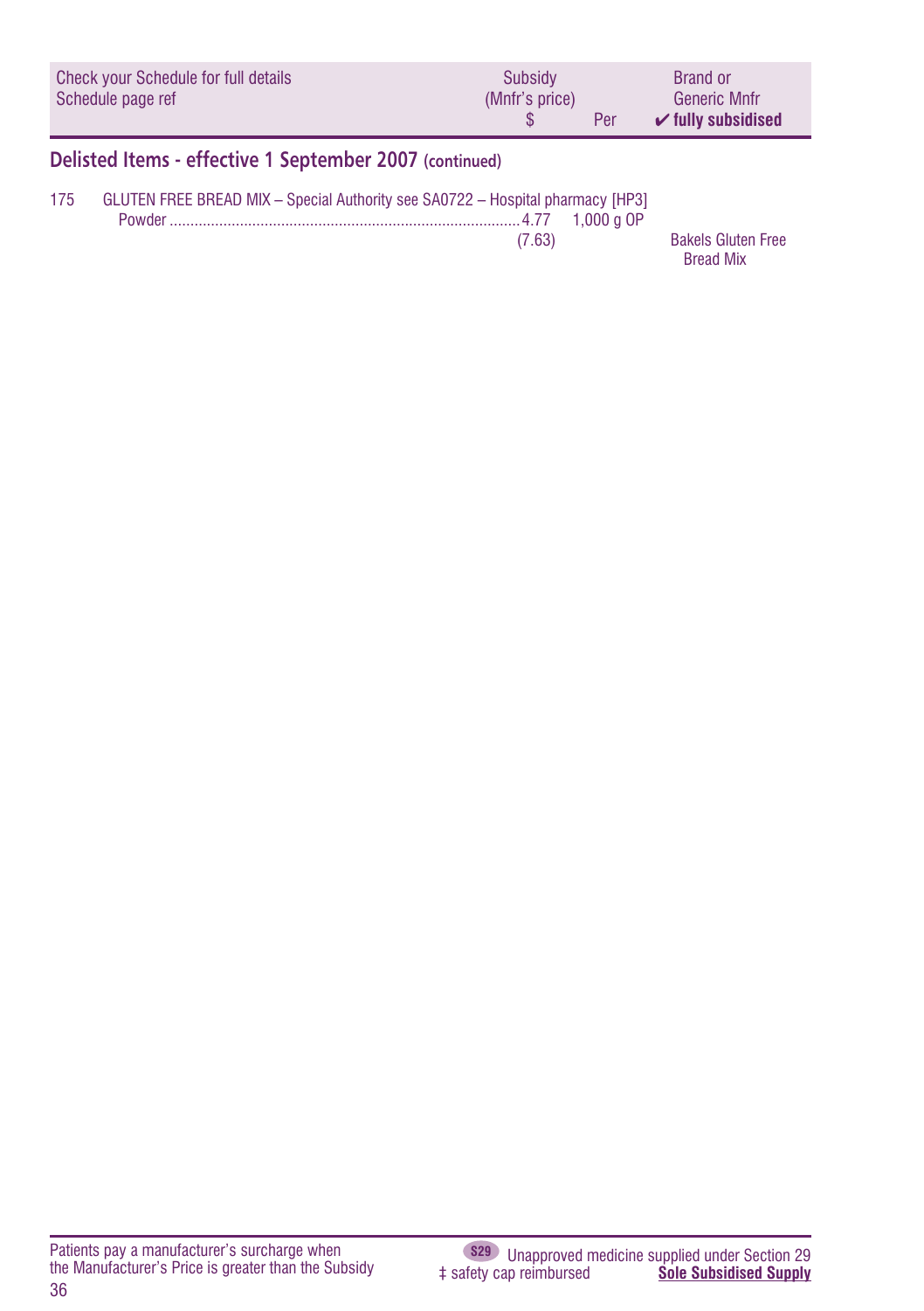| Check your Schedule for full details Schedule page ref | Subsidy (Mnfr's price) $ | Per | Brand or Generic Mnfr ✔ fully subsidised |
|---|---|---|---|

## Delisted Items - effective 1 September 2007 (continued)

| | | | | |
|---|---|---|---|---|
| 175 | GLUTEN FREE BREAD MIX – Special Authority see SA0722 – Hospital pharmacy [HP3] | | | |
| | Powder | 4.77 (7.63) | 1,000 g OP | Bakels Gluten Free Bread Mix |

Patients pay a manufacturer's surcharge when the Manufacturer's Price is greater than the Subsidy

S29 Unapproved medicine supplied under Section 29
‡ safety cap reimbursed
**Sole Subsidised Supply**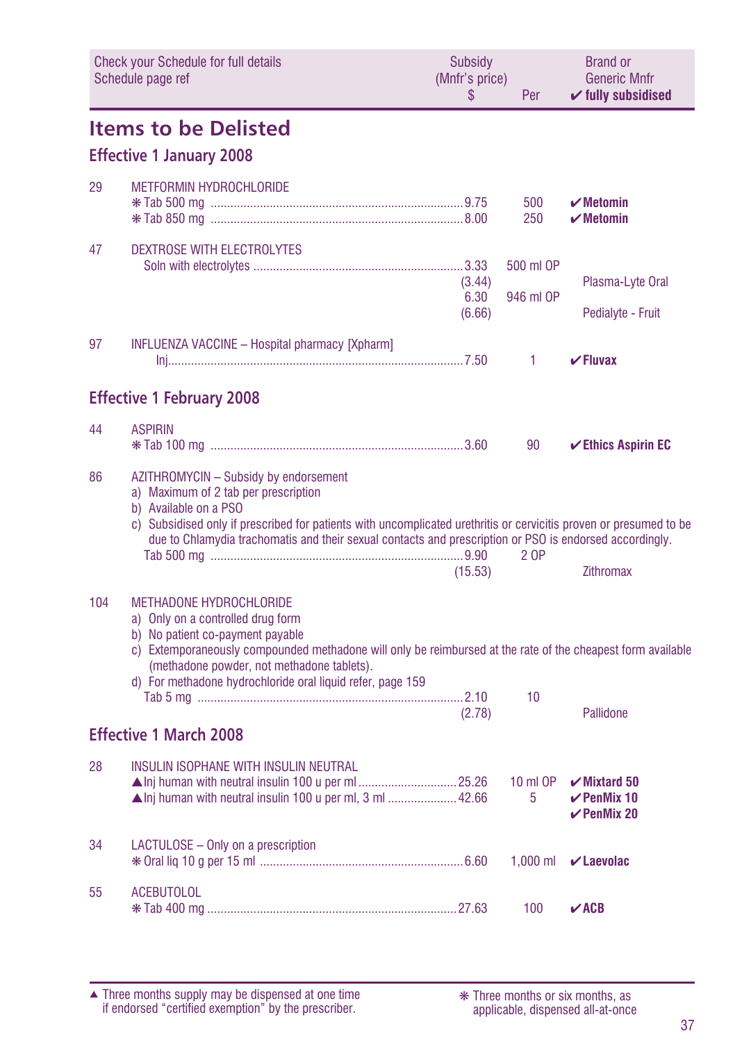| Check your Schedule for full details Schedule page ref | | Subsidy (Mnfr's price) $ | Per | Brand or Generic Mnfr ✔ fully subsidised |
|---|---|---|---|---|

# Items to be Delisted

## Effective 1 January 2008

| | | | | |
|---|---|---|---|---|
| 29 | METFORMIN HYDROCHLORIDE | | | |
| | ❋ Tab 500 mg | 9.75 | 500 | ✔ **Metomin** |
| | ❋ Tab 850 mg | 8.00 | 250 | ✔ **Metomin** |
| 47 | DEXTROSE WITH ELECTROLYTES | | | |
| | Soln with electrolytes | 3.33 (3.44) | 500 ml OP | Plasma-Lyte Oral |
| | | 6.30 (6.66) | 946 ml OP | Pedialyte - Fruit |
| 97 | INFLUENZA VACCINE – Hospital pharmacy [Xpharm] | | | |
| | Inj | 7.50 | 1 | ✔ **Fluvax** |

## Effective 1 February 2008

| | | | | |
|---|---|---|---|---|
| 44 | ASPIRIN | | | |
| | ❋ Tab 100 mg | 3.60 | 90 | ✔ **Ethics Aspirin EC** |
| 86 | AZITHROMYCIN – Subsidy by endorsement<br>a) Maximum of 2 tab per prescription<br>b) Available on a PSO<br>c) Subsidised only if prescribed for patients with uncomplicated urethritis or cervicitis proven or presumed to be due to Chlamydia trachomatis and their sexual contacts and prescription or PSO is endorsed accordingly. | | | |
| | Tab 500 mg | 9.90 (15.53) | 2 OP | Zithromax |
| 104 | METHADONE HYDROCHLORIDE<br>a) Only on a controlled drug form<br>b) No patient co-payment payable<br>c) Extemporaneously compounded methadone will only be reimbursed at the rate of the cheapest form available (methadone powder, not methadone tablets).<br>d) For methadone hydrochloride oral liquid refer, page 159 | | | |
| | Tab 5 mg | 2.10 (2.78) | 10 | Pallidone |

## Effective 1 March 2008

| | | | | |
|---|---|---|---|---|
| 28 | INSULIN ISOPHANE WITH INSULIN NEUTRAL | | | |
| | ▲Inj human with neutral insulin 100 u per ml | 25.26 | 10 ml OP | ✔ **Mixtard 50** |
| | ▲Inj human with neutral insulin 100 u per ml, 3 ml | 42.66 | 5 | ✔ **PenMix 10**<br>✔ **PenMix 20** |
| 34 | LACTULOSE – Only on a prescription | | | |
| | ❋ Oral liq 10 g per 15 ml | 6.60 | 1,000 ml | ✔ **Laevolac** |
| 55 | ACEBUTOLOL | | | |
| | ❋ Tab 400 mg | 27.63 | 100 | ✔ **ACB** |

▲ Three months supply may be dispensed at one time if endorsed "certified exemption" by the prescriber.

❋ Three months or six months, as applicable, dispensed all-at-once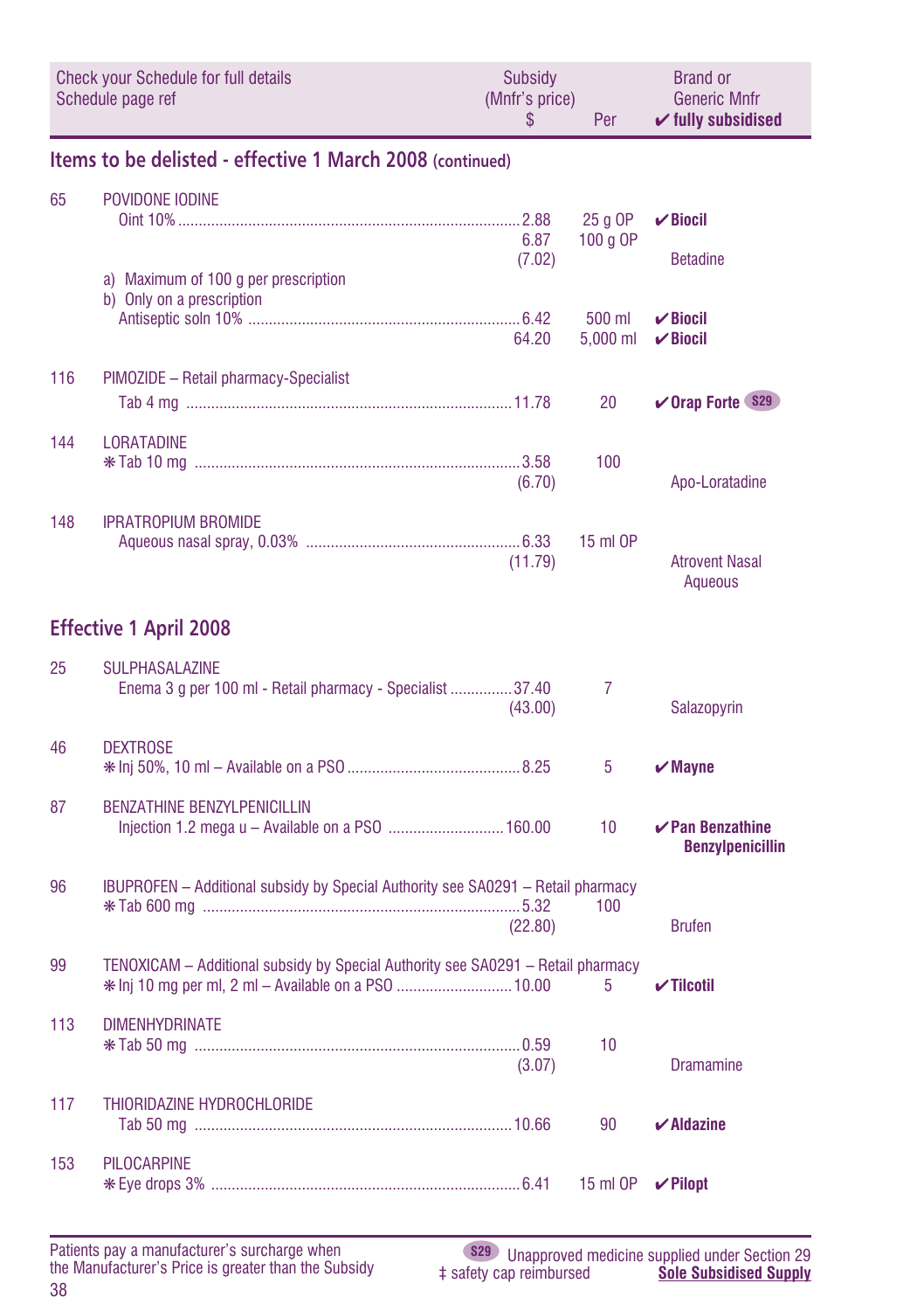| Check your Schedule for full details Schedule page ref | | Subsidy (Mnfr's price) $ | Per | Brand or Generic Mnfr ✔ fully subsidised |
|---|---|---|---|---|

## Items to be delisted - effective 1 March 2008 (continued)

| | | | | |
|---|---|---|---|---|
| 65 | POVIDONE IODINE | | | |
| | Oint 10% | 2.88 | 25 g OP | ✔ **Biocil** |
| | | 6.87 | 100 g OP | |
| | | (7.02) | | Betadine |
| | a) Maximum of 100 g per prescription | | | |
| | b) Only on a prescription | | | |
| | Antiseptic soln 10% | 6.42 | 500 ml | ✔ **Biocil** |
| | | 64.20 | 5,000 ml | ✔ **Biocil** |
| 116 | PIMOZIDE – Retail pharmacy-Specialist | | | |
| | Tab 4 mg | 11.78 | 20 | ✔ **Orap Forte** S29 |
| 144 | LORATADINE | | | |
| | ❋ Tab 10 mg | 3.58 | 100 | |
| | | (6.70) | | Apo-Loratadine |
| 148 | IPRATROPIUM BROMIDE | | | |
| | Aqueous nasal spray, 0.03% | 6.33 | 15 ml OP | |
| | | (11.79) | | Atrovent Nasal Aqueous |

## Effective 1 April 2008

| | | | | |
|---|---|---|---|---|
| 25 | SULPHASALAZINE | | | |
| | Enema 3 g per 100 ml - Retail pharmacy - Specialist | 37.40 | 7 | |
| | | (43.00) | | Salazopyrin |
| 46 | DEXTROSE | | | |
| | ❋ Inj 50%, 10 ml – Available on a PSO | 8.25 | 5 | ✔ **Mayne** |
| 87 | BENZATHINE BENZYLPENICILLIN | | | |
| | Injection 1.2 mega u – Available on a PSO | 160.00 | 10 | ✔ **Pan Benzathine Benzylpenicillin** |
| 96 | IBUPROFEN – Additional subsidy by Special Authority see SA0291 – Retail pharmacy | | | |
| | ❋ Tab 600 mg | 5.32 | 100 | |
| | | (22.80) | | Brufen |
| 99 | TENOXICAM – Additional subsidy by Special Authority see SA0291 – Retail pharmacy | | | |
| | ❋ Inj 10 mg per ml, 2 ml – Available on a PSO | 10.00 | 5 | ✔ **Tilcotil** |
| 113 | DIMENHYDRINATE | | | |
| | ❋ Tab 50 mg | 0.59 | 10 | |
| | | (3.07) | | Dramamine |
| 117 | THIORIDAZINE HYDROCHLORIDE | | | |
| | Tab 50 mg | 10.66 | 90 | ✔ **Aldazine** |
| 153 | PILOCARPINE | | | |
| | ❋ Eye drops 3% | 6.41 | 15 ml OP | ✔ **Pilopt** |

Patients pay a manufacturer's surcharge when the Manufacturer's Price is greater than the Subsidy

S29 Unapproved medicine supplied under Section 29
‡ safety cap reimbursed
**Sole Subsidised Supply**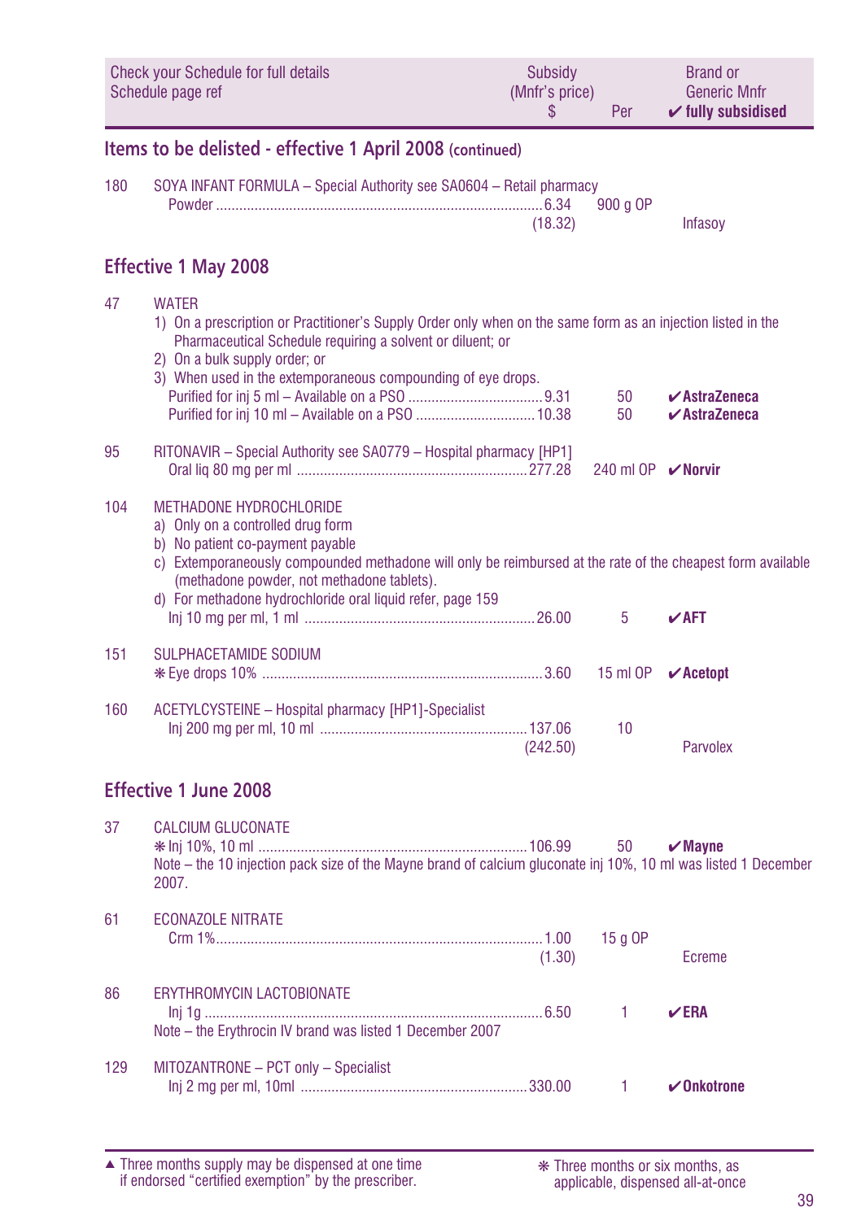| Check your Schedule for full details<br>Schedule page ref | Subsidy<br>(Mnfr's price)<br>$ | Per | Brand or<br>Generic Mnfr<br>✔ fully subsidised |
|---|---|---|---|

## Items to be delisted - effective 1 April 2008 (continued)

| | | | | |
|---|---|---|---|---|
| 180 | SOYA INFANT FORMULA – Special Authority see SA0604 – Retail pharmacy | | | |
| | Powder | 6.34<br>(18.32) | 900 g OP | Infasoy |

## Effective 1 May 2008

| | | | | |
|---|---|---|---|---|
| 47 | WATER<br>1) On a prescription or Practitioner's Supply Order only when on the same form as an injection listed in the Pharmaceutical Schedule requiring a solvent or diluent; or<br>2) On a bulk supply order; or<br>3) When used in the extemporaneous compounding of eye drops. | | | |
| | Purified for inj 5 ml – Available on a PSO | 9.31 | 50 | ✔AstraZeneca |
| | Purified for inj 10 ml – Available on a PSO | 10.38 | 50 | ✔AstraZeneca |
| 95 | RITONAVIR – Special Authority see SA0779 – Hospital pharmacy [HP1] | | | |
| | Oral liq 80 mg per ml | 277.28 | 240 ml OP | ✔Norvir |
| 104 | METHADONE HYDROCHLORIDE<br>a) Only on a controlled drug form<br>b) No patient co-payment payable<br>c) Extemporaneously compounded methadone will only be reimbursed at the rate of the cheapest form available (methadone powder, not methadone tablets).<br>d) For methadone hydrochloride oral liquid refer, page 159 | | | |
| | Inj 10 mg per ml, 1 ml | 26.00 | 5 | ✔AFT |
| 151 | SULPHACETAMIDE SODIUM | | | |
| | ❋ Eye drops 10% | 3.60 | 15 ml OP | ✔Acetopt |
| 160 | ACETYLCYSTEINE – Hospital pharmacy [HP1]-Specialist | | | |
| | Inj 200 mg per ml, 10 ml | 137.06<br>(242.50) | 10 | Parvolex |

## Effective 1 June 2008

| | | | | |
|---|---|---|---|---|
| 37 | CALCIUM GLUCONATE | | | |
| | ❋ Inj 10%, 10 ml | 106.99 | 50 | ✔Mayne |
| | Note – the 10 injection pack size of the Mayne brand of calcium gluconate inj 10%, 10 ml was listed 1 December 2007. | | | |
| 61 | ECONAZOLE NITRATE | | | |
| | Crm 1% | 1.00<br>(1.30) | 15 g OP | Ecreme |
| 86 | ERYTHROMYCIN LACTOBIONATE | | | |
| | Inj 1g | 6.50 | 1 | ✔ERA |
| | Note – the Erythrocin IV brand was listed 1 December 2007 | | | |
| 129 | MITOZANTRONE – PCT only – Specialist | | | |
| | Inj 2 mg per ml, 10ml | 330.00 | 1 | ✔Onkotrone |

▲ Three months supply may be dispensed at one time if endorsed "certified exemption" by the prescriber.

❋ Three months or six months, as applicable, dispensed all-at-once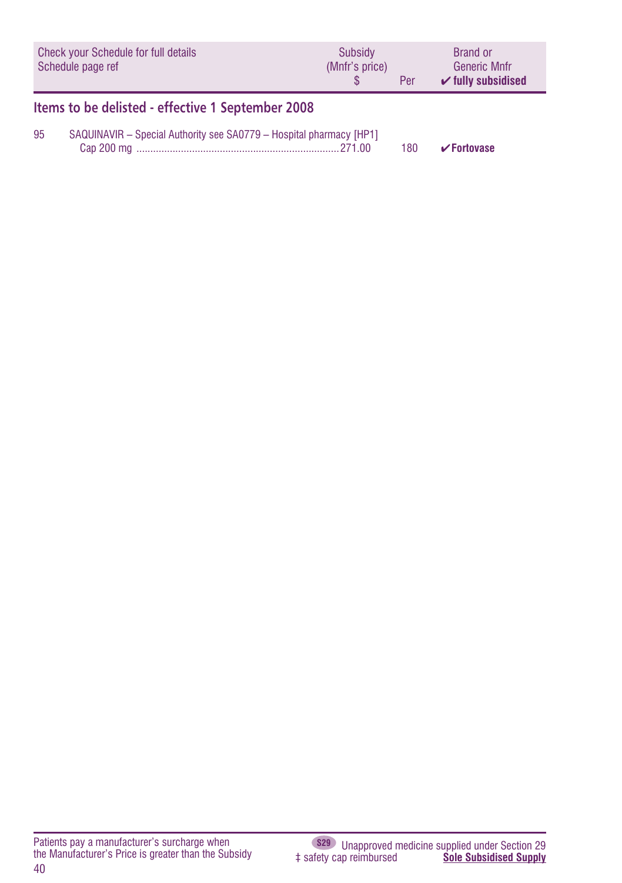| Check your Schedule for full details Schedule page ref | Subsidy (Mnfr's price) $ | Per | Brand or Generic Mnfr ✔ fully subsidised |
|---|---|---|---|

## Items to be delisted - effective 1 September 2008

| | | | |
|---|---|---|---|
| 95 | SAQUINAVIR – Special Authority see SA0779 – Hospital pharmacy [HP1] | | |
| | Cap 200 mg ........................................................................271.00 | 180 | ✔**Fortovase** |

Patients pay a manufacturer's surcharge when the Manufacturer's Price is greater than the Subsidy

S29 Unapproved medicine supplied under Section 29

‡ safety cap reimbursed

**Sole Subsidised Supply**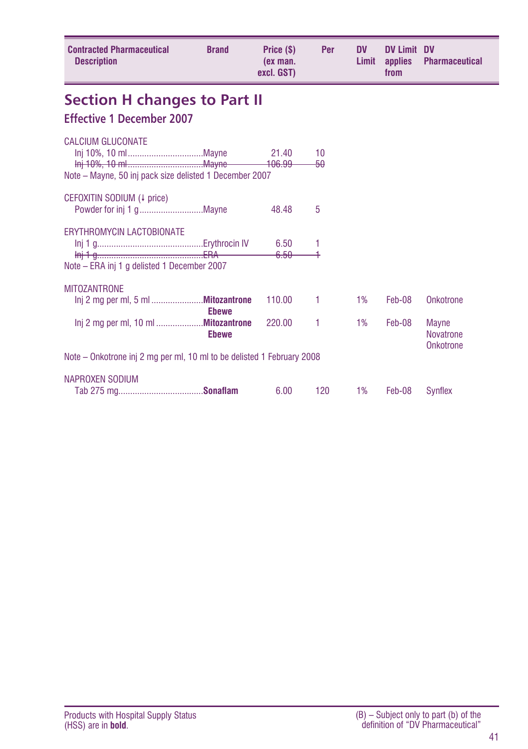| Contracted Pharmaceutical Description | Brand | Price ($) (ex man. excl. GST) | Per | DV Limit | DV Limit applies from | DV Pharmaceutical |
|---|---|---|---|---|---|---|

## Section H changes to Part II

### Effective 1 December 2007

| Contracted Pharmaceutical Description | Brand | Price ($) (ex man. excl. GST) | Per | DV Limit | DV Limit applies from | DV Pharmaceutical |
|---|---|---|---|---|---|---|
| CALCIUM GLUCONATE | | | | | | |
| Inj 10%, 10 ml | Mayne | 21.40 | 10 | | | |
| ~~Inj 10%, 10 ml~~ | ~~Mayne~~ | ~~106.99~~ | ~~50~~ | | | |
| Note – Mayne, 50 inj pack size delisted 1 December 2007 | | | | | | |
| CEFOXITIN SODIUM (↓ price) | | | | | | |
| Powder for inj 1 g | Mayne | 48.48 | 5 | | | |
| ERYTHROMYCIN LACTOBIONATE | | | | | | |
| Inj 1 g | Erythrocin IV | 6.50 | 1 | | | |
| ~~Inj 1 g~~ | ~~ERA~~ | ~~6.50~~ | ~~1~~ | | | |
| Note – ERA inj 1 g delisted 1 December 2007 | | | | | | |
| MITOZANTRONE | | | | | | |
| Inj 2 mg per ml, 5 ml | **Mitozantrone Ebewe** | 110.00 | 1 | 1% | Feb-08 | Onkotrone |
| Inj 2 mg per ml, 10 ml | **Mitozantrone Ebewe** | 220.00 | 1 | 1% | Feb-08 | Mayne Novatrone Onkotrone |
| Note – Onkotrone inj 2 mg per ml, 10 ml to be delisted 1 February 2008 | | | | | | |
| NAPROXEN SODIUM | | | | | | |
| Tab 275 mg | **Sonaflam** | 6.00 | 120 | 1% | Feb-08 | Synflex |

Products with Hospital Supply Status (HSS) are in **bold**.

(B) – Subject only to part (b) of the definition of "DV Pharmaceutical"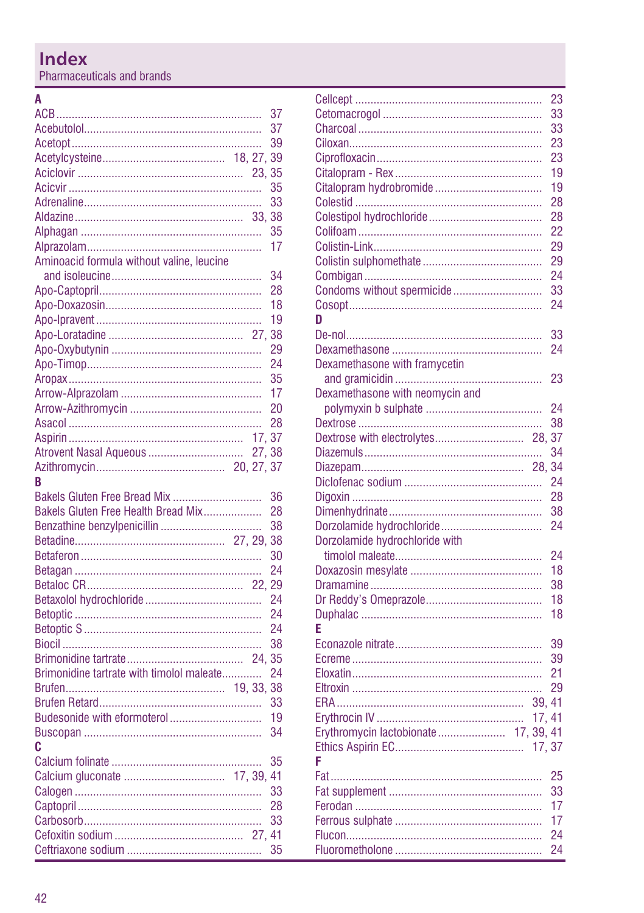# Index

Pharmaceuticals and brands

**A**

ACB .......... 37
Acebutolol .......... 37
Acetopt .......... 39
Acetylcysteine .......... 18, 27, 39
Aciclovir .......... 23, 35
Acicvir .......... 35
Adrenaline .......... 33
Aldazine .......... 33, 38
Alphagan .......... 35
Alprazolam .......... 17
Aminoacid formula without valine, leucine and isoleucine .......... 34
Apo-Captopril .......... 28
Apo-Doxazosin .......... 18
Apo-Ipravent .......... 19
Apo-Loratadine .......... 27, 38
Apo-Oxybutynin .......... 29
Apo-Timop .......... 24
Aropax .......... 35
Arrow-Alprazolam .......... 17
Arrow-Azithromycin .......... 20
Asacol .......... 28
Aspirin .......... 17, 37
Atrovent Nasal Aqueous .......... 27, 38
Azithromycin .......... 20, 27, 37

**B**

Bakels Gluten Free Bread Mix .......... 36
Bakels Gluten Free Health Bread Mix .......... 28
Benzathine benzylpenicillin .......... 38
Betadine .......... 27, 29, 38
Betaferon .......... 30
Betagan .......... 24
Betaloc CR .......... 22, 29
Betaxolol hydrochloride .......... 24
Betoptic .......... 24
Betoptic S .......... 24
Biocil .......... 38
Brimonidine tartrate .......... 24, 35
Brimonidine tartrate with timolol maleate .......... 24
Brufen .......... 19, 33, 38
Brufen Retard .......... 33
Budesonide with eformoterol .......... 19
Buscopan .......... 34

**C**

Calcium folinate .......... 35
Calcium gluconate .......... 17, 39, 41
Calogen .......... 33
Captopril .......... 28
Carbosorb .......... 33
Cefoxitin sodium .......... 27, 41
Ceftriaxone sodium .......... 35
Cellcept .......... 23
Cetomacrogol .......... 33
Charcoal .......... 33
Ciloxan .......... 23
Ciprofloxacin .......... 23
Citalopram - Rex .......... 19
Citalopram hydrobromide .......... 19
Colestid .......... 28
Colestipol hydrochloride .......... 28
Colifoam .......... 22
Colistin-Link .......... 29
Colistin sulphomethate .......... 29
Combigan .......... 24
Condoms without spermicide .......... 33
Cosopt .......... 24

**D**

De-nol .......... 33
Dexamethasone .......... 24
Dexamethasone with framycetin and gramicidin .......... 23
Dexamethasone with neomycin and polymyxin b sulphate .......... 24
Dextrose .......... 38
Dextrose with electrolytes .......... 28, 37
Diazemuls .......... 34
Diazepam .......... 28, 34
Diclofenac sodium .......... 24
Digoxin .......... 28
Dimenhydrinate .......... 38
Dorzolamide hydrochloride .......... 24
Dorzolamide hydrochloride with timolol maleate .......... 24
Doxazosin mesylate .......... 18
Dramamine .......... 38
Dr Reddy's Omeprazole .......... 18
Duphalac .......... 18

**E**

Econazole nitrate .......... 39
Ecreme .......... 39
Eloxatin .......... 21
Eltroxin .......... 29
ERA .......... 39, 41
Erythrocin IV .......... 17, 41
Erythromycin lactobionate .......... 17, 39, 41
Ethics Aspirin EC .......... 17, 37

**F**

Fat .......... 25
Fat supplement .......... 33
Ferodan .......... 17
Ferrous sulphate .......... 17
Flucon .......... 24
Fluorometholone .......... 24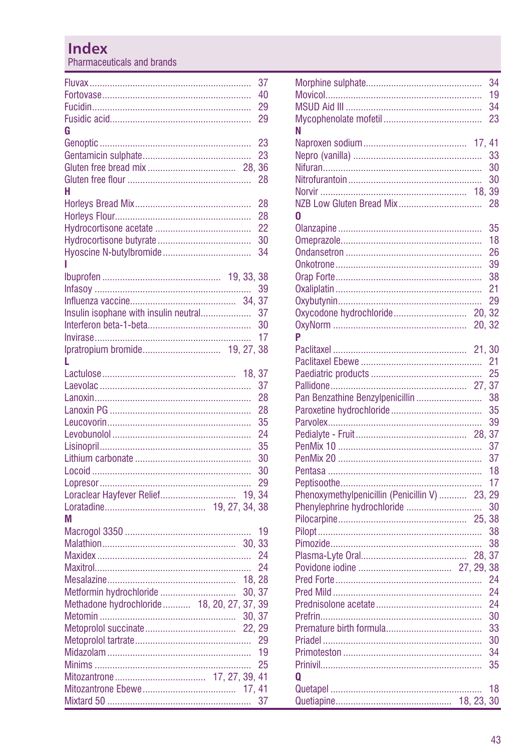# Index

Pharmaceuticals and brands

Fluvax ... 37
Fortovase ... 40
Fucidin ... 29
Fusidic acid ... 29

**G**

Genoptic ... 23
Gentamicin sulphate ... 23
Gluten free bread mix ... 28, 36
Gluten free flour ... 28

**H**

Horleys Bread Mix ... 28
Horleys Flour ... 28
Hydrocortisone acetate ... 22
Hydrocortisone butyrate ... 30
Hyoscine N-butylbromide ... 34

**I**

Ibuprofen ... 19, 33, 38
Infasoy ... 39
Influenza vaccine ... 34, 37
Insulin isophane with insulin neutral ... 37
Interferon beta-1-beta ... 30
Invirase ... 17
Ipratropium bromide ... 19, 27, 38

**L**

Lactulose ... 18, 37
Laevolac ... 37
Lanoxin ... 28
Lanoxin PG ... 28
Leucovorin ... 35
Levobunolol ... 24
Lisinopril ... 35
Lithium carbonate ... 30
Locoid ... 30
Lopresor ... 29
Loraclear Hayfever Relief ... 19, 34
Loratadine ... 19, 27, 34, 38

**M**

Macrogol 3350 ... 19
Malathion ... 30, 33
Maxidex ... 24
Maxitrol ... 24
Mesalazine ... 18, 28
Metformin hydrochloride ... 30, 37
Methadone hydrochloride ... 18, 20, 27, 37, 39
Metomin ... 30, 37
Metoprolol succinate ... 22, 29
Metoprolol tartrate ... 29
Midazolam ... 19
Minims ... 25
Mitozantrone ... 17, 27, 39, 41
Mitozantrone Ebewe ... 17, 41
Mixtard 50 ... 37

Morphine sulphate ... 34
Movicol ... 19
MSUD Aid III ... 34
Mycophenolate mofetil ... 23

**N**

Naproxen sodium ... 17, 41
Nepro (vanilla) ... 33
Nifuran ... 30
Nitrofurantoin ... 30
Norvir ... 18, 39
NZB Low Gluten Bread Mix ... 28

**O**

Olanzapine ... 35
Omeprazole ... 18
Ondansetron ... 26
Onkotrone ... 39
Orap Forte ... 38
Oxaliplatin ... 21
Oxybutynin ... 29
Oxycodone hydrochloride ... 20, 32
OxyNorm ... 20, 32

**P**

Paclitaxel ... 21, 30
Paclitaxel Ebewe ... 21
Paediatric products ... 25
Pallidone ... 27, 37
Pan Benzathine Benzylpenicillin ... 38
Paroxetine hydrochloride ... 35
Parvolex ... 39
Pedialyte - Fruit ... 28, 37
PenMix 10 ... 37
PenMix 20 ... 37
Pentasa ... 18
Peptisoothe ... 17
Phenoxymethylpenicillin (Penicillin V) ... 23, 29
Phenylephrine hydrochloride ... 30
Pilocarpine ... 25, 38
Pilopt ... 38
Pimozide ... 38
Plasma-Lyte Oral ... 28, 37
Povidone iodine ... 27, 29, 38
Pred Forte ... 24
Pred Mild ... 24
Prednisolone acetate ... 24
Prefrin ... 30
Premature birth formula ... 33
Priadel ... 30
Primoteston ... 34
Prinivil ... 35

**Q**

Quetapel ... 18
Quetiapine ... 18, 23, 30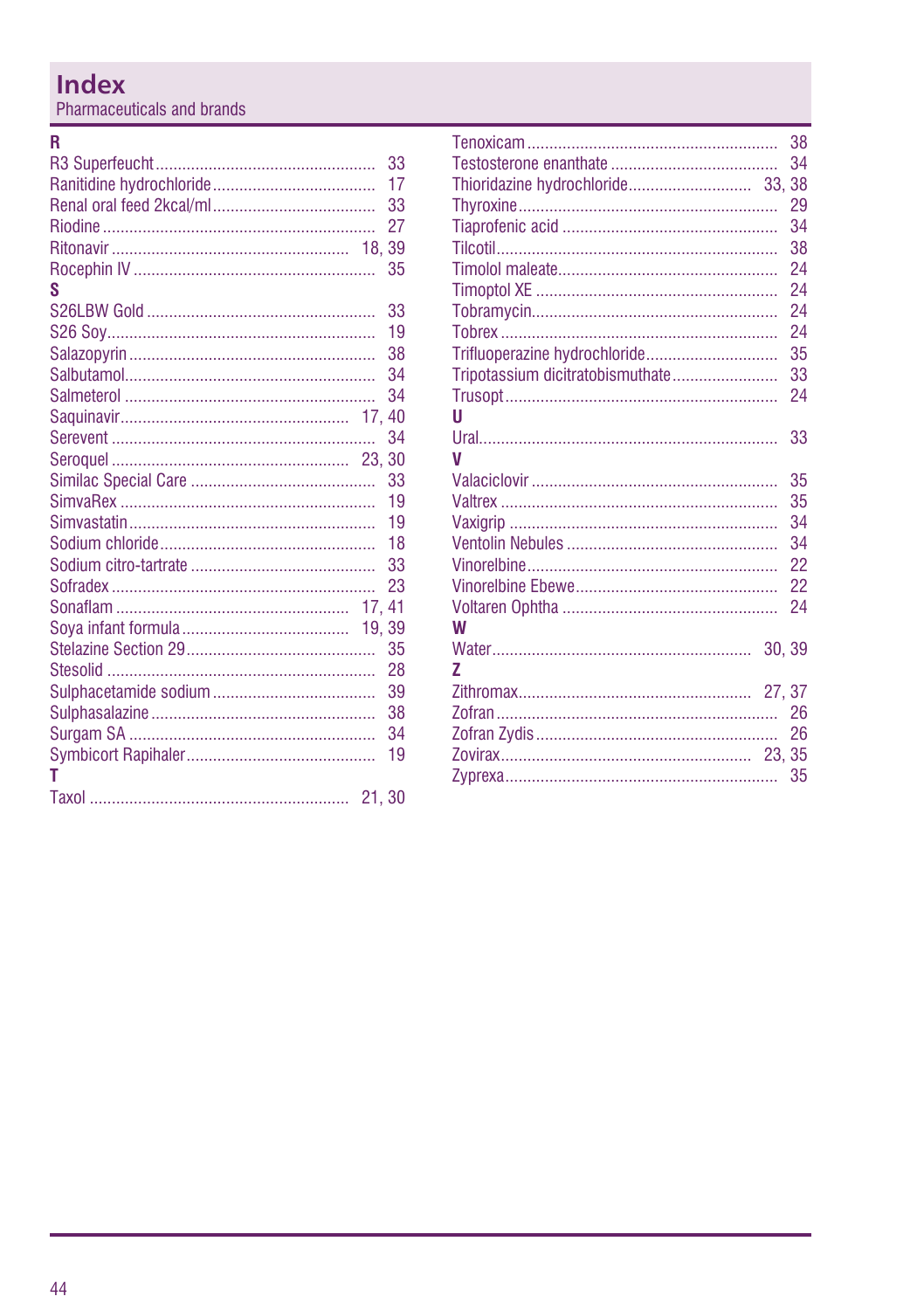# Index

Pharmaceuticals and brands

**R**

R3 Superfeucht .......... 33
Ranitidine hydrochloride .......... 17
Renal oral feed 2kcal/ml .......... 33
Riodine .......... 27
Ritonavir .......... 18, 39
Rocephin IV .......... 35

**S**

S26LBW Gold .......... 33
S26 Soy .......... 19
Salazopyrin .......... 38
Salbutamol .......... 34
Salmeterol .......... 34
Saquinavir .......... 17, 40
Serevent .......... 34
Seroquel .......... 23, 30
Similac Special Care .......... 33
SimvaRex .......... 19
Simvastatin .......... 19
Sodium chloride .......... 18
Sodium citro-tartrate .......... 33
Sofradex .......... 23
Sonaflam .......... 17, 41
Soya infant formula .......... 19, 39
Stelazine Section 29 .......... 35
Stesolid .......... 28
Sulphacetamide sodium .......... 39
Sulphasalazine .......... 38
Surgam SA .......... 34
Symbicort Rapihaler .......... 19

**T**

Taxol .......... 21, 30
Tenoxicam .......... 38
Testosterone enanthate .......... 34
Thioridazine hydrochloride .......... 33, 38
Thyroxine .......... 29
Tiaprofenic acid .......... 34
Tilcotil .......... 38
Timolol maleate .......... 24
Timoptol XE .......... 24
Tobramycin .......... 24
Tobrex .......... 24
Trifluoperazine hydrochloride .......... 35
Tripotassium dicitratobismuthate .......... 33
Trusopt .......... 24

**U**

Ural .......... 33

**V**

Valaciclovir .......... 35
Valtrex .......... 35
Vaxigrip .......... 34
Ventolin Nebules .......... 34
Vinorelbine .......... 22
Vinorelbine Ebewe .......... 22
Voltaren Ophtha .......... 24

**W**

Water .......... 30, 39

**Z**

Zithromax .......... 27, 37
Zofran .......... 26
Zofran Zydis .......... 26
Zovirax .......... 23, 35
Zyprexa .......... 35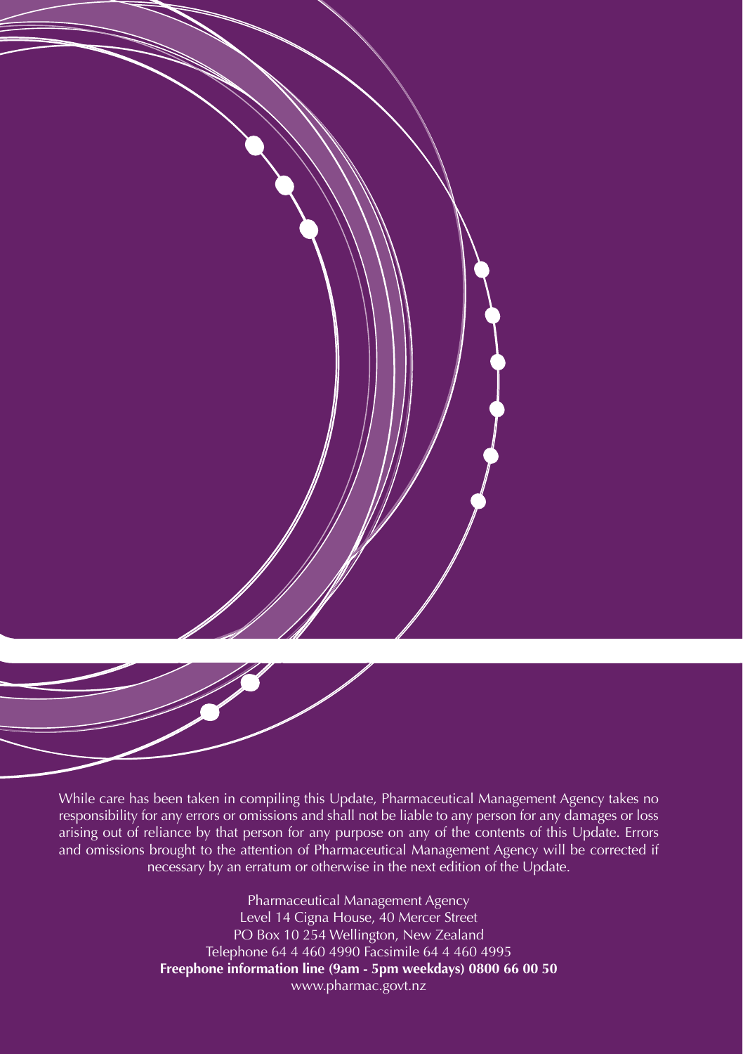While care has been taken in compiling this Update, Pharmaceutical Management Agency takes no responsibility for any errors or omissions and shall not be liable to any person for any damages or loss arising out of reliance by that person for any purpose on any of the contents of this Update. Errors and omissions brought to the attention of Pharmaceutical Management Agency will be corrected if necessary by an erratum or otherwise in the next edition of the Update.

Pharmaceutical Management Agency
Level 14 Cigna House, 40 Mercer Street
PO Box 10 254 Wellington, New Zealand
Telephone 64 4 460 4990 Facsimile 64 4 460 4995
**Freephone information line (9am - 5pm weekdays) 0800 66 00 50**
www.pharmac.govt.nz